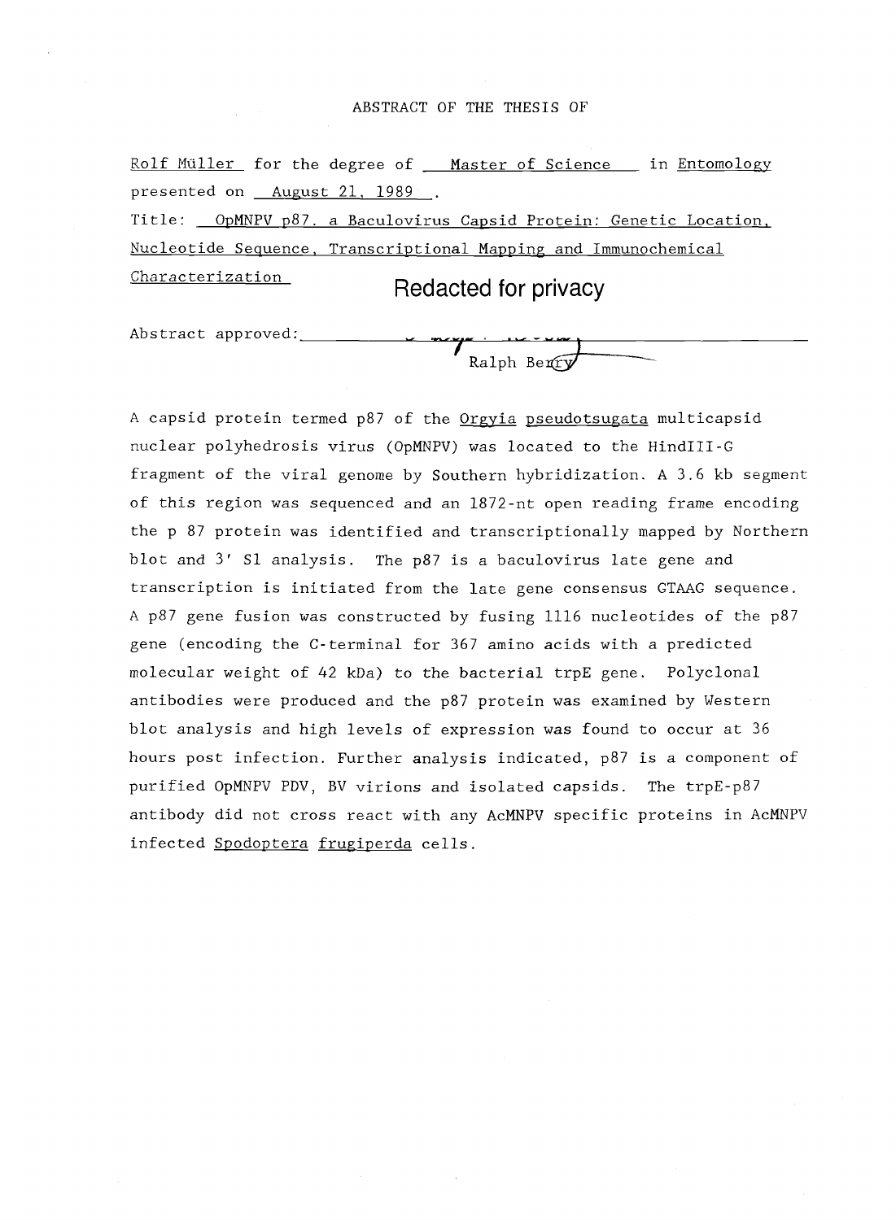ABSTRACT OF THE THESIS OF

Rolf Müller for the degree of Master of Science in Entomology presented on August 21, 1989.

Title: OpMNPV p87, a Baculovirus Capsid Protein: Genetic Location, Nucleotide Sequence, Transcriptional Mapping and Immunochemical Characterization

Redacted for privacy

Abstract approved: Ralph Berry

A capsid protein termed p87 of the Orgyia pseudotsugata multicapsid nuclear polyhedrosis virus (OpMNPV) was located to the HindIII-G fragment of the viral genome by Southern hybridization. A 3.6 kb segment of this region was sequenced and an 1872-nt open reading frame encoding the p 87 protein was identified and transcriptionally mapped by Northern blot and 3' S1 analysis. The p87 is a baculovirus late gene and transcription is initiated from the late gene consensus GTAAG sequence. A p87 gene fusion was constructed by fusing 1116 nucleotides of the p87 gene (encoding the C-terminal for 367 amino acids with a predicted molecular weight of 42 kDa) to the bacterial trpE gene. Polyclonal antibodies were produced and the p87 protein was examined by Western blot analysis and high levels of expression was found to occur at 36 hours post infection. Further analysis indicated, p87 is a component of purified OpMNPV PDV, BV virions and isolated capsids. The trpE-p87 antibody did not cross react with any AcMNPV specific proteins in AcMNPV infected Spodoptera frugiperda cells.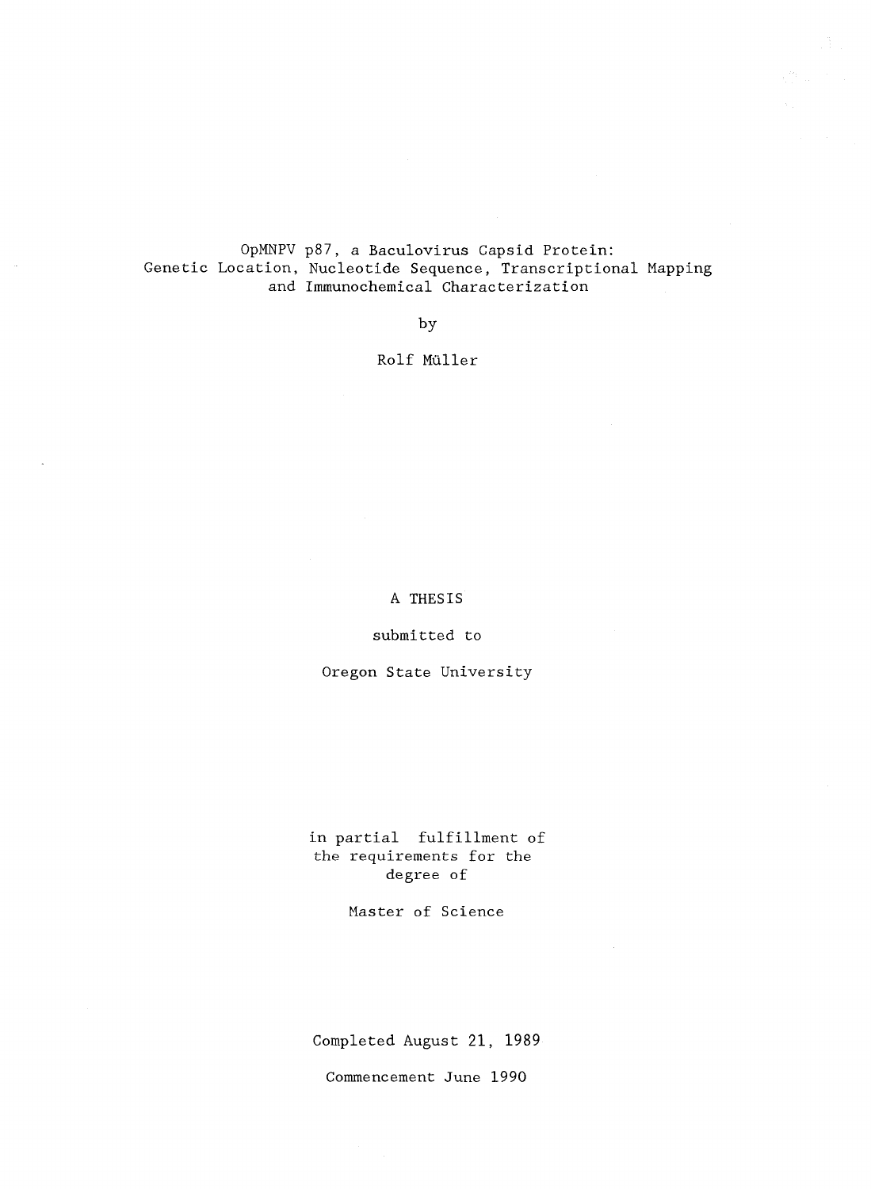# OpMNPV p87, a Baculovirus Capsid Protein: Genetic Location, Nucleotide Sequence, Transcriptional Mapping and Immunochemical Characterization

by

Rolf Müller

A THESIS

submitted to

Oregon State University

in partial fulfillment of the requirements for the degree of

Master of Science

Completed August 21, 1989

Commencement June 1990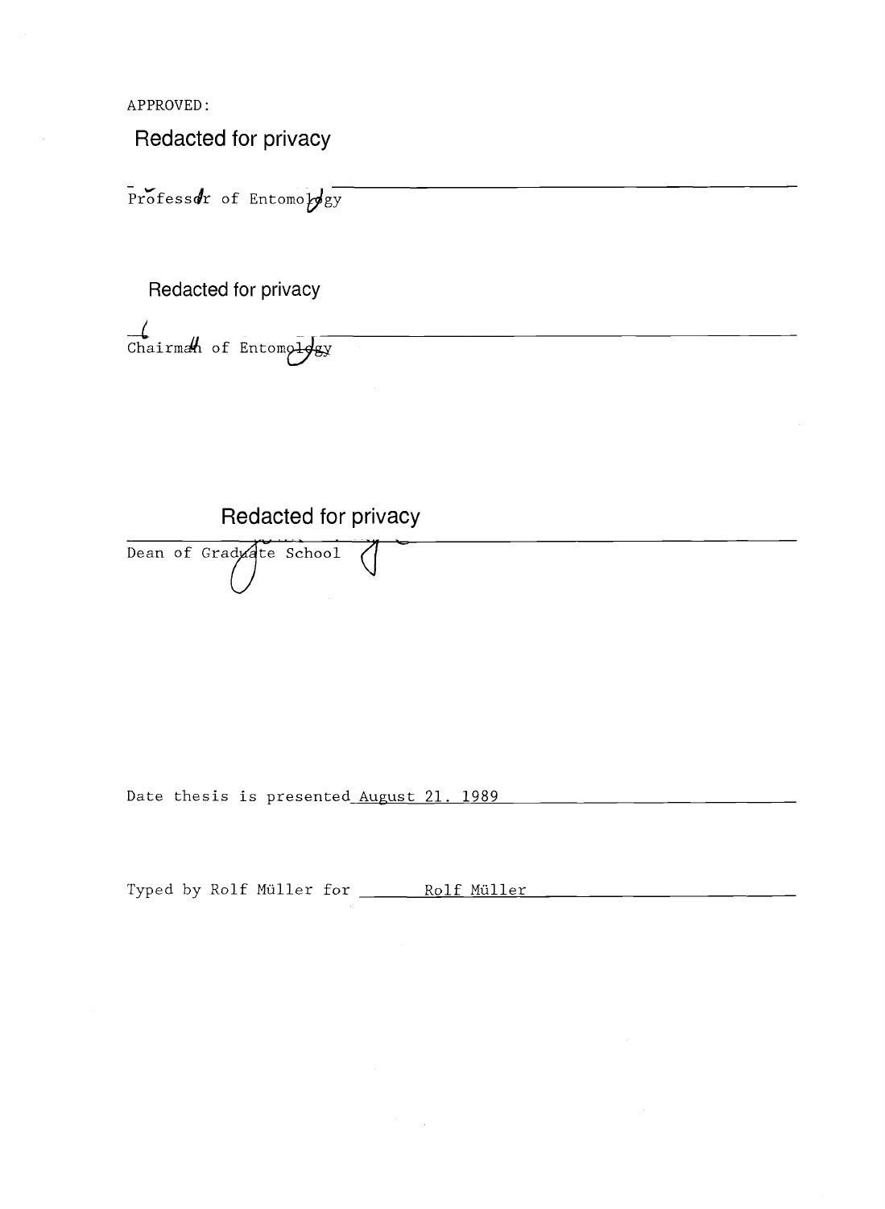APPROVED:

Redacted for privacy

Professor of Entomology

Redacted for privacy

Chairman of Entomology

Redacted for privacy

Dean of Graduate School

Date thesis is presented August 21. 1989

Typed by Rolf Müller for Rolf Müller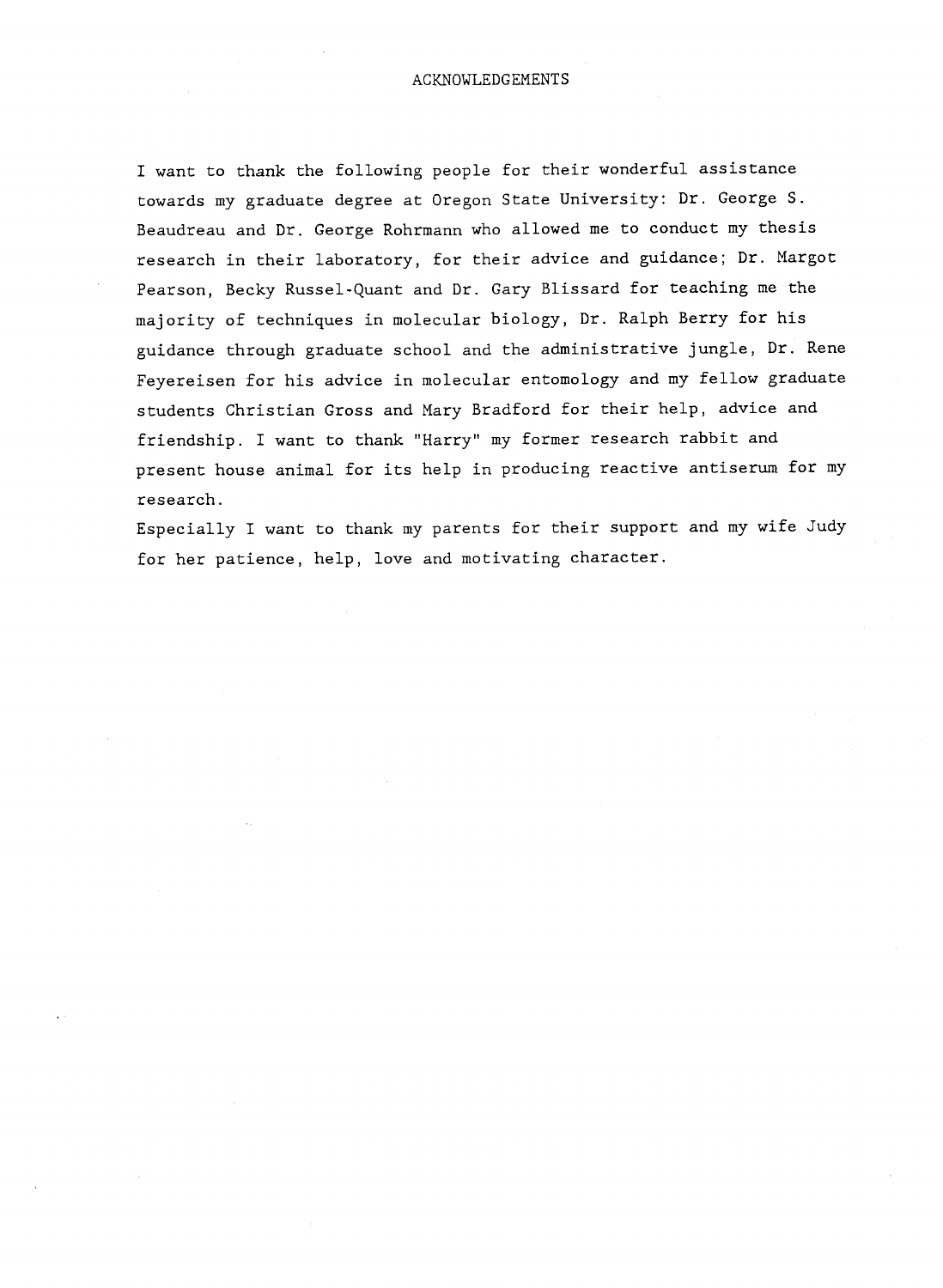# ACKNOWLEDGEMENTS

I want to thank the following people for their wonderful assistance towards my graduate degree at Oregon State University: Dr. George S. Beaudreau and Dr. George Rohrmann who allowed me to conduct my thesis research in their laboratory, for their advice and guidance; Dr. Margot Pearson, Becky Russel-Quant and Dr. Gary Blissard for teaching me the majority of techniques in molecular biology, Dr. Ralph Berry for his guidance through graduate school and the administrative jungle, Dr. Rene Feyereisen for his advice in molecular entomology and my fellow graduate students Christian Gross and Mary Bradford for their help, advice and friendship. I want to thank "Harry" my former research rabbit and present house animal for its help in producing reactive antiserum for my research.

Especially I want to thank my parents for their support and my wife Judy for her patience, help, love and motivating character.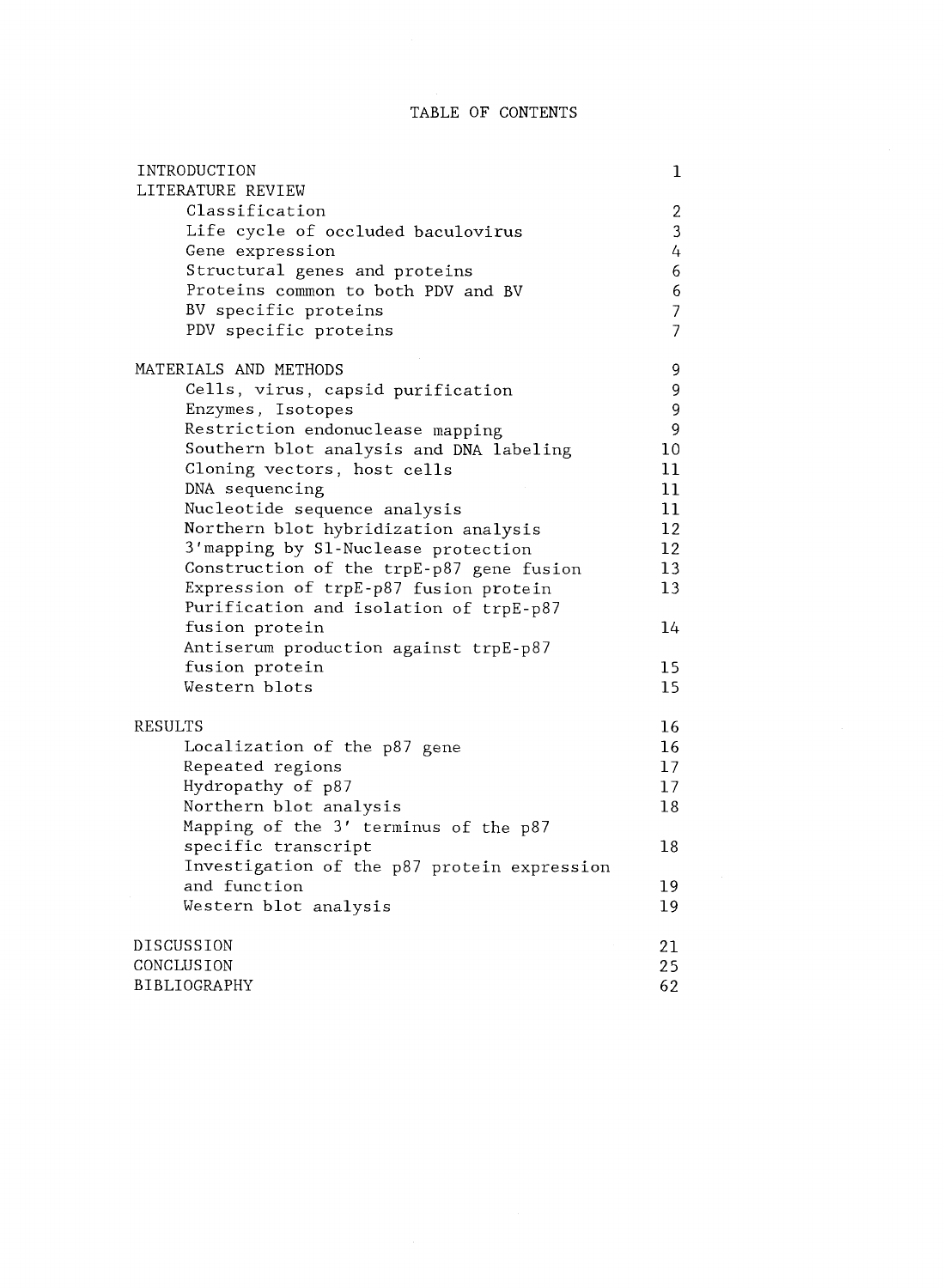# TABLE OF CONTENTS

| | |
|---|---|
| INTRODUCTION | 1 |
| LITERATURE REVIEW | |
| Classification | 2 |
| Life cycle of occluded baculovirus | 3 |
| Gene expression | 4 |
| Structural genes and proteins | 6 |
| Proteins common to both PDV and BV | 6 |
| BV specific proteins | 7 |
| PDV specific proteins | 7 |
| | |
| MATERIALS AND METHODS | 9 |
| Cells, virus, capsid purification | 9 |
| Enzymes, Isotopes | 9 |
| Restriction endonuclease mapping | 9 |
| Southern blot analysis and DNA labeling | 10 |
| Cloning vectors, host cells | 11 |
| DNA sequencing | 11 |
| Nucleotide sequence analysis | 11 |
| Northern blot hybridization analysis | 12 |
| 3'mapping by S1-Nuclease protection | 12 |
| Construction of the trpE-p87 gene fusion | 13 |
| Expression of trpE-p87 fusion protein | 13 |
| Purification and isolation of trpE-p87 fusion protein | 14 |
| Antiserum production against trpE-p87 fusion protein | 15 |
| Western blots | 15 |
| | |
| RESULTS | 16 |
| Localization of the p87 gene | 16 |
| Repeated regions | 17 |
| Hydropathy of p87 | 17 |
| Northern blot analysis | 18 |
| Mapping of the 3' terminus of the p87 specific transcript | 18 |
| Investigation of the p87 protein expression and function | 19 |
| Western blot analysis | 19 |
| | |
| DISCUSSION | 21 |
| CONCLUSION | 25 |
| BIBLIOGRAPHY | 62 |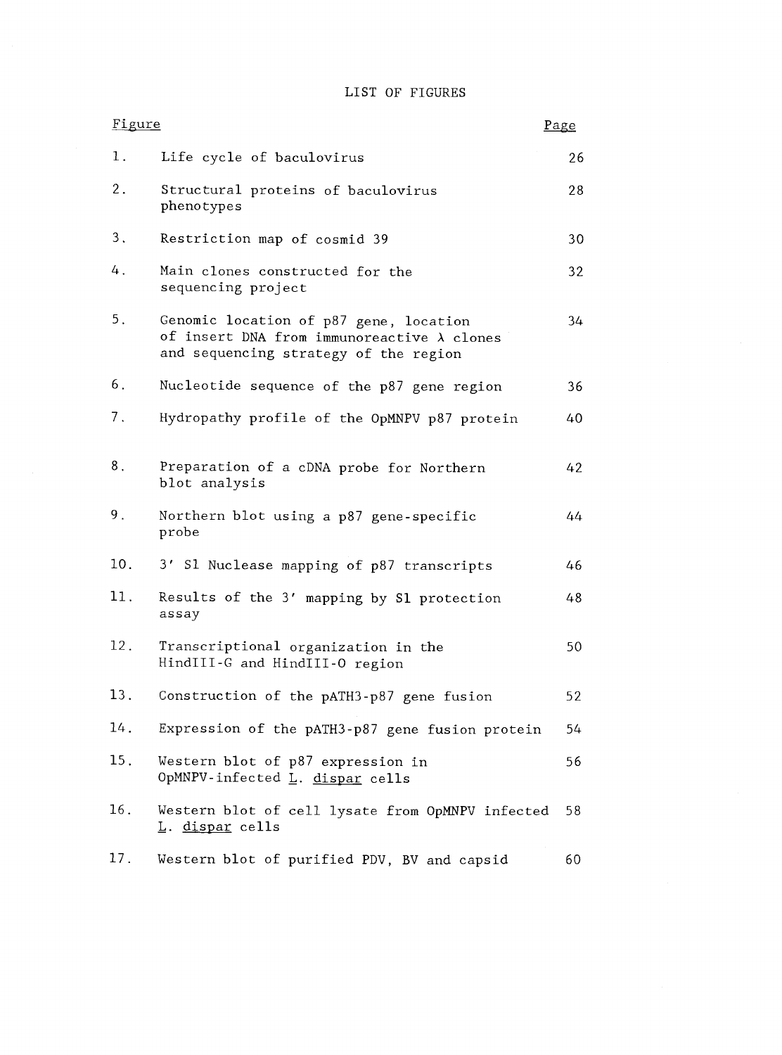# LIST OF FIGURES

| Figure | | Page |
|---|---|---|
| 1. | Life cycle of baculovirus | 26 |
| 2. | Structural proteins of baculovirus phenotypes | 28 |
| 3. | Restriction map of cosmid 39 | 30 |
| 4. | Main clones constructed for the sequencing project | 32 |
| 5. | Genomic location of p87 gene, location of insert DNA from immunoreactive λ clones and sequencing strategy of the region | 34 |
| 6. | Nucleotide sequence of the p87 gene region | 36 |
| 7. | Hydropathy profile of the OpMNPV p87 protein | 40 |
| 8. | Preparation of a cDNA probe for Northern blot analysis | 42 |
| 9. | Northern blot using a p87 gene-specific probe | 44 |
| 10. | 3′ S1 Nuclease mapping of p87 transcripts | 46 |
| 11. | Results of the 3′ mapping by S1 protection assay | 48 |
| 12. | Transcriptional organization in the HindIII-G and HindIII-O region | 50 |
| 13. | Construction of the pATH3-p87 gene fusion | 52 |
| 14. | Expression of the pATH3-p87 gene fusion protein | 54 |
| 15. | Western blot of p87 expression in OpMNPV-infected L. dispar cells | 56 |
| 16. | Western blot of cell lysate from OpMNPV infected L. dispar cells | 58 |
| 17. | Western blot of purified PDV, BV and capsid | 60 |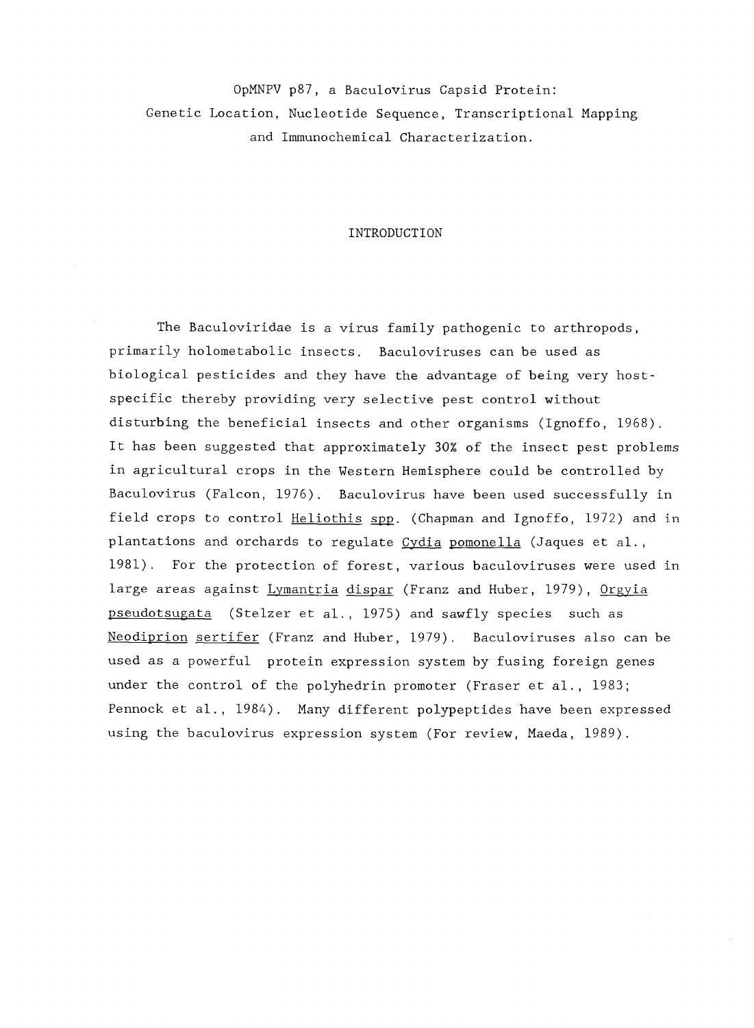# OpMNPV p87, a Baculovirus Capsid Protein: Genetic Location, Nucleotide Sequence, Transcriptional Mapping and Immunochemical Characterization.

## INTRODUCTION

The Baculoviridae is a virus family pathogenic to arthropods, primarily holometabolic insects. Baculoviruses can be used as biological pesticides and they have the advantage of being very host-specific thereby providing very selective pest control without disturbing the beneficial insects and other organisms (Ignoffo, 1968). It has been suggested that approximately 30% of the insect pest problems in agricultural crops in the Western Hemisphere could be controlled by Baculovirus (Falcon, 1976). Baculovirus have been used successfully in field crops to control Heliothis spp. (Chapman and Ignoffo, 1972) and in plantations and orchards to regulate Cydia pomonella (Jaques et al., 1981). For the protection of forest, various baculoviruses were used in large areas against Lymantria dispar (Franz and Huber, 1979), Orgyia pseudotsugata (Stelzer et al., 1975) and sawfly species such as Neodiprion sertifer (Franz and Huber, 1979). Baculoviruses also can be used as a powerful protein expression system by fusing foreign genes under the control of the polyhedrin promoter (Fraser et al., 1983; Pennock et al., 1984). Many different polypeptides have been expressed using the baculovirus expression system (For review, Maeda, 1989).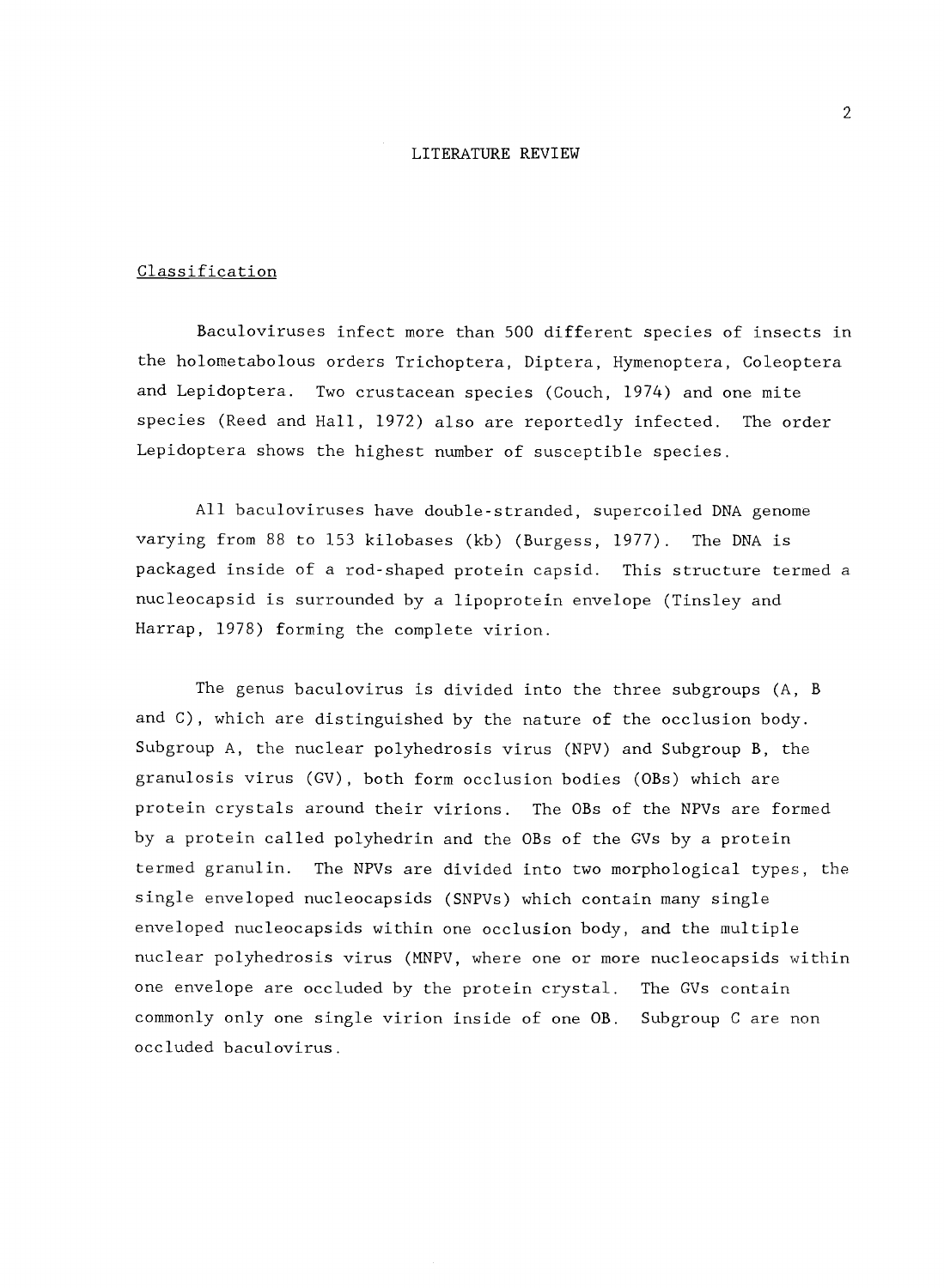# LITERATURE REVIEW

## Classification

Baculoviruses infect more than 500 different species of insects in the holometabolous orders Trichoptera, Diptera, Hymenoptera, Coleoptera and Lepidoptera. Two crustacean species (Couch, 1974) and one mite species (Reed and Hall, 1972) also are reportedly infected. The order Lepidoptera shows the highest number of susceptible species.

All baculoviruses have double-stranded, supercoiled DNA genome varying from 88 to 153 kilobases (kb) (Burgess, 1977). The DNA is packaged inside of a rod-shaped protein capsid. This structure termed a nucleocapsid is surrounded by a lipoprotein envelope (Tinsley and Harrap, 1978) forming the complete virion.

The genus baculovirus is divided into the three subgroups (A, B and C), which are distinguished by the nature of the occlusion body. Subgroup A, the nuclear polyhedrosis virus (NPV) and Subgroup B, the granulosis virus (GV), both form occlusion bodies (OBs) which are protein crystals around their virions. The OBs of the NPVs are formed by a protein called polyhedrin and the OBs of the GVs by a protein termed granulin. The NPVs are divided into two morphological types, the single enveloped nucleocapsids (SNPVs) which contain many single enveloped nucleocapsids within one occlusion body, and the multiple nuclear polyhedrosis virus (MNPV, where one or more nucleocapsids within one envelope are occluded by the protein crystal. The GVs contain commonly only one single virion inside of one OB. Subgroup C are non occluded baculovirus.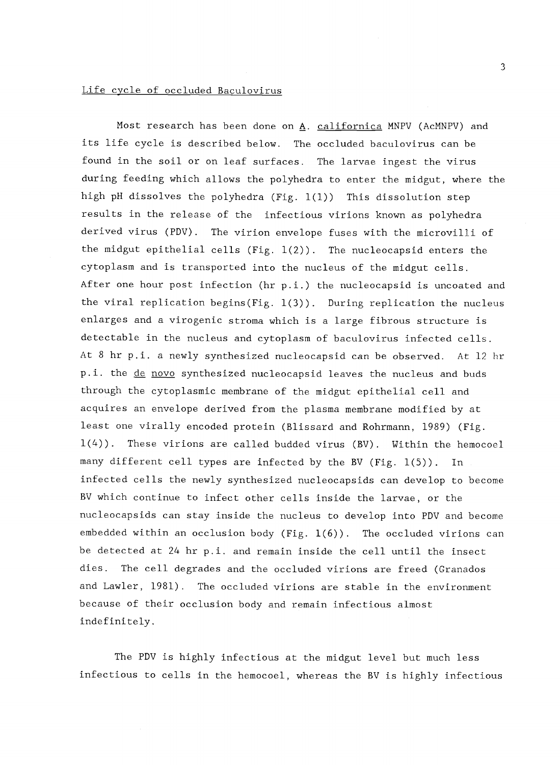## Life cycle of occluded Baculovirus

Most research has been done on *A. californica* MNPV (AcMNPV) and its life cycle is described below. The occluded baculovirus can be found in the soil or on leaf surfaces. The larvae ingest the virus during feeding which allows the polyhedra to enter the midgut, where the high pH dissolves the polyhedra (Fig. 1(1)) This dissolution step results in the release of the infectious virions known as polyhedra derived virus (PDV). The virion envelope fuses with the microvilli of the midgut epithelial cells (Fig. 1(2)). The nucleocapsid enters the cytoplasm and is transported into the nucleus of the midgut cells. After one hour post infection (hr p.i.) the nucleocapsid is uncoated and the viral replication begins(Fig. 1(3)). During replication the nucleus enlarges and a virogenic stroma which is a large fibrous structure is detectable in the nucleus and cytoplasm of baculovirus infected cells. At 8 hr p.i. a newly synthesized nucleocapsid can be observed. At 12 hr p.i. the *de novo* synthesized nucleocapsid leaves the nucleus and buds through the cytoplasmic membrane of the midgut epithelial cell and acquires an envelope derived from the plasma membrane modified by at least one virally encoded protein (Blissard and Rohrmann, 1989) (Fig. 1(4)). These virions are called budded virus (BV). Within the hemocoel many different cell types are infected by the BV (Fig. 1(5)). In infected cells the newly synthesized nucleocapsids can develop to become BV which continue to infect other cells inside the larvae, or the nucleocapsids can stay inside the nucleus to develop into PDV and become embedded within an occlusion body (Fig. 1(6)). The occluded virions can be detected at 24 hr p.i. and remain inside the cell until the insect dies. The cell degrades and the occluded virions are freed (Granados and Lawler, 1981). The occluded virions are stable in the environment because of their occlusion body and remain infectious almost indefinitely.

The PDV is highly infectious at the midgut level but much less infectious to cells in the hemocoel, whereas the BV is highly infectious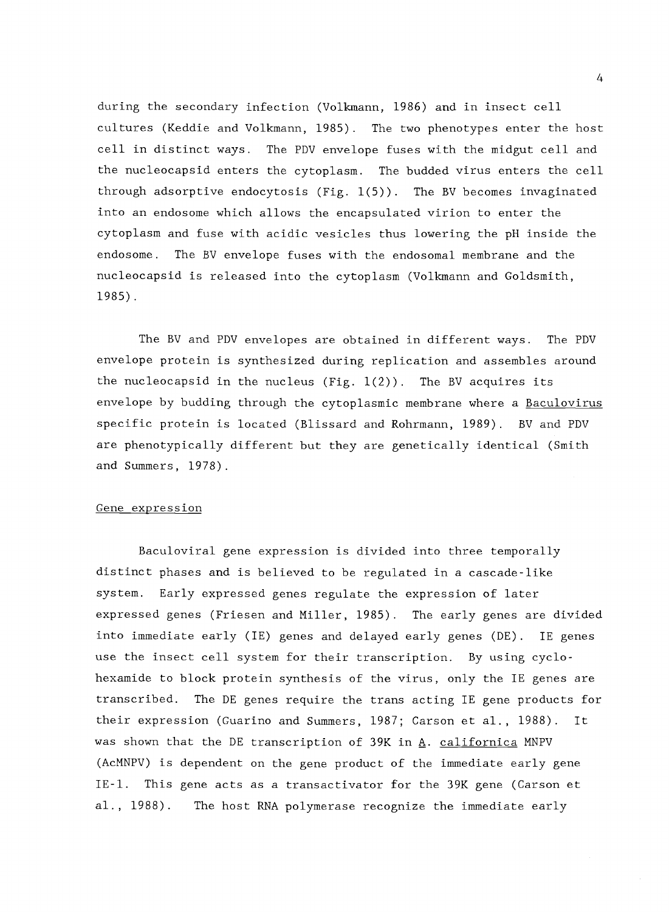during the secondary infection (Volkmann, 1986) and in insect cell cultures (Keddie and Volkmann, 1985). The two phenotypes enter the host cell in distinct ways. The PDV envelope fuses with the midgut cell and the nucleocapsid enters the cytoplasm. The budded virus enters the cell through adsorptive endocytosis (Fig. 1(5)). The BV becomes invaginated into an endosome which allows the encapsulated virion to enter the cytoplasm and fuse with acidic vesicles thus lowering the pH inside the endosome. The BV envelope fuses with the endosomal membrane and the nucleocapsid is released into the cytoplasm (Volkmann and Goldsmith, 1985).

The BV and PDV envelopes are obtained in different ways. The PDV envelope protein is synthesized during replication and assembles around the nucleocapsid in the nucleus (Fig. 1(2)). The BV acquires its envelope by budding through the cytoplasmic membrane where a <u>Baculovirus</u> specific protein is located (Blissard and Rohrmann, 1989). BV and PDV are phenotypically different but they are genetically identical (Smith and Summers, 1978).

## Gene expression

Baculoviral gene expression is divided into three temporally distinct phases and is believed to be regulated in a cascade-like system. Early expressed genes regulate the expression of later expressed genes (Friesen and Miller, 1985). The early genes are divided into immediate early (IE) genes and delayed early genes (DE). IE genes use the insect cell system for their transcription. By using cyclohexamide to block protein synthesis of the virus, only the IE genes are transcribed. The DE genes require the trans acting IE gene products for their expression (Guarino and Summers, 1987; Carson et al., 1988). It was shown that the DE transcription of 39K in <u>A. californica</u> MNPV (AcMNPV) is dependent on the gene product of the immediate early gene IE-1. This gene acts as a transactivator for the 39K gene (Carson et al., 1988). The host RNA polymerase recognize the immediate early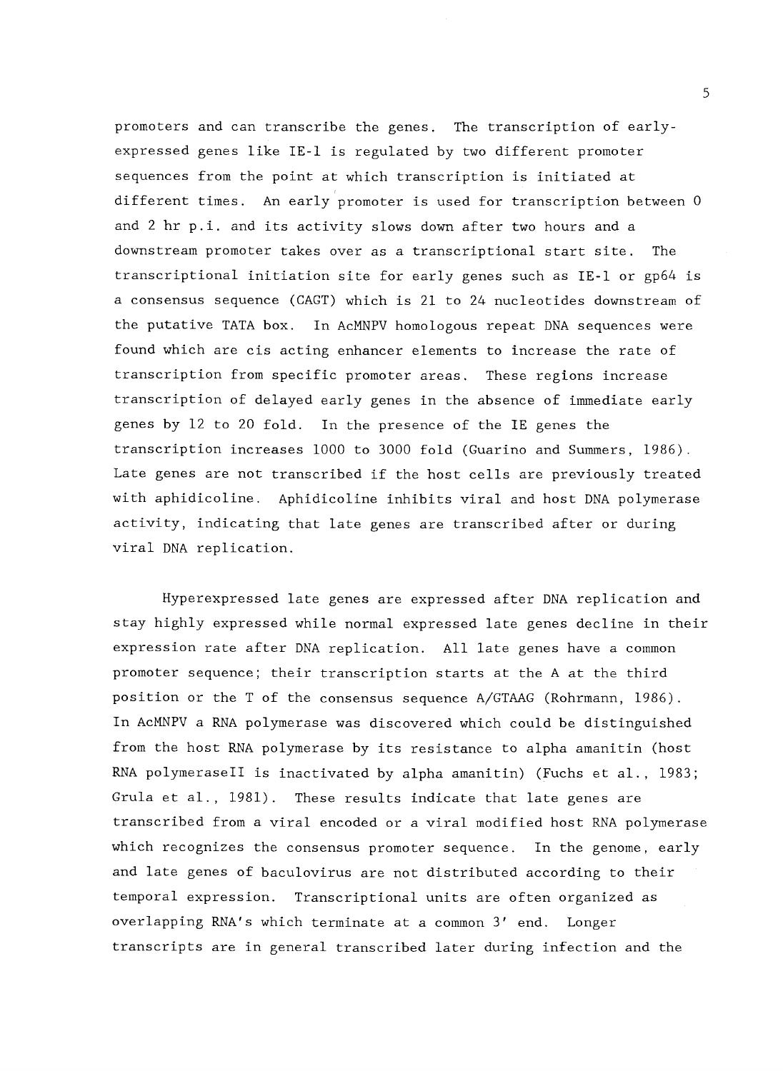promoters and can transcribe the genes. The transcription of early-expressed genes like IE-1 is regulated by two different promoter sequences from the point at which transcription is initiated at different times. An early promoter is used for transcription between 0 and 2 hr p.i. and its activity slows down after two hours and a downstream promoter takes over as a transcriptional start site. The transcriptional initiation site for early genes such as IE-1 or gp64 is a consensus sequence (CAGT) which is 21 to 24 nucleotides downstream of the putative TATA box. In AcMNPV homologous repeat DNA sequences were found which are cis acting enhancer elements to increase the rate of transcription from specific promoter areas. These regions increase transcription of delayed early genes in the absence of immediate early genes by 12 to 20 fold. In the presence of the IE genes the transcription increases 1000 to 3000 fold (Guarino and Summers, 1986). Late genes are not transcribed if the host cells are previously treated with aphidicoline. Aphidicoline inhibits viral and host DNA polymerase activity, indicating that late genes are transcribed after or during viral DNA replication.

Hyperexpressed late genes are expressed after DNA replication and stay highly expressed while normal expressed late genes decline in their expression rate after DNA replication. All late genes have a common promoter sequence; their transcription starts at the A at the third position or the T of the consensus sequence A/GTAAG (Rohrmann, 1986). In AcMNPV a RNA polymerase was discovered which could be distinguished from the host RNA polymerase by its resistance to alpha amanitin (host RNA polymeraseII is inactivated by alpha amanitin) (Fuchs et al., 1983; Grula et al., 1981). These results indicate that late genes are transcribed from a viral encoded or a viral modified host RNA polymerase which recognizes the consensus promoter sequence. In the genome, early and late genes of baculovirus are not distributed according to their temporal expression. Transcriptional units are often organized as overlapping RNA's which terminate at a common 3' end. Longer transcripts are in general transcribed later during infection and the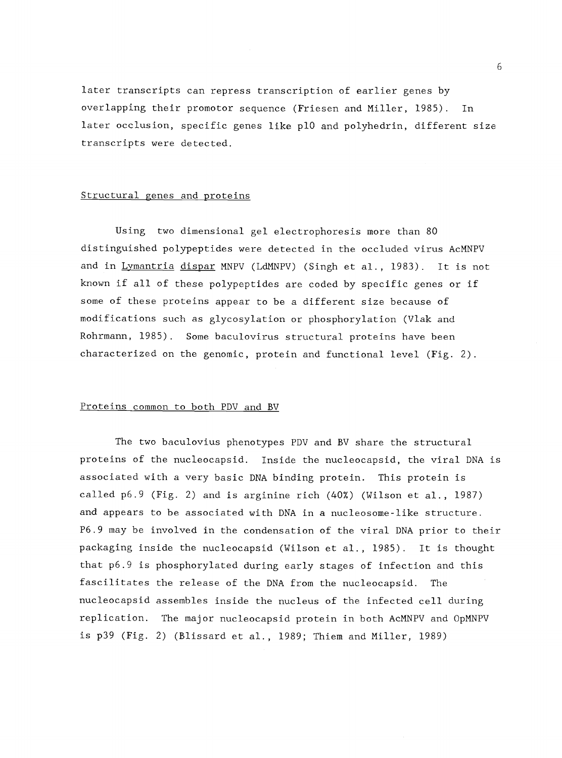later transcripts can repress transcription of earlier genes by overlapping their promotor sequence (Friesen and Miller, 1985). In later occlusion, specific genes like p10 and polyhedrin, different size transcripts were detected.

## Structural genes and proteins

Using two dimensional gel electrophoresis more than 80 distinguished polypeptides were detected in the occluded virus AcMNPV and in *Lymantria dispar* MNPV (LdMNPV) (Singh et al., 1983). It is not known if all of these polypeptides are coded by specific genes or if some of these proteins appear to be a different size because of modifications such as glycosylation or phosphorylation (Vlak and Rohrmann, 1985). Some baculovirus structural proteins have been characterized on the genomic, protein and functional level (Fig. 2).

## Proteins common to both PDV and BV

The two baculovius phenotypes PDV and BV share the structural proteins of the nucleocapsid. Inside the nucleocapsid, the viral DNA is associated with a very basic DNA binding protein. This protein is called p6.9 (Fig. 2) and is arginine rich (40%) (Wilson et al., 1987) and appears to be associated with DNA in a nucleosome-like structure. P6.9 may be involved in the condensation of the viral DNA prior to their packaging inside the nucleocapsid (Wilson et al., 1985). It is thought that p6.9 is phosphorylated during early stages of infection and this fascilitates the release of the DNA from the nucleocapsid. The nucleocapsid assembles inside the nucleus of the infected cell during replication. The major nucleocapsid protein in both AcMNPV and OpMNPV is p39 (Fig. 2) (Blissard et al., 1989; Thiem and Miller, 1989)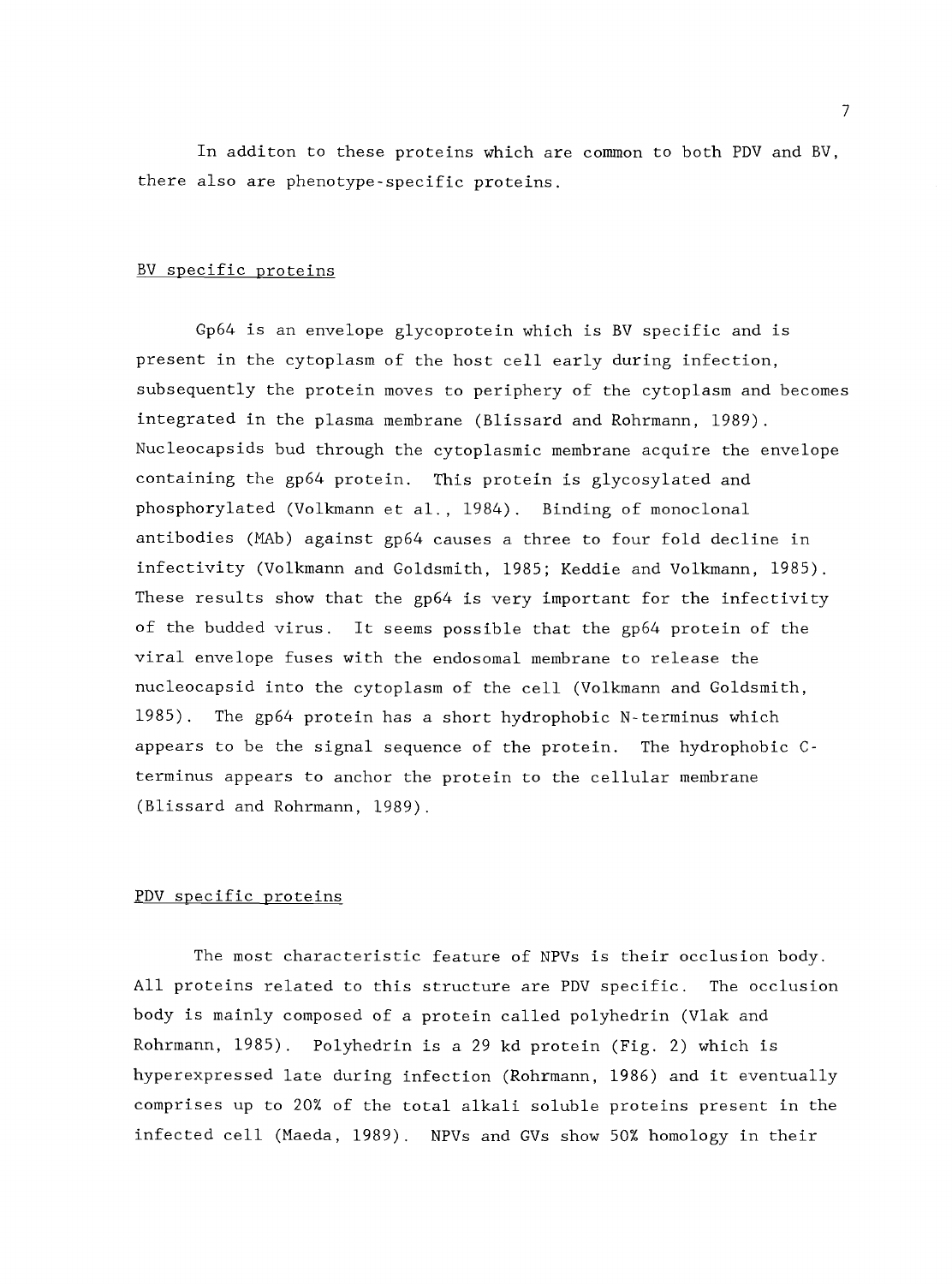In additon to these proteins which are common to both PDV and BV, there also are phenotype-specific proteins.

## BV specific proteins

Gp64 is an envelope glycoprotein which is BV specific and is present in the cytoplasm of the host cell early during infection, subsequently the protein moves to periphery of the cytoplasm and becomes integrated in the plasma membrane (Blissard and Rohrmann, 1989). Nucleocapsids bud through the cytoplasmic membrane acquire the envelope containing the gp64 protein. This protein is glycosylated and phosphorylated (Volkmann et al., 1984). Binding of monoclonal antibodies (MAb) against gp64 causes a three to four fold decline in infectivity (Volkmann and Goldsmith, 1985; Keddie and Volkmann, 1985). These results show that the gp64 is very important for the infectivity of the budded virus. It seems possible that the gp64 protein of the viral envelope fuses with the endosomal membrane to release the nucleocapsid into the cytoplasm of the cell (Volkmann and Goldsmith, 1985). The gp64 protein has a short hydrophobic N-terminus which appears to be the signal sequence of the protein. The hydrophobic C-terminus appears to anchor the protein to the cellular membrane (Blissard and Rohrmann, 1989).

## PDV specific proteins

The most characteristic feature of NPVs is their occlusion body. All proteins related to this structure are PDV specific. The occlusion body is mainly composed of a protein called polyhedrin (Vlak and Rohrmann, 1985). Polyhedrin is a 29 kd protein (Fig. 2) which is hyperexpressed late during infection (Rohrmann, 1986) and it eventually comprises up to 20% of the total alkali soluble proteins present in the infected cell (Maeda, 1989). NPVs and GVs show 50% homology in their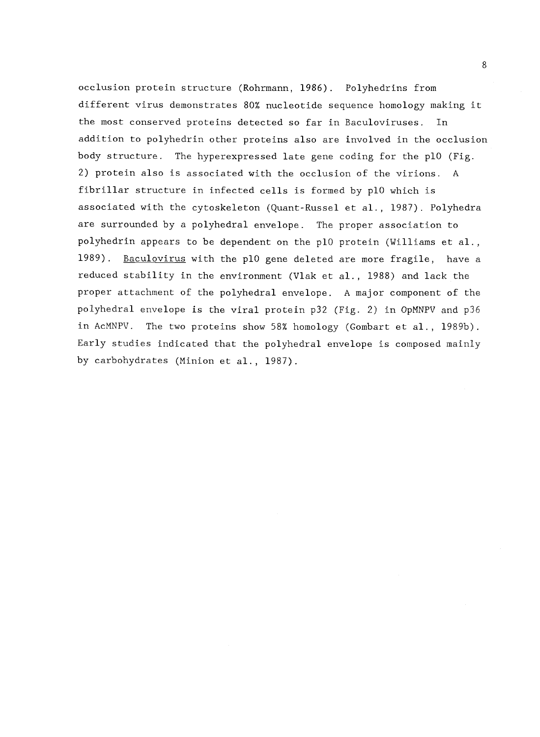occlusion protein structure (Rohrmann, 1986). Polyhedrins from different virus demonstrates 80% nucleotide sequence homology making it the most conserved proteins detected so far in Baculoviruses. In addition to polyhedrin other proteins also are involved in the occlusion body structure. The hyperexpressed late gene coding for the p10 (Fig. 2) protein also is associated with the occlusion of the virions. A fibrillar structure in infected cells is formed by p10 which is associated with the cytoskeleton (Quant-Russel et al., 1987). Polyhedra are surrounded by a polyhedral envelope. The proper association to polyhedrin appears to be dependent on the p10 protein (Williams et al., 1989). Baculovirus with the p10 gene deleted are more fragile, have a reduced stability in the environment (Vlak et al., 1988) and lack the proper attachment of the polyhedral envelope. A major component of the polyhedral envelope is the viral protein p32 (Fig. 2) in OpMNPV and p36 in AcMNPV. The two proteins show 58% homology (Gombart et al., 1989b). Early studies indicated that the polyhedral envelope is composed mainly by carbohydrates (Minion et al., 1987).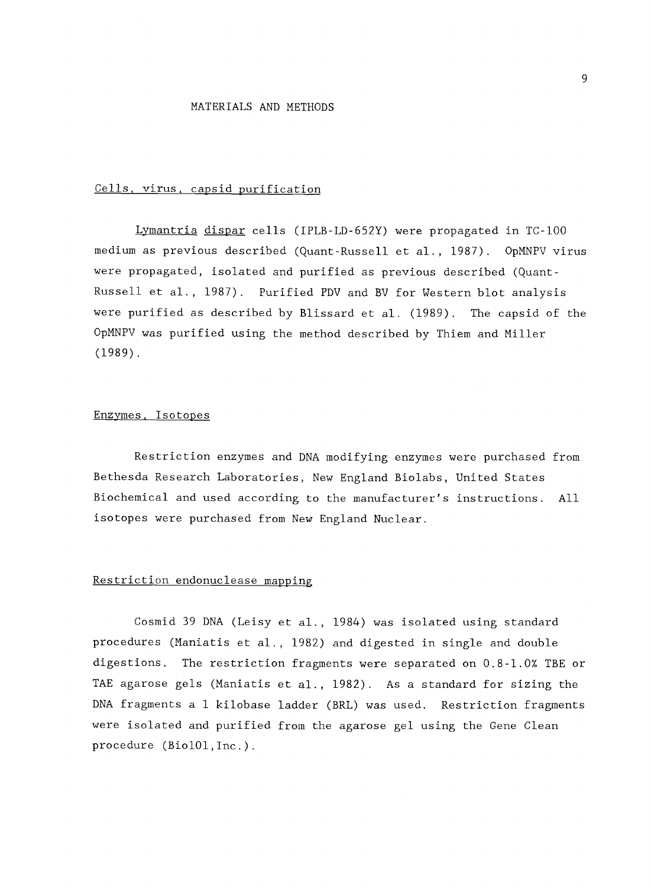# MATERIALS AND METHODS

## Cells, virus, capsid purification

*Lymantria dispar* cells (IPLB-LD-652Y) were propagated in TC-100 medium as previous described (Quant-Russell et al., 1987). OpMNPV virus were propagated, isolated and purified as previous described (Quant-Russell et al., 1987). Purified PDV and BV for Western blot analysis were purified as described by Blissard et al. (1989). The capsid of the OpMNPV was purified using the method described by Thiem and Miller (1989).

## Enzymes, Isotopes

Restriction enzymes and DNA modifying enzymes were purchased from Bethesda Research Laboratories, New England Biolabs, United States Biochemical and used according to the manufacturer's instructions. All isotopes were purchased from New England Nuclear.

## Restriction endonuclease mapping

Cosmid 39 DNA (Leisy et al., 1984) was isolated using standard procedures (Maniatis et al., 1982) and digested in single and double digestions. The restriction fragments were separated on 0.8-1.0% TBE or TAE agarose gels (Maniatis et al., 1982). As a standard for sizing the DNA fragments a 1 kilobase ladder (BRL) was used. Restriction fragments were isolated and purified from the agarose gel using the Gene Clean procedure (Bio101,Inc.).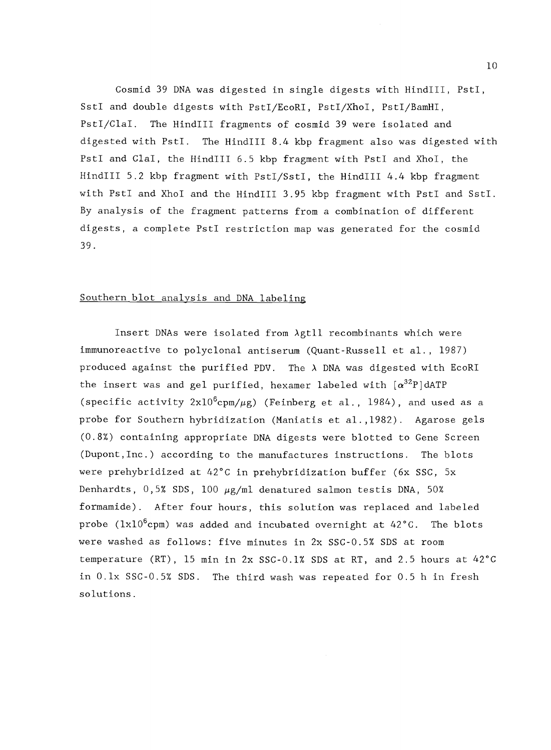Cosmid 39 DNA was digested in single digests with HindIII, PstI, SstI and double digests with PstI/EcoRI, PstI/XhoI, PstI/BamHI, PstI/ClaI. The HindIII fragments of cosmid 39 were isolated and digested with PstI. The HindIII 8.4 kbp fragment also was digested with PstI and ClaI, the HindIII 6.5 kbp fragment with PstI and XhoI, the HindIII 5.2 kbp fragment with PstI/SstI, the HindIII 4.4 kbp fragment with PstI and XhoI and the HindIII 3.95 kbp fragment with PstI and SstI. By analysis of the fragment patterns from a combination of different digests, a complete PstI restriction map was generated for the cosmid 39.

## Southern blot analysis and DNA labeling

Insert DNAs were isolated from λgt11 recombinants which were immunoreactive to polyclonal antiserum (Quant-Russell et al., 1987) produced against the purified PDV. The λ DNA was digested with EcoRI the insert was and gel purified, hexamer labeled with $[\alpha^{32}P]$dATP (specific activity $2x10^6$cpm/$\mu$g) (Feinberg et al., 1984), and used as a probe for Southern hybridization (Maniatis et al.,1982). Agarose gels (0.8%) containing appropriate DNA digests were blotted to Gene Screen (Dupont,Inc.) according to the manufactures instructions. The blots were prehybridized at 42°C in prehybridization buffer (6x SSC, 5x Denhardts, 0,5% SDS, 100 $\mu$g/ml denatured salmon testis DNA, 50% formamide). After four hours, this solution was replaced and labeled probe ($1x10^6$cpm) was added and incubated overnight at 42°C. The blots were washed as follows: five minutes in 2x SSC-0.5% SDS at room temperature (RT), 15 min in 2x SSC-0.1% SDS at RT, and 2.5 hours at 42°C in 0.1x SSC-0.5% SDS. The third wash was repeated for 0.5 h in fresh solutions.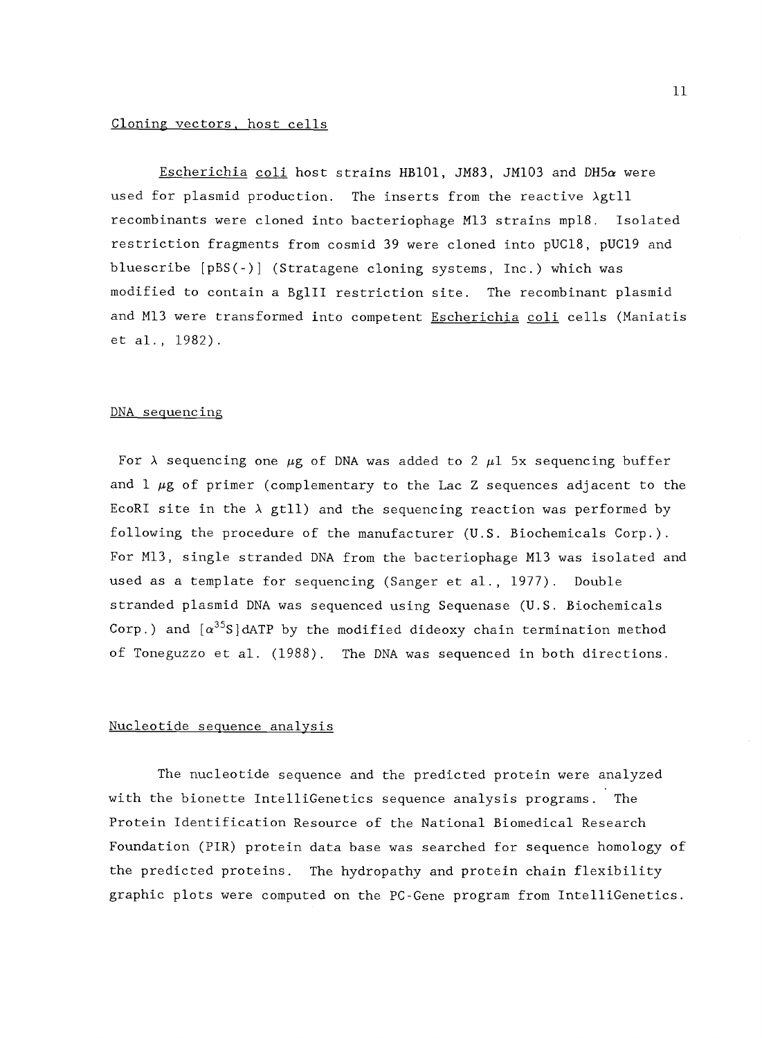## Cloning vectors, host cells

*Escherichia coli* host strains HB101, JM83, JM103 and DH5$\alpha$ were used for plasmid production. The inserts from the reactive $\lambda$gt11 recombinants were cloned into bacteriophage M13 strains mp18. Isolated restriction fragments from cosmid 39 were cloned into pUC18, pUC19 and bluescribe [pBS(-)] (Stratagene cloning systems, Inc.) which was modified to contain a BglII restriction site. The recombinant plasmid and M13 were transformed into competent *Escherichia coli* cells (Maniatis et al., 1982).

## DNA sequencing

For $\lambda$ sequencing one $\mu$g of DNA was added to 2 $\mu$l 5x sequencing buffer and 1 $\mu$g of primer (complementary to the Lac Z sequences adjacent to the EcoRI site in the $\lambda$ gt11) and the sequencing reaction was performed by following the procedure of the manufacturer (U.S. Biochemicals Corp.). For M13, single stranded DNA from the bacteriophage M13 was isolated and used as a template for sequencing (Sanger et al., 1977). Double stranded plasmid DNA was sequenced using Sequenase (U.S. Biochemicals Corp.) and [$\alpha^{35}$S]dATP by the modified dideoxy chain termination method of Toneguzzo et al. (1988). The DNA was sequenced in both directions.

## Nucleotide sequence analysis

The nucleotide sequence and the predicted protein were analyzed with the bionette IntelliGenetics sequence analysis programs. The Protein Identification Resource of the National Biomedical Research Foundation (PIR) protein data base was searched for sequence homology of the predicted proteins. The hydropathy and protein chain flexibility graphic plots were computed on the PC-Gene program from IntelliGenetics.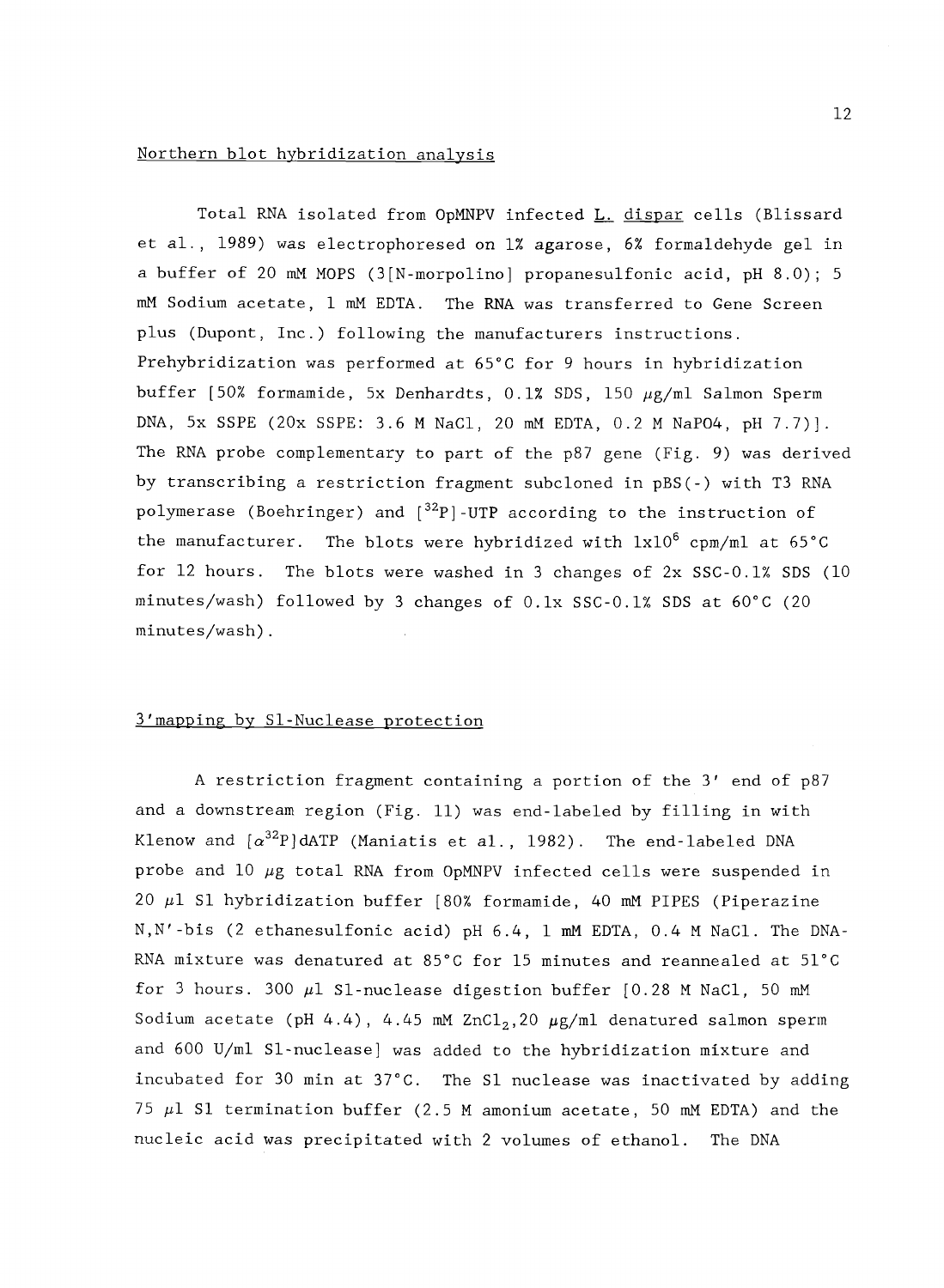Northern blot hybridization analysis

Total RNA isolated from OpMNPV infected *L. dispar* cells (Blissard et al., 1989) was electrophoresed on 1% agarose, 6% formaldehyde gel in a buffer of 20 mM MOPS (3[N-morpolino] propanesulfonic acid, pH 8.0); 5 mM Sodium acetate, 1 mM EDTA. The RNA was transferred to Gene Screen plus (Dupont, Inc.) following the manufacturers instructions. Prehybridization was performed at 65°C for 9 hours in hybridization buffer [50% formamide, 5x Denhardts, 0.1% SDS, 150 $\mu$g/ml Salmon Sperm DNA, 5x SSPE (20x SSPE: 3.6 M NaCl, 20 mM EDTA, 0.2 M NaPO4, pH 7.7)]. The RNA probe complementary to part of the p87 gene (Fig. 9) was derived by transcribing a restriction fragment subcloned in pBS(-) with T3 RNA polymerase (Boehringer) and [$^{32}$P]-UTP according to the instruction of the manufacturer. The blots were hybridized with $1x10^6$ cpm/ml at 65°C for 12 hours. The blots were washed in 3 changes of 2x SSC-0.1% SDS (10 minutes/wash) followed by 3 changes of 0.1x SSC-0.1% SDS at 60°C (20 minutes/wash).

3'mapping by S1-Nuclease protection

A restriction fragment containing a portion of the 3' end of p87 and a downstream region (Fig. 11) was end-labeled by filling in with Klenow and [$\alpha^{32}$P]dATP (Maniatis et al., 1982). The end-labeled DNA probe and 10 $\mu$g total RNA from OpMNPV infected cells were suspended in 20 $\mu$l S1 hybridization buffer [80% formamide, 40 mM PIPES (Piperazine N,N'-bis (2 ethanesulfonic acid) pH 6.4, 1 mM EDTA, 0.4 M NaCl. The DNA-RNA mixture was denatured at 85°C for 15 minutes and reannealed at 51°C for 3 hours. 300 $\mu$l S1-nuclease digestion buffer [0.28 M NaCl, 50 mM Sodium acetate (pH 4.4), 4.45 mM $ZnCl_2$,20 $\mu$g/ml denatured salmon sperm and 600 U/ml S1-nuclease] was added to the hybridization mixture and incubated for 30 min at 37°C. The S1 nuclease was inactivated by adding 75 $\mu$l S1 termination buffer (2.5 M amonium acetate, 50 mM EDTA) and the nucleic acid was precipitated with 2 volumes of ethanol. The DNA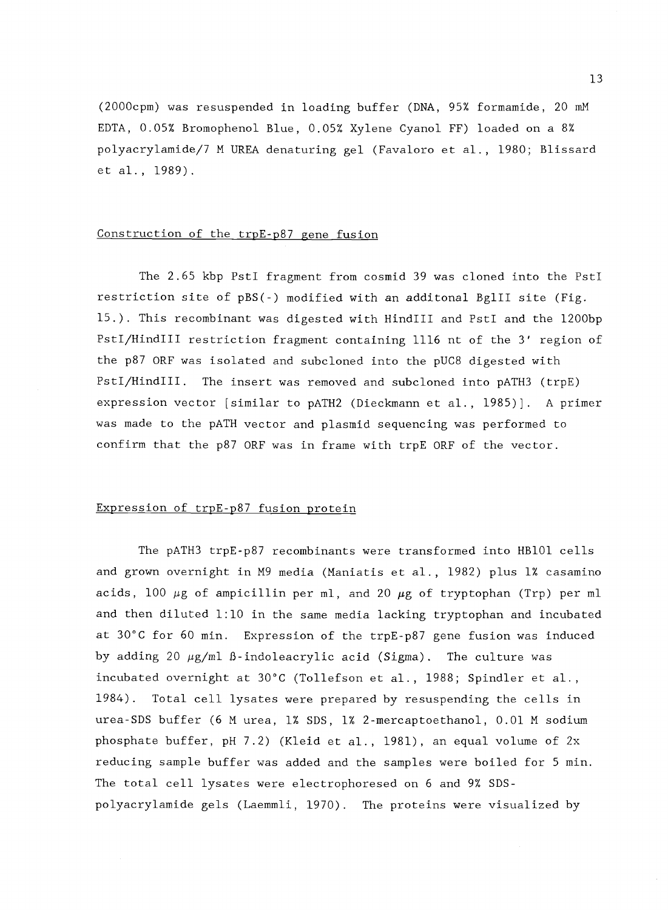(2000cpm) was resuspended in loading buffer (DNA, 95% formamide, 20 mM EDTA, 0.05% Bromophenol Blue, 0.05% Xylene Cyanol FF) loaded on a 8% polyacrylamide/7 M UREA denaturing gel (Favaloro et al., 1980; Blissard et al., 1989).

## Construction of the trpE-p87 gene fusion

The 2.65 kbp PstI fragment from cosmid 39 was cloned into the PstI restriction site of pBS(-) modified with an additonal BglII site (Fig. 15.). This recombinant was digested with HindIII and PstI and the 1200bp PstI/HindIII restriction fragment containing 1116 nt of the 3' region of the p87 ORF was isolated and subcloned into the pUC8 digested with PstI/HindIII. The insert was removed and subcloned into pATH3 (trpE) expression vector [similar to pATH2 (Dieckmann et al., 1985)]. A primer was made to the pATH vector and plasmid sequencing was performed to confirm that the p87 ORF was in frame with trpE ORF of the vector.

## Expression of trpE-p87 fusion protein

The pATH3 trpE-p87 recombinants were transformed into HB101 cells and grown overnight in M9 media (Maniatis et al., 1982) plus 1% casamino acids, 100 $\mu$g of ampicillin per ml, and 20 $\mu$g of tryptophan (Trp) per ml and then diluted 1:10 in the same media lacking tryptophan and incubated at 30°C for 60 min. Expression of the trpE-p87 gene fusion was induced by adding 20 $\mu$g/ml ß-indoleacrylic acid (Sigma). The culture was incubated overnight at 30°C (Tollefson et al., 1988; Spindler et al., 1984). Total cell lysates were prepared by resuspending the cells in urea-SDS buffer (6 M urea, 1% SDS, 1% 2-mercaptoethanol, 0.01 M sodium phosphate buffer, pH 7.2) (Kleid et al., 1981), an equal volume of 2x reducing sample buffer was added and the samples were boiled for 5 min. The total cell lysates were electrophoresed on 6 and 9% SDS-polyacrylamide gels (Laemmli, 1970). The proteins were visualized by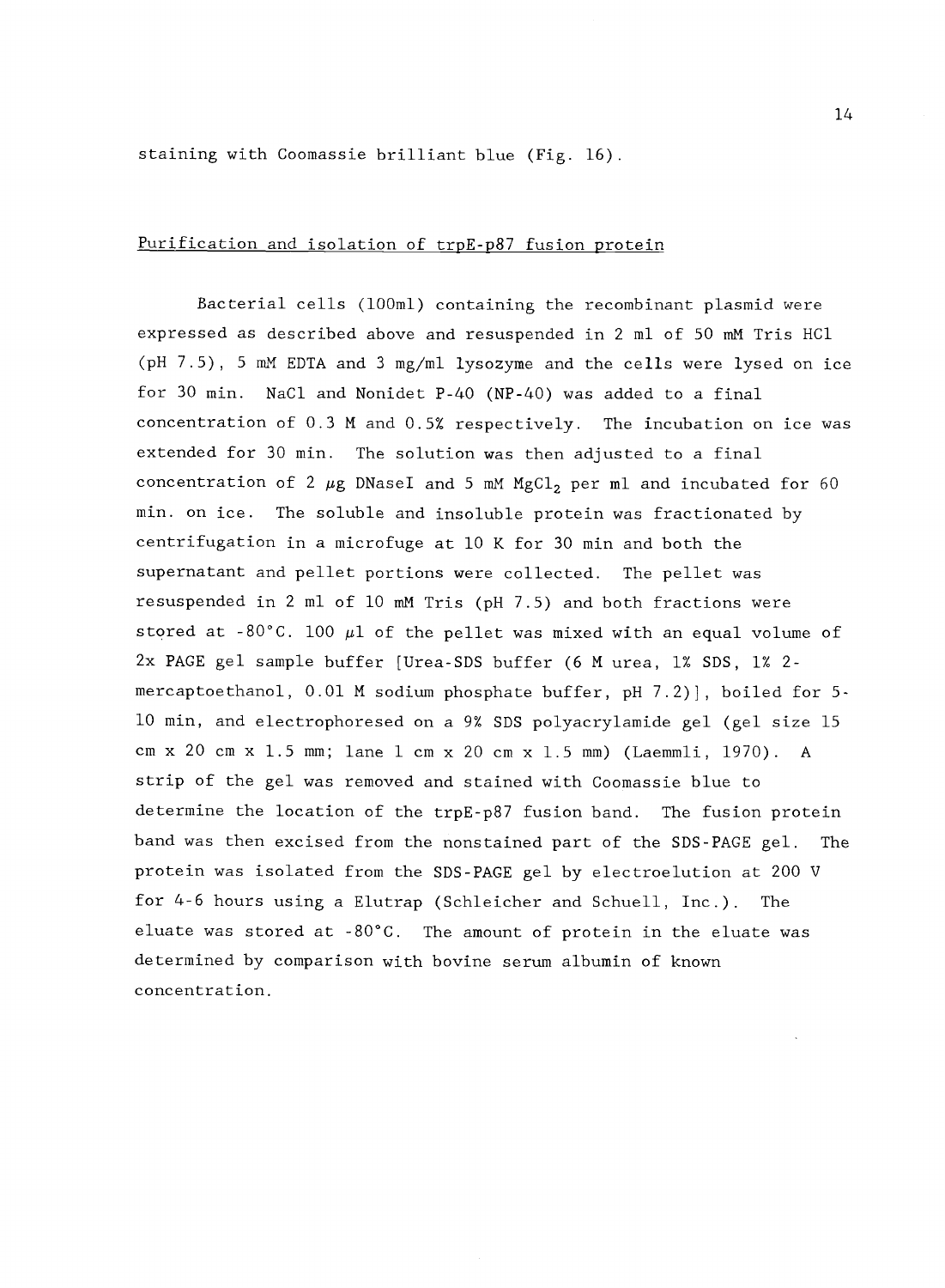staining with Coomassie brilliant blue (Fig. 16).

## Purification and isolation of trpE-p87 fusion protein

Bacterial cells (100ml) containing the recombinant plasmid were expressed as described above and resuspended in 2 ml of 50 mM Tris HCl (pH 7.5), 5 mM EDTA and 3 mg/ml lysozyme and the cells were lysed on ice for 30 min. NaCl and Nonidet P-40 (NP-40) was added to a final concentration of 0.3 M and 0.5% respectively. The incubation on ice was extended for 30 min. The solution was then adjusted to a final concentration of 2 $\mu$g DNaseI and 5 mM $MgCl_2$ per ml and incubated for 60 min. on ice. The soluble and insoluble protein was fractionated by centrifugation in a microfuge at 10 K for 30 min and both the supernatant and pellet portions were collected. The pellet was resuspended in 2 ml of 10 mM Tris (pH 7.5) and both fractions were stored at -80°C. 100 $\mu$l of the pellet was mixed with an equal volume of 2x PAGE gel sample buffer [Urea-SDS buffer (6 M urea, 1% SDS, 1% 2-mercaptoethanol, 0.01 M sodium phosphate buffer, pH 7.2)], boiled for 5-10 min, and electrophoresed on a 9% SDS polyacrylamide gel (gel size 15 cm x 20 cm x 1.5 mm; lane 1 cm x 20 cm x 1.5 mm) (Laemmli, 1970). A strip of the gel was removed and stained with Coomassie blue to determine the location of the trpE-p87 fusion band. The fusion protein band was then excised from the nonstained part of the SDS-PAGE gel. The protein was isolated from the SDS-PAGE gel by electroelution at 200 V for 4-6 hours using a Elutrap (Schleicher and Schuell, Inc.). The eluate was stored at -80°C. The amount of protein in the eluate was determined by comparison with bovine serum albumin of known concentration.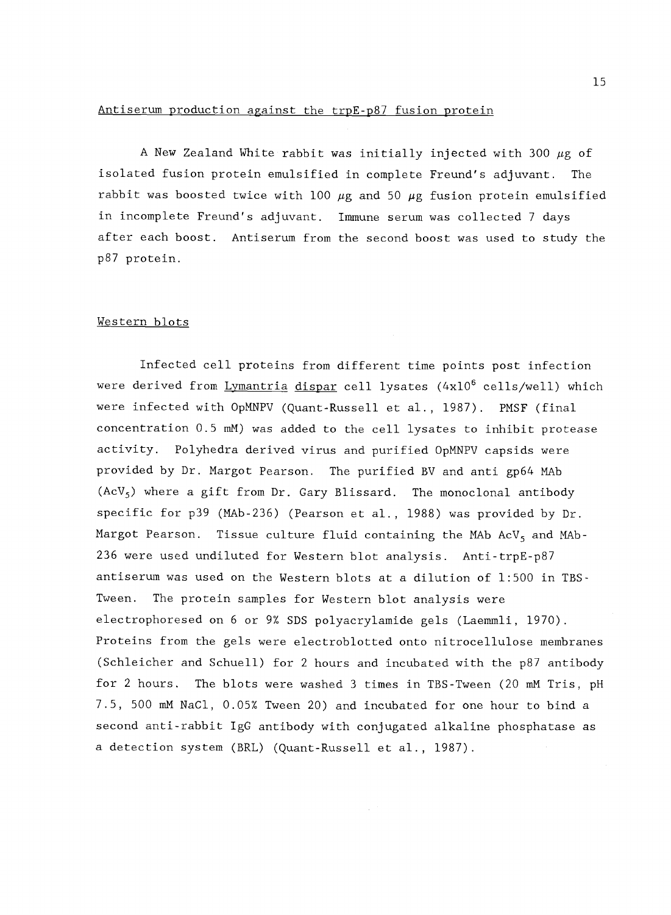## Antiserum production against the trpE-p87 fusion protein

A New Zealand White rabbit was initially injected with 300 $\mu$g of isolated fusion protein emulsified in complete Freund's adjuvant. The rabbit was boosted twice with 100 $\mu$g and 50 $\mu$g fusion protein emulsified in incomplete Freund's adjuvant. Immune serum was collected 7 days after each boost. Antiserum from the second boost was used to study the p87 protein.

## Western blots

Infected cell proteins from different time points post infection were derived from *Lymantria dispar* cell lysates ($4 \times 10^6$ cells/well) which were infected with OpMNPV (Quant-Russell et al., 1987). PMSF (final concentration 0.5 mM) was added to the cell lysates to inhibit protease activity. Polyhedra derived virus and purified OpMNPV capsids were provided by Dr. Margot Pearson. The purified BV and anti gp64 MAb ($AcV_5$) where a gift from Dr. Gary Blissard. The monoclonal antibody specific for p39 (MAb-236) (Pearson et al., 1988) was provided by Dr. Margot Pearson. Tissue culture fluid containing the MAb $AcV_5$ and MAb-236 were used undiluted for Western blot analysis. Anti-trpE-p87 antiserum was used on the Western blots at a dilution of 1:500 in TBS-Tween. The protein samples for Western blot analysis were electrophoresed on 6 or 9% SDS polyacrylamide gels (Laemmli, 1970). Proteins from the gels were electroblotted onto nitrocellulose membranes (Schleicher and Schuell) for 2 hours and incubated with the p87 antibody for 2 hours. The blots were washed 3 times in TBS-Tween (20 mM Tris, pH 7.5, 500 mM NaCl, 0.05% Tween 20) and incubated for one hour to bind a second anti-rabbit IgG antibody with conjugated alkaline phosphatase as a detection system (BRL) (Quant-Russell et al., 1987).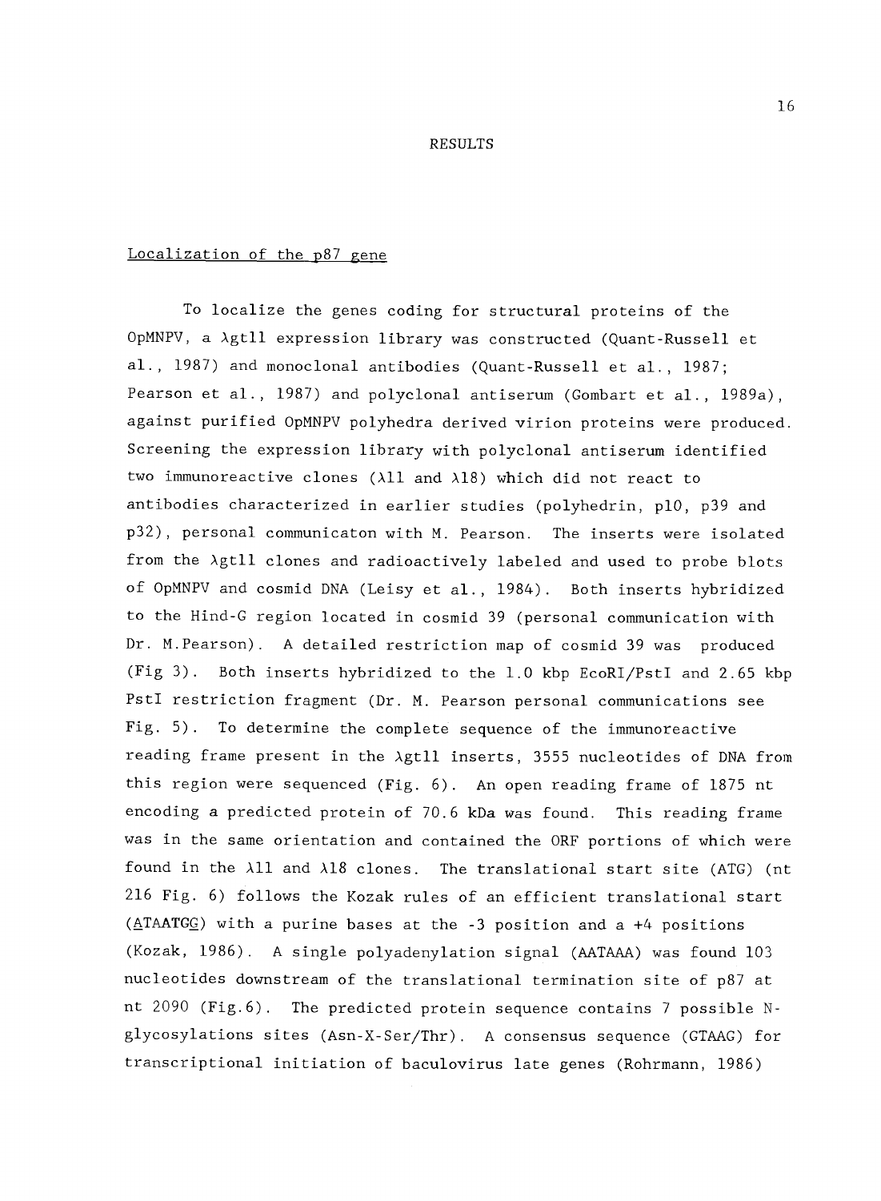# RESULTS

## Localization of the p87 gene

To localize the genes coding for structural proteins of the OpMNPV, a λgt11 expression library was constructed (Quant-Russell et al., 1987) and monoclonal antibodies (Quant-Russell et al., 1987; Pearson et al., 1987) and polyclonal antiserum (Gombart et al., 1989a), against purified OpMNPV polyhedra derived virion proteins were produced. Screening the expression library with polyclonal antiserum identified two immunoreactive clones (λ11 and λ18) which did not react to antibodies characterized in earlier studies (polyhedrin, p10, p39 and p32), personal communicaton with M. Pearson. The inserts were isolated from the λgt11 clones and radioactively labeled and used to probe blots of OpMNPV and cosmid DNA (Leisy et al., 1984). Both inserts hybridized to the Hind-G region located in cosmid 39 (personal communication with Dr. M.Pearson). A detailed restriction map of cosmid 39 was produced (Fig 3). Both inserts hybridized to the 1.0 kbp EcoRI/PstI and 2.65 kbp PstI restriction fragment (Dr. M. Pearson personal communications see Fig. 5). To determine the complete sequence of the immunoreactive reading frame present in the λgt11 inserts, 3555 nucleotides of DNA from this region were sequenced (Fig. 6). An open reading frame of 1875 nt encoding a predicted protein of 70.6 kDa was found. This reading frame was in the same orientation and contained the ORF portions of which were found in the λ11 and λ18 clones. The translational start site (ATG) (nt 216 Fig. 6) follows the Kozak rules of an efficient translational start (<u>A</u>TAATG<u>G</u>) with a purine bases at the -3 position and a +4 positions (Kozak, 1986). A single polyadenylation signal (AATAAA) was found 103 nucleotides downstream of the translational termination site of p87 at nt 2090 (Fig.6). The predicted protein sequence contains 7 possible N-glycosylations sites (Asn-X-Ser/Thr). A consensus sequence (GTAAG) for transcriptional initiation of baculovirus late genes (Rohrmann, 1986)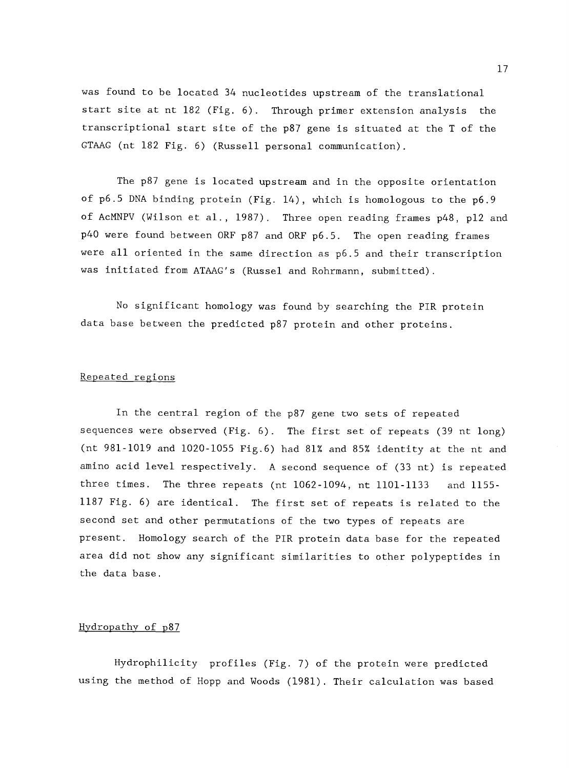was found to be located 34 nucleotides upstream of the translational start site at nt 182 (Fig. 6). Through primer extension analysis the transcriptional start site of the p87 gene is situated at the T of the GTAAG (nt 182 Fig. 6) (Russell personal communication).

The p87 gene is located upstream and in the opposite orientation of p6.5 DNA binding protein (Fig. 14), which is homologous to the p6.9 of AcMNPV (Wilson et al., 1987). Three open reading frames p48, p12 and p40 were found between ORF p87 and ORF p6.5. The open reading frames were all oriented in the same direction as p6.5 and their transcription was initiated from ATAAG's (Russel and Rohrmann, submitted).

No significant homology was found by searching the PIR protein data base between the predicted p87 protein and other proteins.

## Repeated regions

In the central region of the p87 gene two sets of repeated sequences were observed (Fig. 6). The first set of repeats (39 nt long) (nt 981-1019 and 1020-1055 Fig.6) had 81% and 85% identity at the nt and amino acid level respectively. A second sequence of (33 nt) is repeated three times. The three repeats (nt 1062-1094, nt 1101-1133 and 1155-1187 Fig. 6) are identical. The first set of repeats is related to the second set and other permutations of the two types of repeats are present. Homology search of the PIR protein data base for the repeated area did not show any significant similarities to other polypeptides in the data base.

## Hydropathy of p87

Hydrophilicity profiles (Fig. 7) of the protein were predicted using the method of Hopp and Woods (1981). Their calculation was based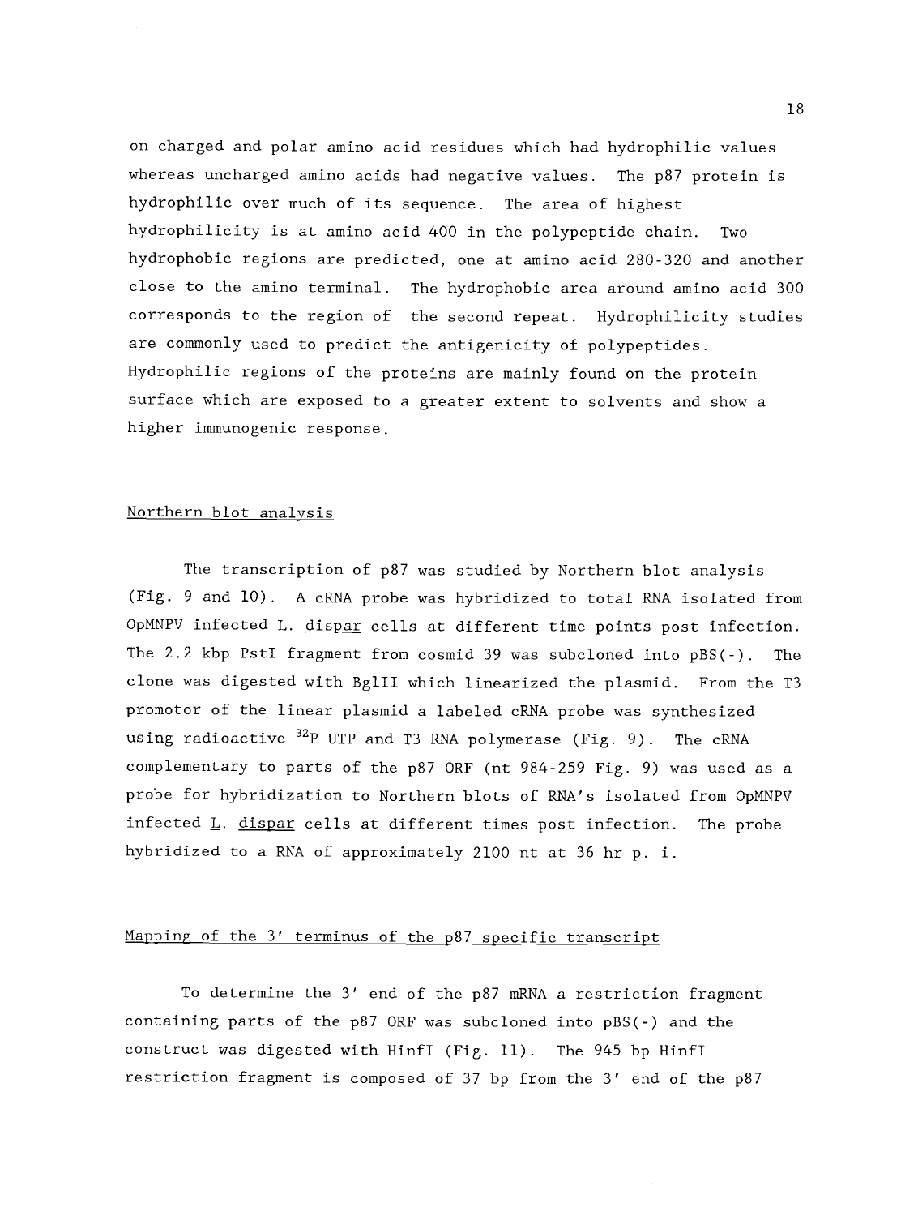on charged and polar amino acid residues which had hydrophilic values whereas uncharged amino acids had negative values. The p87 protein is hydrophilic over much of its sequence. The area of highest hydrophilicity is at amino acid 400 in the polypeptide chain. Two hydrophobic regions are predicted, one at amino acid 280-320 and another close to the amino terminal. The hydrophobic area around amino acid 300 corresponds to the region of the second repeat. Hydrophilicity studies are commonly used to predict the antigenicity of polypeptides. Hydrophilic regions of the proteins are mainly found on the protein surface which are exposed to a greater extent to solvents and show a higher immunogenic response.

## Northern blot analysis

The transcription of p87 was studied by Northern blot analysis (Fig. 9 and 10). A cRNA probe was hybridized to total RNA isolated from OpMNPV infected *L. dispar* cells at different time points post infection. The 2.2 kbp PstI fragment from cosmid 39 was subcloned into pBS(-). The clone was digested with BglII which linearized the plasmid. From the T3 promotor of the linear plasmid a labeled cRNA probe was synthesized using radioactive $^{32}P$ UTP and T3 RNA polymerase (Fig. 9). The cRNA complementary to parts of the p87 ORF (nt 984-259 Fig. 9) was used as a probe for hybridization to Northern blots of RNA's isolated from OpMNPV infected *L. dispar* cells at different times post infection. The probe hybridized to a RNA of approximately 2100 nt at 36 hr p. i.

## Mapping of the 3' terminus of the p87 specific transcript

To determine the 3' end of the p87 mRNA a restriction fragment containing parts of the p87 ORF was subcloned into pBS(-) and the construct was digested with HinfI (Fig. 11). The 945 bp HinfI restriction fragment is composed of 37 bp from the 3' end of the p87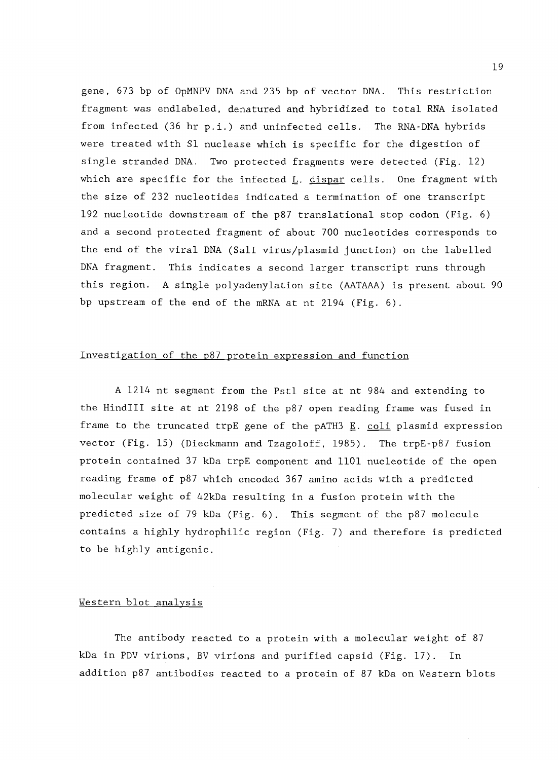gene, 673 bp of OpMNPV DNA and 235 bp of vector DNA. This restriction fragment was endlabeled, denatured and hybridized to total RNA isolated from infected (36 hr p.i.) and uninfected cells. The RNA-DNA hybrids were treated with S1 nuclease which is specific for the digestion of single stranded DNA. Two protected fragments were detected (Fig. 12) which are specific for the infected L. dispar cells. One fragment with the size of 232 nucleotides indicated a termination of one transcript 192 nucleotide downstream of the p87 translational stop codon (Fig. 6) and a second protected fragment of about 700 nucleotides corresponds to the end of the viral DNA (SalI virus/plasmid junction) on the labelled DNA fragment. This indicates a second larger transcript runs through this region. A single polyadenylation site (AATAAA) is present about 90 bp upstream of the end of the mRNA at nt 2194 (Fig. 6).

## Investigation of the p87 protein expression and function

A 1214 nt segment from the PstI site at nt 984 and extending to the HindIII site at nt 2198 of the p87 open reading frame was fused in frame to the truncated trpE gene of the pATH3 E. coli plasmid expression vector (Fig. 15) (Dieckmann and Tzagoloff, 1985). The trpE-p87 fusion protein contained 37 kDa trpE component and 1101 nucleotide of the open reading frame of p87 which encoded 367 amino acids with a predicted molecular weight of 42kDa resulting in a fusion protein with the predicted size of 79 kDa (Fig. 6). This segment of the p87 molecule contains a highly hydrophilic region (Fig. 7) and therefore is predicted to be highly antigenic.

## Western blot analysis

The antibody reacted to a protein with a molecular weight of 87 kDa in PDV virions, BV virions and purified capsid (Fig. 17). In addition p87 antibodies reacted to a protein of 87 kDa on Western blots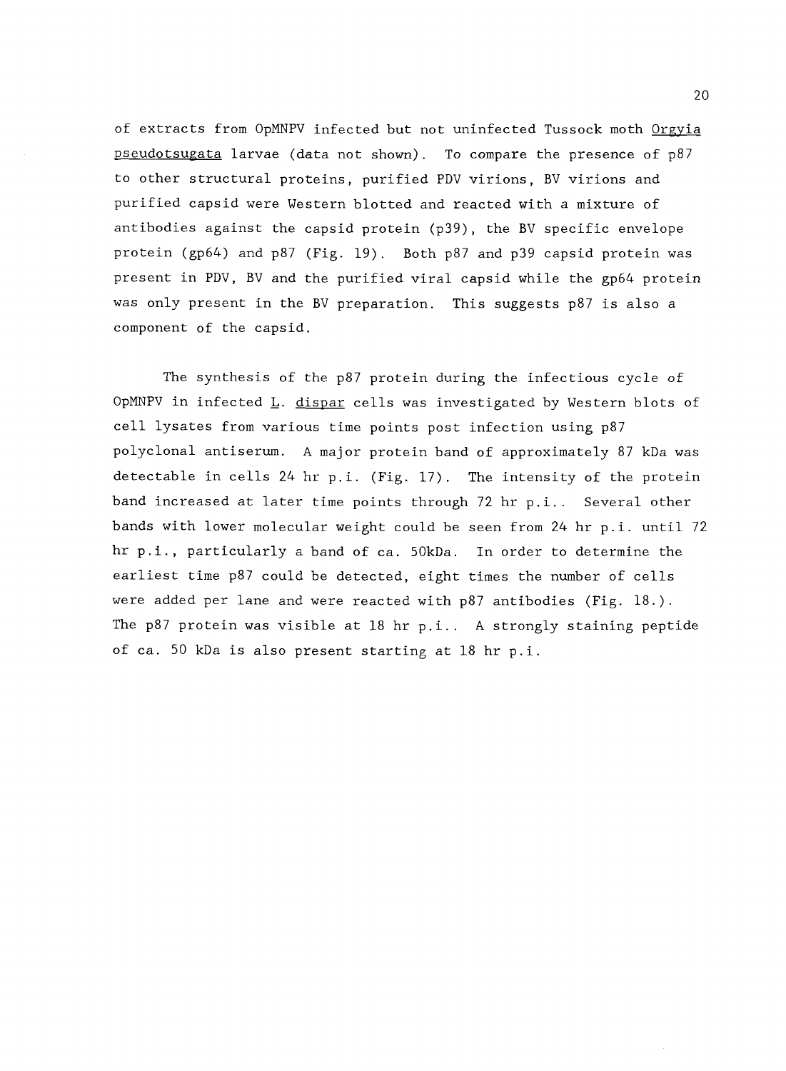of extracts from OpMNPV infected but not uninfected Tussock moth _Orgyia pseudotsugata_ larvae (data not shown). To compare the presence of p87 to other structural proteins, purified PDV virions, BV virions and purified capsid were Western blotted and reacted with a mixture of antibodies against the capsid protein (p39), the BV specific envelope protein (gp64) and p87 (Fig. 19). Both p87 and p39 capsid protein was present in PDV, BV and the purified viral capsid while the gp64 protein was only present in the BV preparation. This suggests p87 is also a component of the capsid.

The synthesis of the p87 protein during the infectious cycle of OpMNPV in infected _L. dispar_ cells was investigated by Western blots of cell lysates from various time points post infection using p87 polyclonal antiserum. A major protein band of approximately 87 kDa was detectable in cells 24 hr p.i. (Fig. 17). The intensity of the protein band increased at later time points through 72 hr p.i.. Several other bands with lower molecular weight could be seen from 24 hr p.i. until 72 hr p.i., particularly a band of ca. 50kDa. In order to determine the earliest time p87 could be detected, eight times the number of cells were added per lane and were reacted with p87 antibodies (Fig. 18.). The p87 protein was visible at 18 hr p.i.. A strongly staining peptide of ca. 50 kDa is also present starting at 18 hr p.i.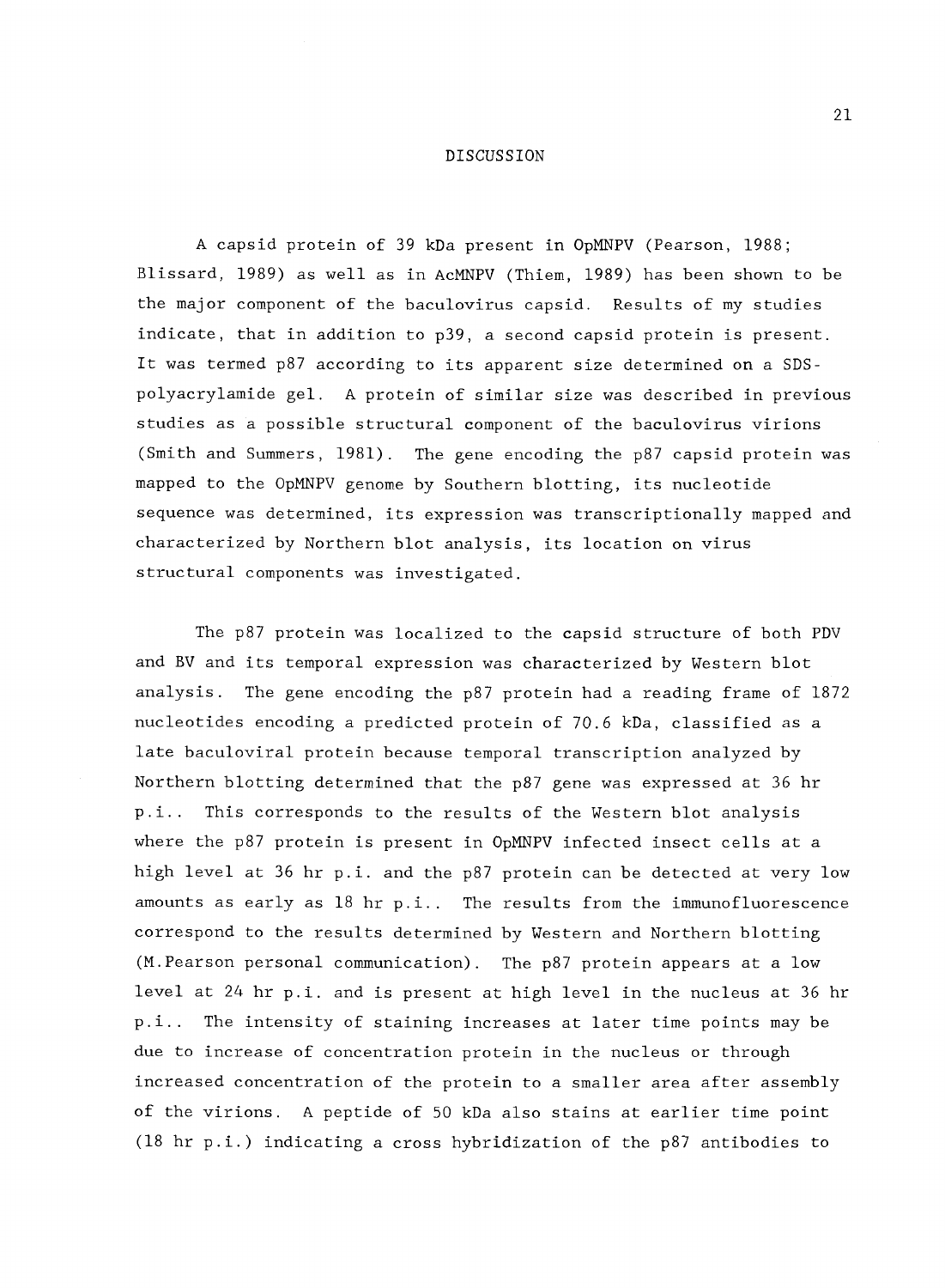# DISCUSSION

A capsid protein of 39 kDa present in OpMNPV (Pearson, 1988; Blissard, 1989) as well as in AcMNPV (Thiem, 1989) has been shown to be the major component of the baculovirus capsid. Results of my studies indicate, that in addition to p39, a second capsid protein is present. It was termed p87 according to its apparent size determined on a SDS-polyacrylamide gel. A protein of similar size was described in previous studies as a possible structural component of the baculovirus virions (Smith and Summers, 1981). The gene encoding the p87 capsid protein was mapped to the OpMNPV genome by Southern blotting, its nucleotide sequence was determined, its expression was transcriptionally mapped and characterized by Northern blot analysis, its location on virus structural components was investigated.

The p87 protein was localized to the capsid structure of both PDV and BV and its temporal expression was characterized by Western blot analysis. The gene encoding the p87 protein had a reading frame of 1872 nucleotides encoding a predicted protein of 70.6 kDa, classified as a late baculoviral protein because temporal transcription analyzed by Northern blotting determined that the p87 gene was expressed at 36 hr p.i.. This corresponds to the results of the Western blot analysis where the p87 protein is present in OpMNPV infected insect cells at a high level at 36 hr p.i. and the p87 protein can be detected at very low amounts as early as 18 hr p.i.. The results from the immunofluorescence correspond to the results determined by Western and Northern blotting (M.Pearson personal communication). The p87 protein appears at a low level at 24 hr p.i. and is present at high level in the nucleus at 36 hr p.i.. The intensity of staining increases at later time points may be due to increase of concentration protein in the nucleus or through increased concentration of the protein to a smaller area after assembly of the virions. A peptide of 50 kDa also stains at earlier time point (18 hr p.i.) indicating a cross hybridization of the p87 antibodies to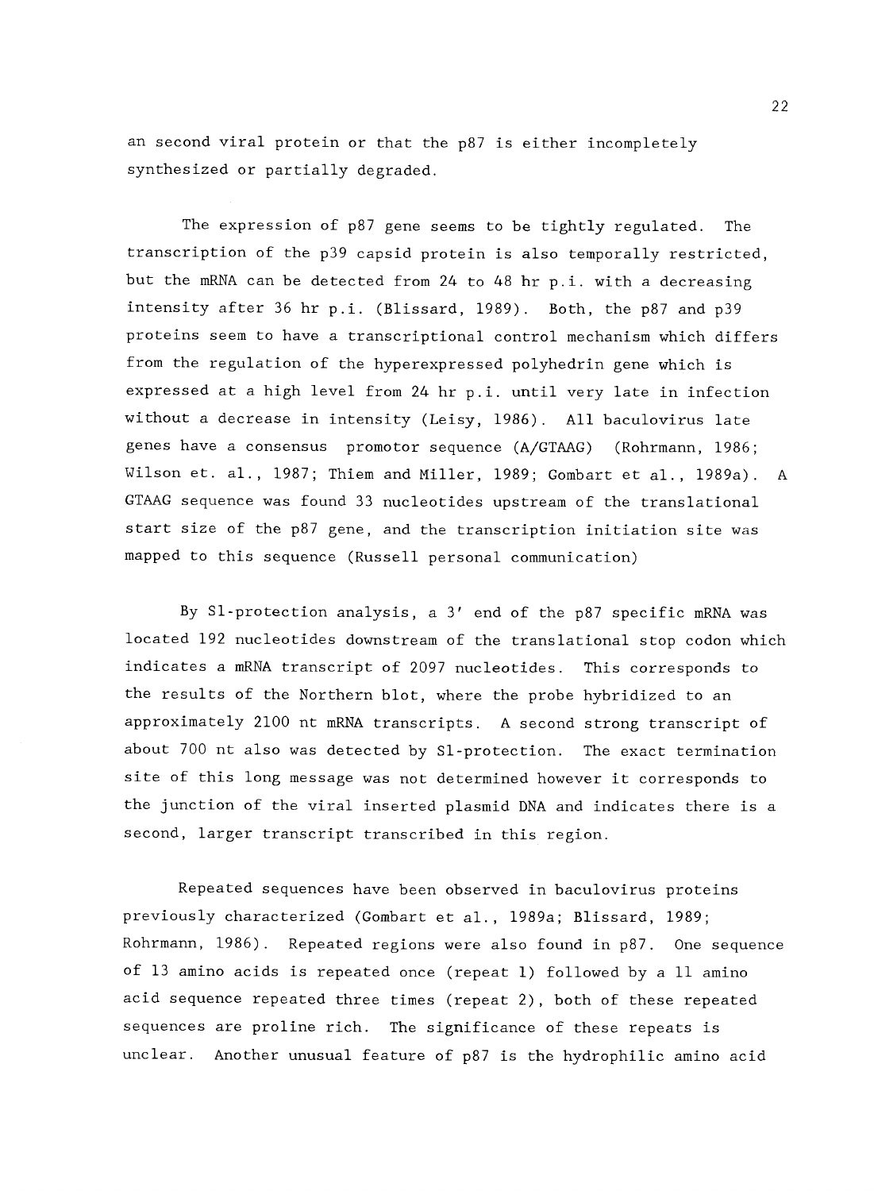an second viral protein or that the p87 is either incompletely synthesized or partially degraded.

The expression of p87 gene seems to be tightly regulated. The transcription of the p39 capsid protein is also temporally restricted, but the mRNA can be detected from 24 to 48 hr p.i. with a decreasing intensity after 36 hr p.i. (Blissard, 1989). Both, the p87 and p39 proteins seem to have a transcriptional control mechanism which differs from the regulation of the hyperexpressed polyhedrin gene which is expressed at a high level from 24 hr p.i. until very late in infection without a decrease in intensity (Leisy, 1986). All baculovirus late genes have a consensus promotor sequence (A/GTAAG) (Rohrmann, 1986; Wilson et. al., 1987; Thiem and Miller, 1989; Gombart et al., 1989a). A GTAAG sequence was found 33 nucleotides upstream of the translational start size of the p87 gene, and the transcription initiation site was mapped to this sequence (Russell personal communication)

By S1-protection analysis, a 3' end of the p87 specific mRNA was located 192 nucleotides downstream of the translational stop codon which indicates a mRNA transcript of 2097 nucleotides. This corresponds to the results of the Northern blot, where the probe hybridized to an approximately 2100 nt mRNA transcripts. A second strong transcript of about 700 nt also was detected by S1-protection. The exact termination site of this long message was not determined however it corresponds to the junction of the viral inserted plasmid DNA and indicates there is a second, larger transcript transcribed in this region.

Repeated sequences have been observed in baculovirus proteins previously characterized (Gombart et al., 1989a; Blissard, 1989; Rohrmann, 1986). Repeated regions were also found in p87. One sequence of 13 amino acids is repeated once (repeat 1) followed by a 11 amino acid sequence repeated three times (repeat 2), both of these repeated sequences are proline rich. The significance of these repeats is unclear. Another unusual feature of p87 is the hydrophilic amino acid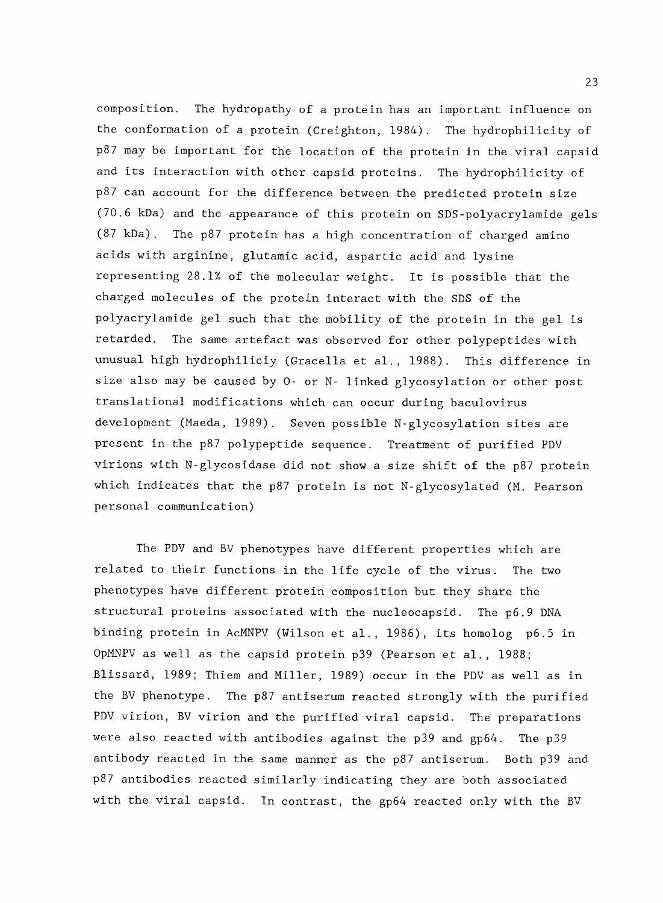composition. The hydropathy of a protein has an important influence on the conformation of a protein (Creighton, 1984). The hydrophilicity of p87 may be important for the location of the protein in the viral capsid and its interaction with other capsid proteins. The hydrophilicity of p87 can account for the difference between the predicted protein size (70.6 kDa) and the appearance of this protein on SDS-polyacrylamide gels (87 kDa). The p87 protein has a high concentration of charged amino acids with arginine, glutamic acid, aspartic acid and lysine representing 28.1% of the molecular weight. It is possible that the charged molecules of the protein interact with the SDS of the polyacrylamide gel such that the mobility of the protein in the gel is retarded. The same artefact was observed for other polypeptides with unusual high hydrophiliciy (Gracella et al., 1988). This difference in size also may be caused by O- or N- linked glycosylation or other post translational modifications which can occur during baculovirus development (Maeda, 1989). Seven possible N-glycosylation sites are present in the p87 polypeptide sequence. Treatment of purified PDV virions with N-glycosidase did not show a size shift of the p87 protein which indicates that the p87 protein is not N-glycosylated (M. Pearson personal communication)

The PDV and BV phenotypes have different properties which are related to their functions in the life cycle of the virus. The two phenotypes have different protein composition but they share the structural proteins associated with the nucleocapsid. The p6.9 DNA binding protein in AcMNPV (Wilson et al., 1986), its homolog p6.5 in OpMNPV as well as the capsid protein p39 (Pearson et al., 1988; Blissard, 1989; Thiem and Miller, 1989) occur in the PDV as well as in the BV phenotype. The p87 antiserum reacted strongly with the purified PDV virion, BV virion and the purified viral capsid. The preparations were also reacted with antibodies against the p39 and gp64. The p39 antibody reacted in the same manner as the p87 antiserum. Both p39 and p87 antibodies reacted similarly indicating they are both associated with the viral capsid. In contrast, the gp64 reacted only with the BV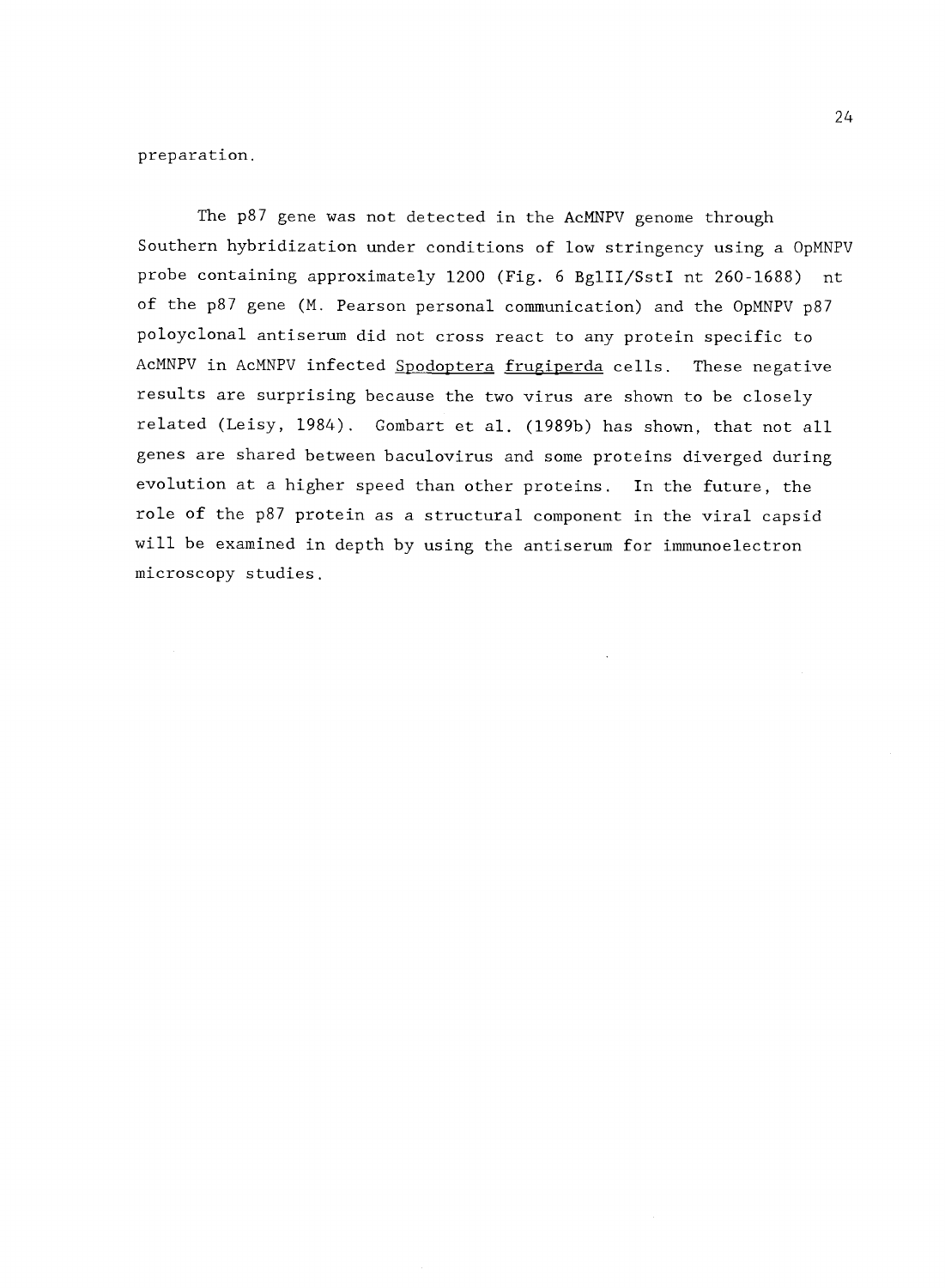preparation.

The p87 gene was not detected in the AcMNPV genome through Southern hybridization under conditions of low stringency using a OpMNPV probe containing approximately 1200 (Fig. 6 BglII/SstI nt 260-1688) nt of the p87 gene (M. Pearson personal communication) and the OpMNPV p87 poloyclonal antiserum did not cross react to any protein specific to AcMNPV in AcMNPV infected Spodoptera frugiperda cells. These negative results are surprising because the two virus are shown to be closely related (Leisy, 1984). Gombart et al. (1989b) has shown, that not all genes are shared between baculovirus and some proteins diverged during evolution at a higher speed than other proteins. In the future, the role of the p87 protein as a structural component in the viral capsid will be examined in depth by using the antiserum for immunoelectron microscopy studies.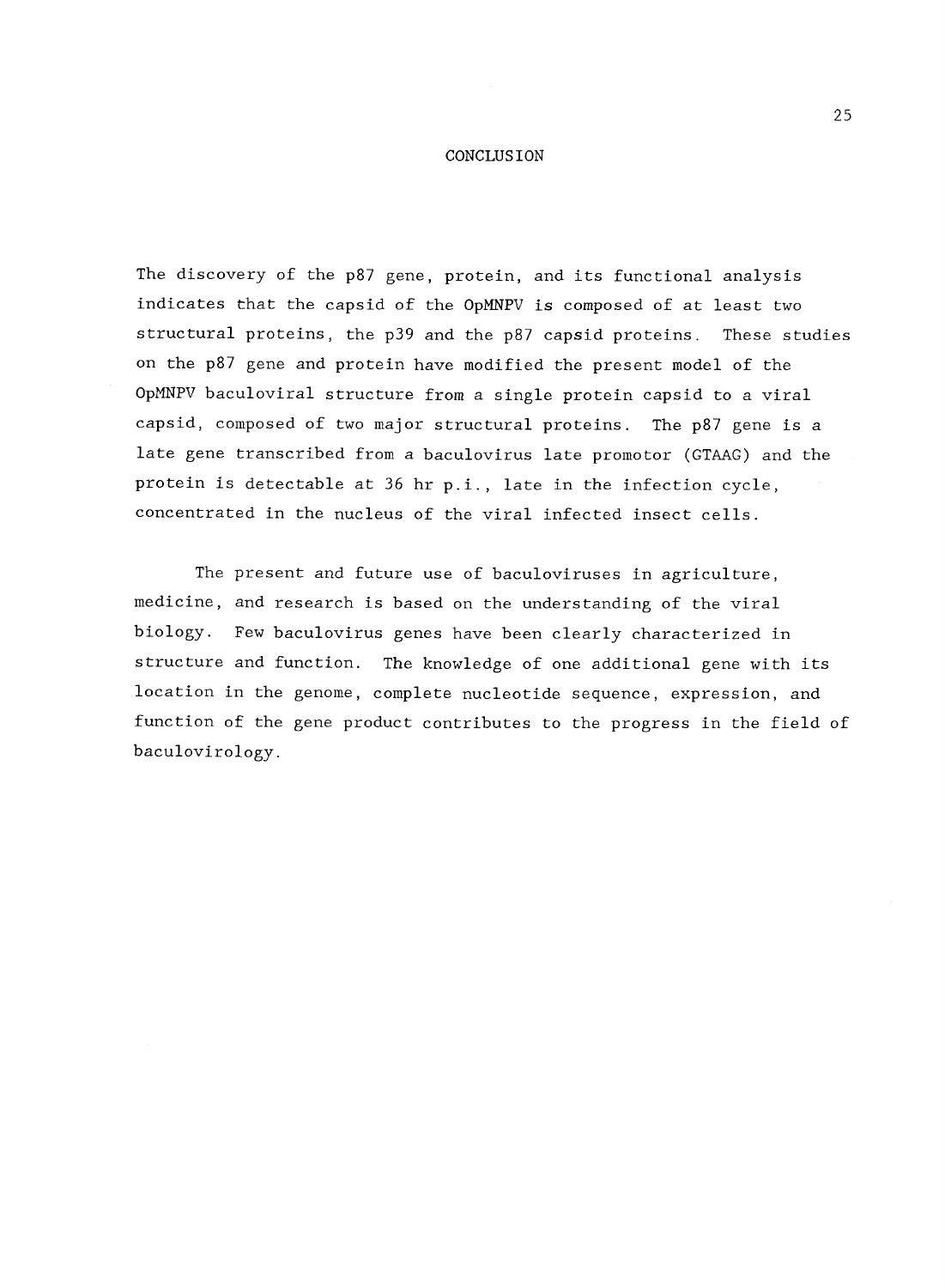# CONCLUSION

The discovery of the p87 gene, protein, and its functional analysis indicates that the capsid of the OpMNPV is composed of at least two structural proteins, the p39 and the p87 capsid proteins. These studies on the p87 gene and protein have modified the present model of the OpMNPV baculoviral structure from a single protein capsid to a viral capsid, composed of two major structural proteins. The p87 gene is a late gene transcribed from a baculovirus late promotor (GTAAG) and the protein is detectable at 36 hr p.i., late in the infection cycle, concentrated in the nucleus of the viral infected insect cells.

The present and future use of baculoviruses in agriculture, medicine, and research is based on the understanding of the viral biology. Few baculovirus genes have been clearly characterized in structure and function. The knowledge of one additional gene with its location in the genome, complete nucleotide sequence, expression, and function of the gene product contributes to the progress in the field of baculovirology.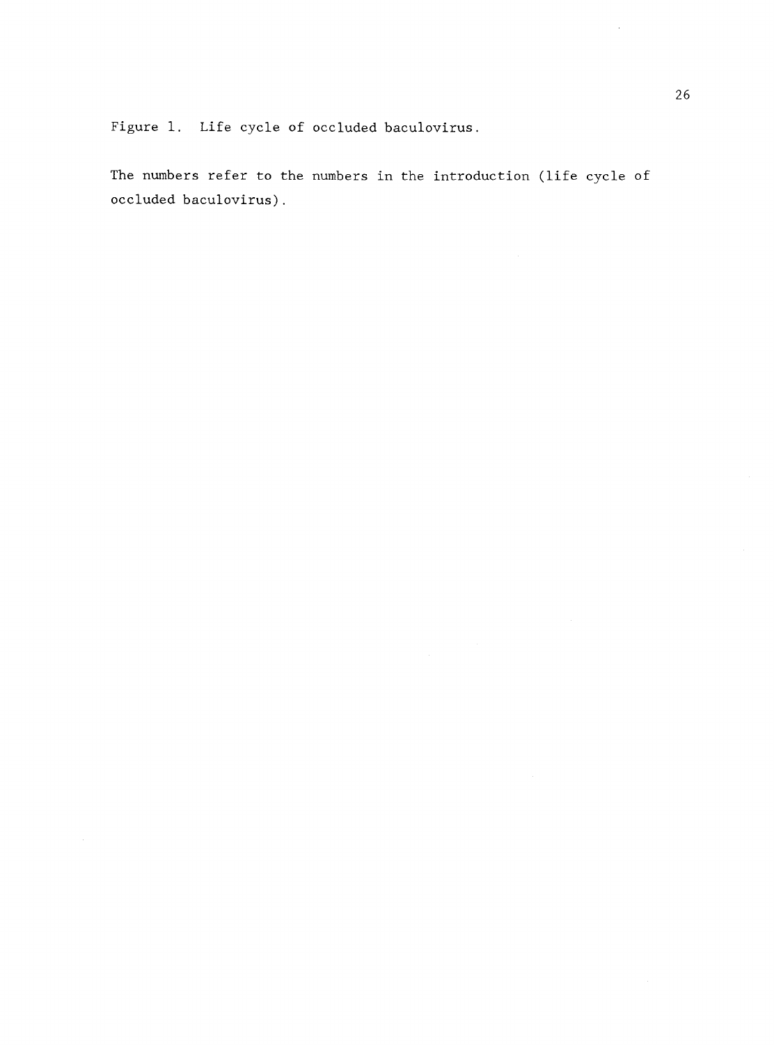Figure 1. Life cycle of occluded baculovirus.

The numbers refer to the numbers in the introduction (life cycle of occluded baculovirus).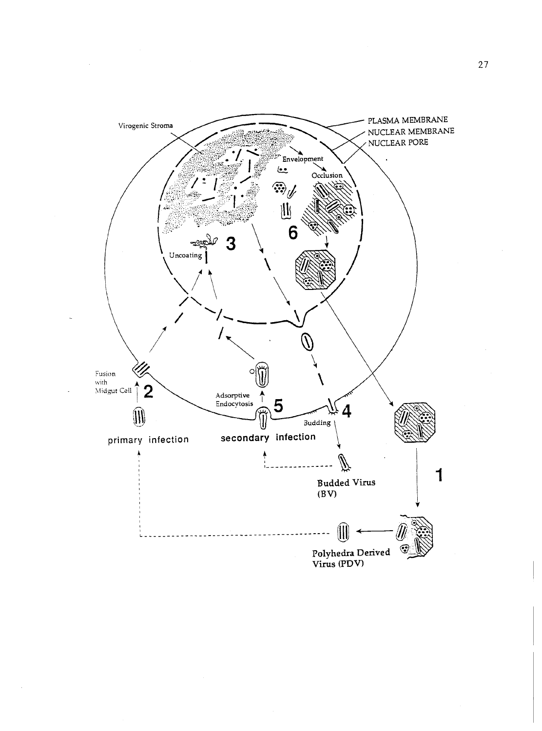Virogenic Stroma

PLASMA MEMBRANE

NUCLEAR MEMBRANE

NUCLEAR PORE

Envelopment

Occlusion

6

3

Uncoating

Fusion with Midgut Cell

2

Adsorptive Endocytosis

5

4

Budding

primary infection

secondary infection

Budded Virus (BV)

1

Polyhedra Derived Virus (PDV)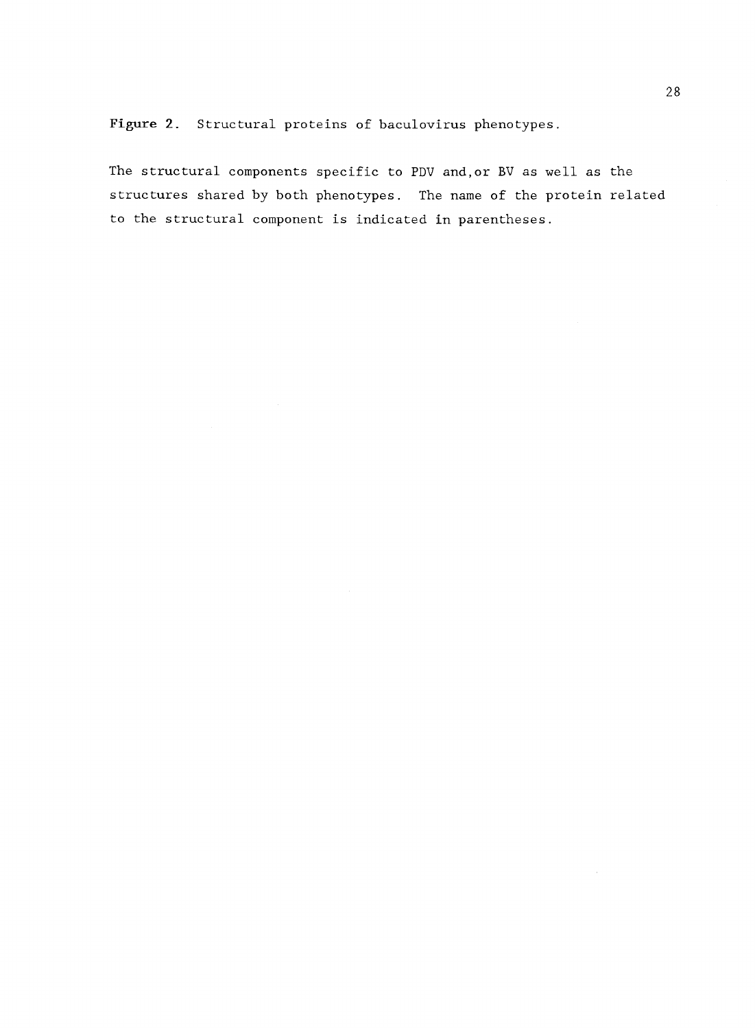**Figure 2.** Structural proteins of baculovirus phenotypes.

The structural components specific to PDV and,or BV as well as the structures shared by both phenotypes. The name of the protein related to the structural component is indicated in parentheses.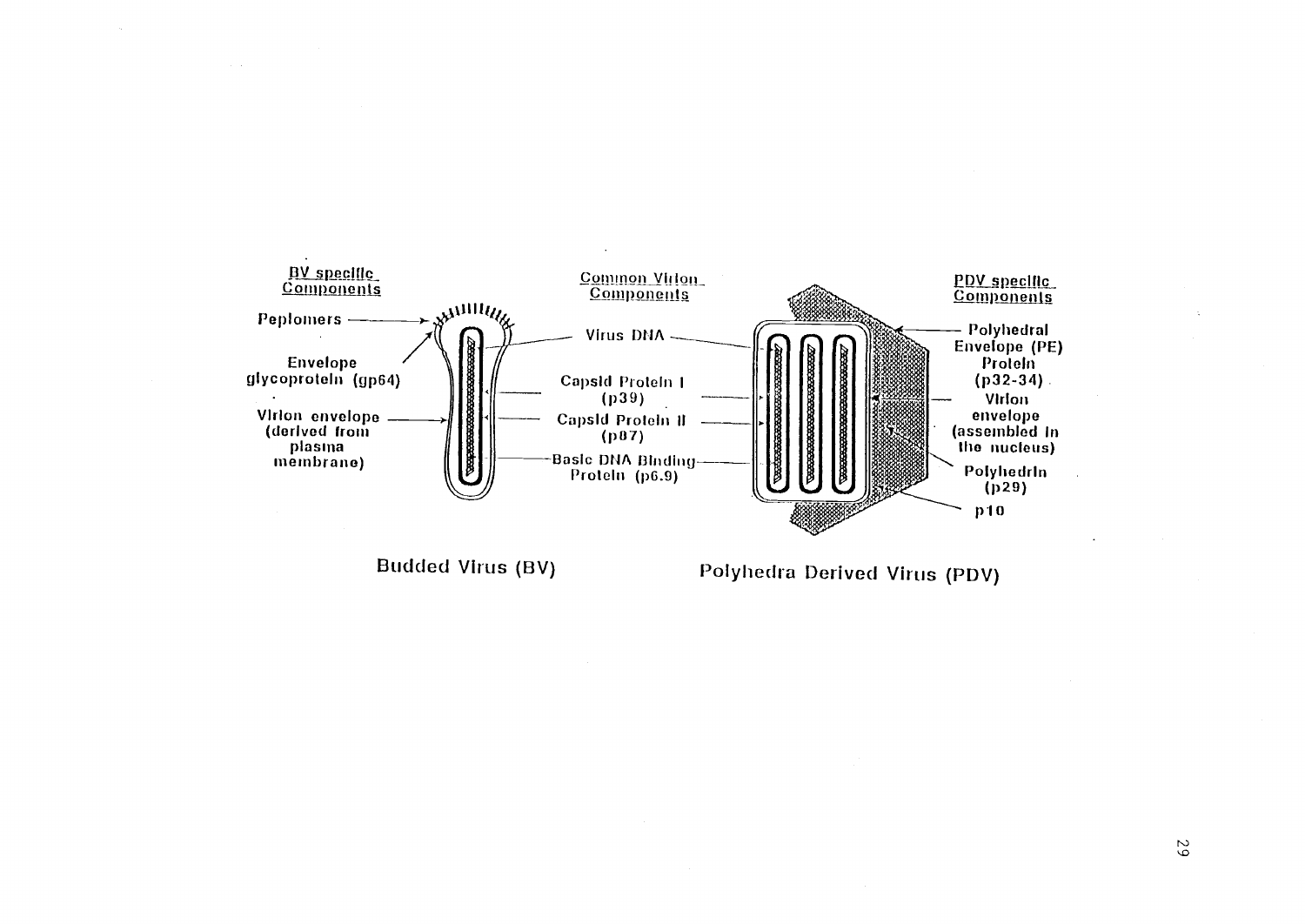BV specific Components

Peplomers

Envelope glycoprotein (gp64)

Virion envelope (derived from plasma membrane)

Common Virion Components

Virus DNA

Capsid Protein I (p39)

Capsid Protein II (p87)

Basic DNA Binding Protein (p6.9)

PDV specific Components

Polyhedral Envelope (PE) Protein (p32-34)

Virion envelope (assembled in the nucleus)

Polyhedrin (p29)

p10

Budded Virus (BV)

Polyhedra Derived Virus (PDV)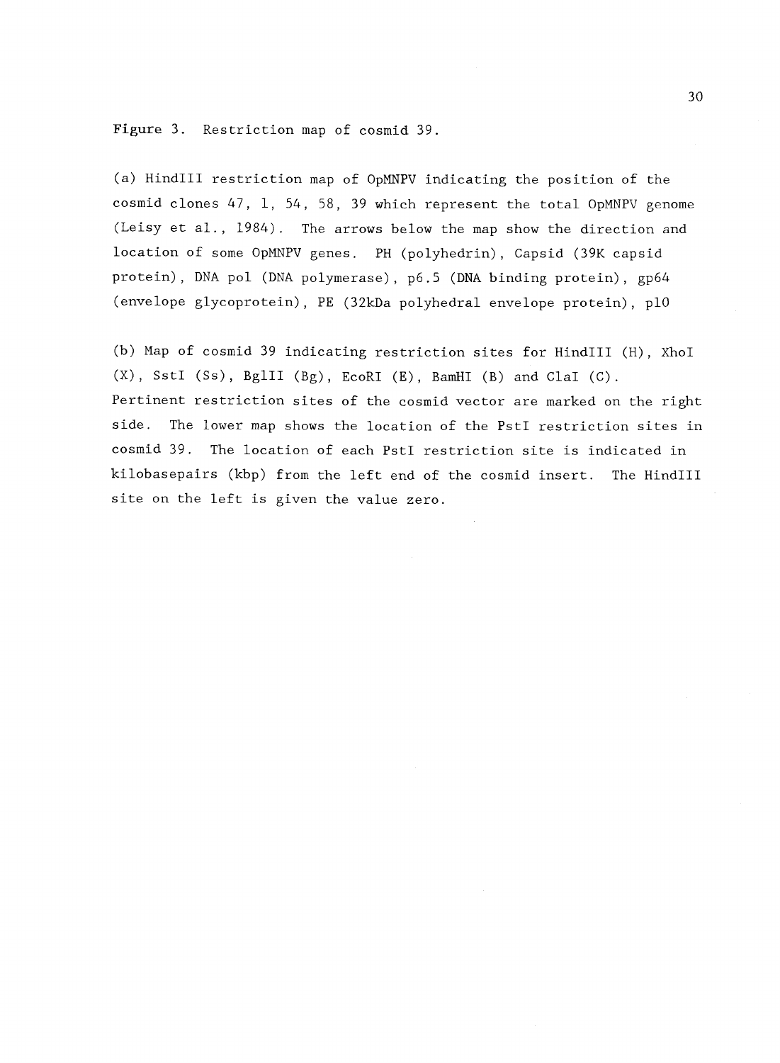**Figure 3.** Restriction map of cosmid 39.

(a) HindIII restriction map of OpMNPV indicating the position of the cosmid clones 47, 1, 54, 58, 39 which represent the total OpMNPV genome (Leisy et al., 1984). The arrows below the map show the direction and location of some OpMNPV genes. PH (polyhedrin), Capsid (39K capsid protein), DNA pol (DNA polymerase), p6.5 (DNA binding protein), gp64 (envelope glycoprotein), PE (32kDa polyhedral envelope protein), p10

(b) Map of cosmid 39 indicating restriction sites for HindIII (H), XhoI (X), SstI (Ss), BglII (Bg), EcoRI (E), BamHI (B) and ClaI (C). Pertinent restriction sites of the cosmid vector are marked on the right side. The lower map shows the location of the PstI restriction sites in cosmid 39. The location of each PstI restriction site is indicated in kilobasepairs (kbp) from the left end of the cosmid insert. The HindIII site on the left is given the value zero.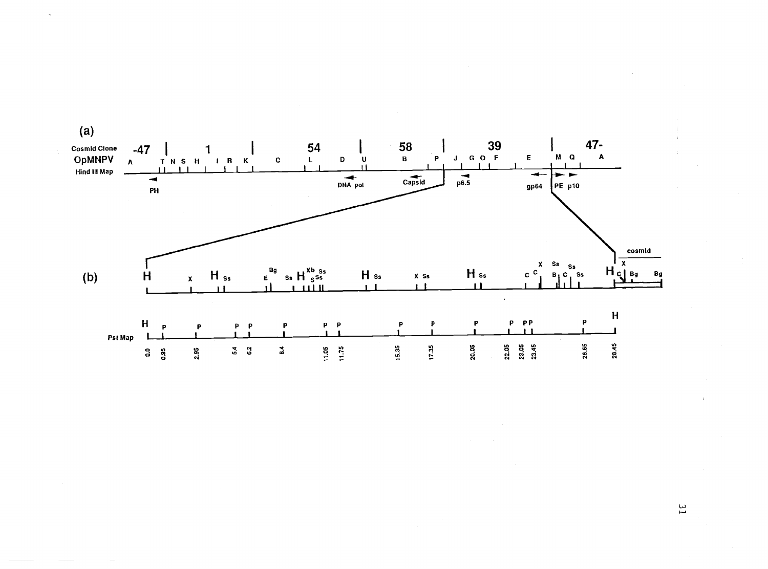(a)

Cosmid Clone: -47 | 1 | 54 | 58 | 39 | 47-

OpMNPV Hind III Map: A T N S H I R K C L D U B P J G O F E M Q A

PH, DNA pol, Capsid, p6.5, gp64, PE, p10

(b)

H X H Ss E Bg Ss H Xb S Ss Ss H Ss X Ss H Ss C C X B Ss C Ss Ss H C X Bg Bg

cosmid

Pst Map

H P P P P P P P P P P P PP P H

0.0 0.95 2.95 5.4 6.2 8.4 11.05 11.75 15.35 17.35 20.05 22.05 23.05 23.45 26.65 28.45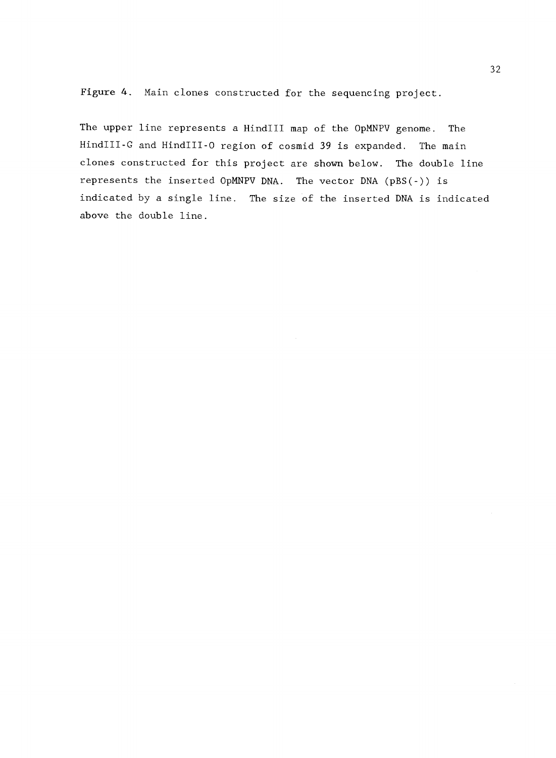**Figure 4.** Main clones constructed for the sequencing project.

The upper line represents a HindIII map of the OpMNPV genome. The HindIII-G and HindIII-O region of cosmid 39 is expanded. The main clones constructed for this project are shown below. The double line represents the inserted OpMNPV DNA. The vector DNA (pBS(-)) is indicated by a single line. The size of the inserted DNA is indicated above the double line.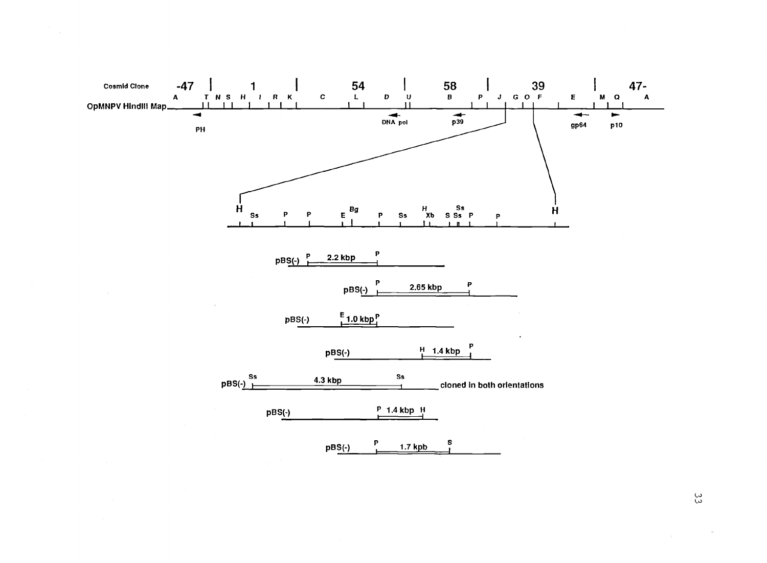Cosmid Clone: -47 | 1 | 54 | 58 | 39 | 47-

OpMNPV HindIII Map: A T N S H I R K C L D U B P J G O F E M Q A

PH

DNA pol

p39

gp64

p10

H Ss P P E Bg P Ss H Xb S Ss Ss P P H

pBS(-) P 2.2 kbp P

pBS(-) P 2.65 kbp P

pBS(-) E 1.0 kbp P

pBS(-) H 1.4 kbp P

pBS(-) Ss 4.3 kbp Ss cloned in both orientations

pBS(-) P 1.4 kbp H

pBS(-) P 1.7 kpb S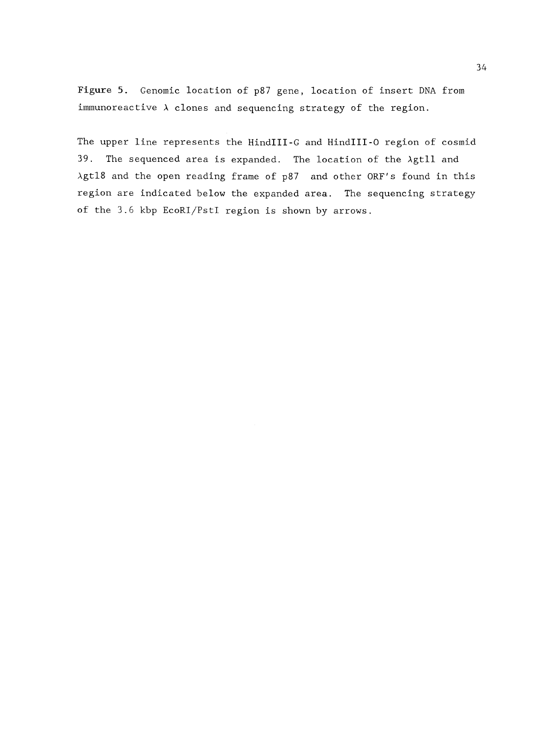**Figure 5.** Genomic location of p87 gene, location of insert DNA from immunoreactive λ clones and sequencing strategy of the region.

The upper line represents the HindIII-G and HindIII-O region of cosmid 39. The sequenced area is expanded. The location of the λgt11 and λgt18 and the open reading frame of p87 and other ORF's found in this region are indicated below the expanded area. The sequencing strategy of the 3.6 kbp EcoRI/PstI region is shown by arrows.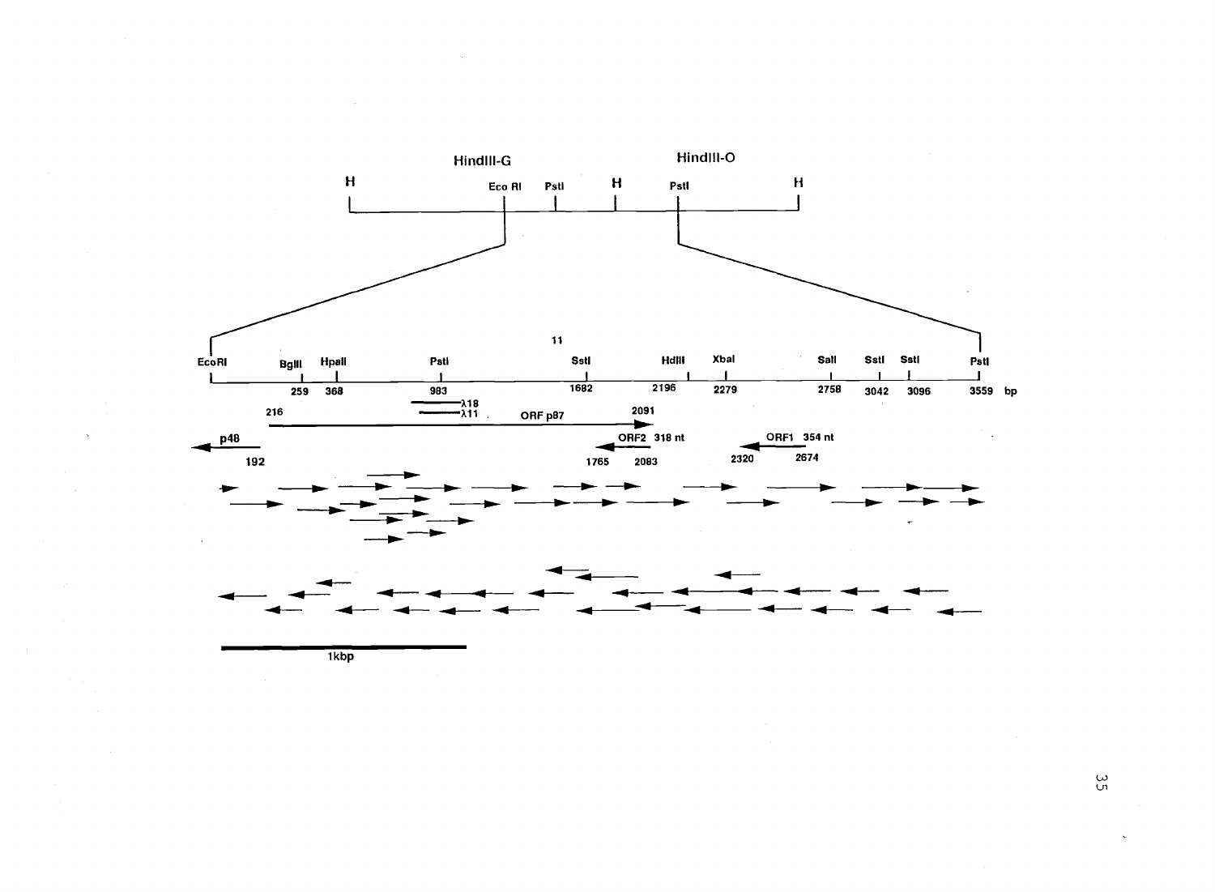HindIII-G HindIII-O

H Eco RI PstI H PstI H

EcoRI BglII HpaII PstI SstI HdIII XbaI SalI SstI SstI PstI

259 368 983 1682 2196 2279 2758 3042 3096 3559 bp

λ18

λ11

216 ORF p87 2091

p48

192

ORF2 318 nt

1765 2083

ORF1 354 nt

2320 2674

1kbp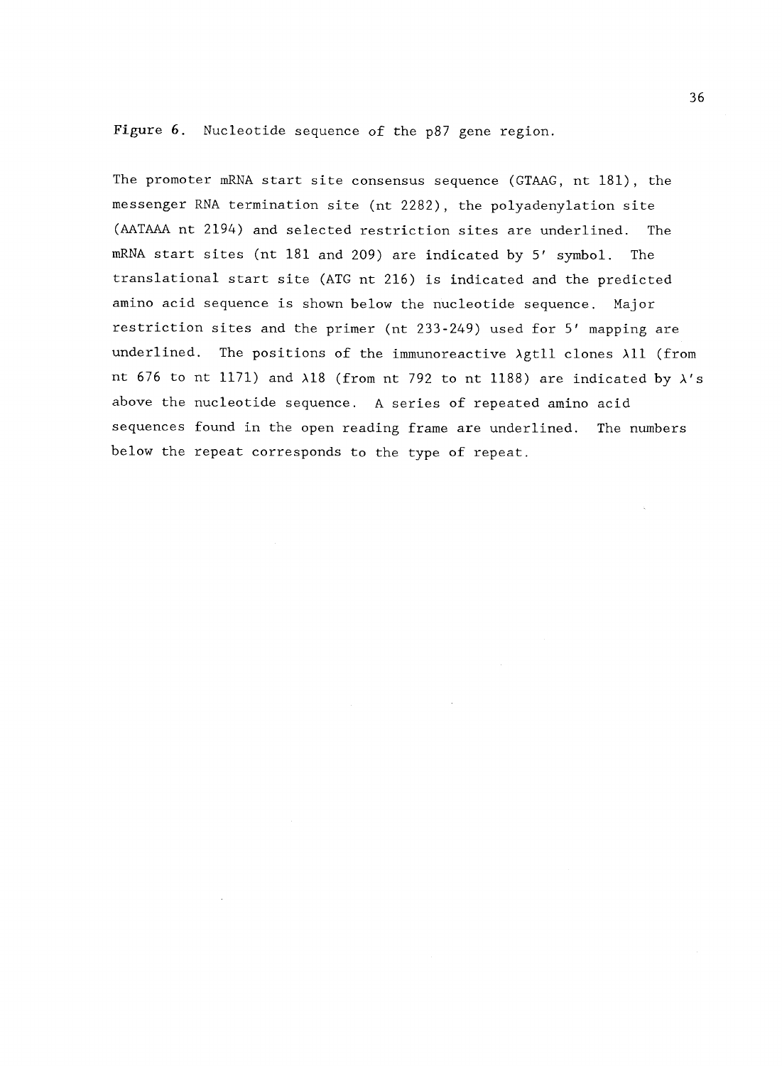**Figure 6.** Nucleotide sequence of the p87 gene region.

The promoter mRNA start site consensus sequence (GTAAG, nt 181), the messenger RNA termination site (nt 2282), the polyadenylation site (AATAAA nt 2194) and selected restriction sites are underlined. The mRNA start sites (nt 181 and 209) are indicated by 5′ symbol. The translational start site (ATG nt 216) is indicated and the predicted amino acid sequence is shown below the nucleotide sequence. Major restriction sites and the primer (nt 233-249) used for 5′ mapping are underlined. The positions of the immunoreactive λgt11 clones λ11 (from nt 676 to nt 1171) and λ18 (from nt 792 to nt 1188) are indicated by λ's above the nucleotide sequence. A series of repeated amino acid sequences found in the open reading frame are underlined. The numbers below the repeat corresponds to the type of repeat.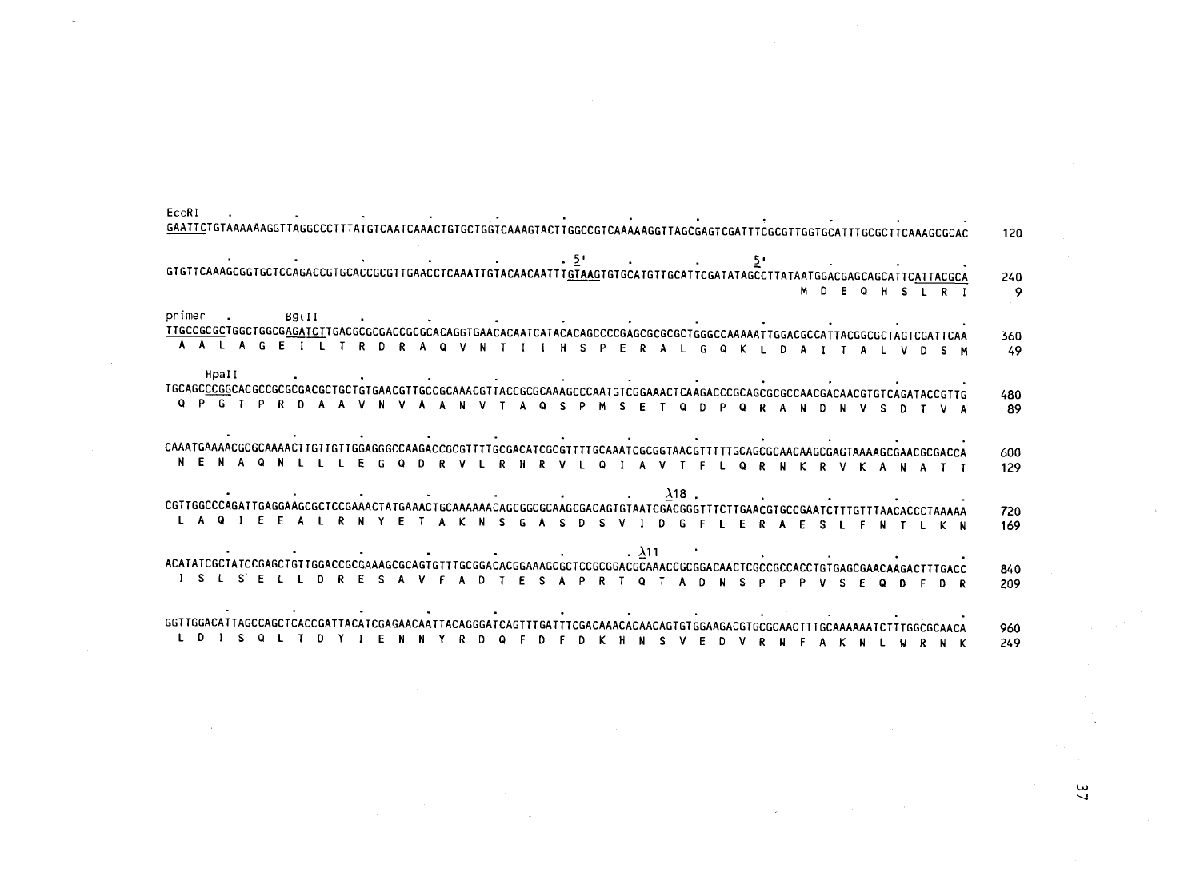```
EcoRI
GAATTCTGTAAAAAAGGTTAGGCCCTTTATGTCAATCAAACTGTGCTGGTCAAAGTACTTGGCCGTCAAAAAGGTTAGCGAGTCGATTTCGCGTTGGTGCATTTGCGCTTCAAAGCGCAC   120

                                                                       5'              5'
GTGTTCAAAGCGGTGCTCCAGACCGTGCACCGCGTTGAACCTCAAATTGTACAACAATTTGTAAGTGTGCATGTTGCATTCGATATAGCCTTATAATGGACGAGCAGCATTCATTACGCA   240
                                                                                                   M  D  E  Q  H  S  L  R  I     9

primer         BglII
TTGCCGCGCTGGCTGGCGAGATCTTGACGCGCGACCGCGCACAGGTGAACACAATCATACACAGCCCCGAGCGCGCGCTGGGCCAAAAATTGGACGCCATTACGGCGCTAGTCGATTCAA   360
 A  A  L  A  G  E  I  L  T  R  D  R  A  Q  V  N  T  I  I  H  S  P  E  R  A  L  G  Q  K  L  D  A  I  T  A  L  V  D  S  M    49

    HpaII
TGCAGCCCGGCACGCCGCGCGACGCTGCTGTGAACGTTGCCGCAAACGTTACCGCGCAAAGCCCAATGTCGGAAACTCAAGACCCGCAGCGCGCCAACGACAACGTGTCAGATACCGTTG   480
 Q  P  G  T  P  R  D  A  A  V  N  V  A  A  N  V  T  A  Q  S  P  M  S  E  T  Q  D  P  Q  R  A  N  D  N  V  S  D  T  V  A    89

CAAATGAAAACGCGCAAAACTTGTTGTTGGAGGGCCAAGACCGCGTTTTGCGACATCGCGTTTTGCAAATCGCGGTAACGTTTTTGCAGCGCAACAAGCGAGTAAAAGCGAACGCGACCA   600
 N  E  N  A  Q  N  L  L  L  E  G  Q  D  R  V  L  R  H  R  V  L  Q  I  A  V  T  F  L  Q  R  N  K  R  V  K  A  N  A  T  T   129

                                                                                λ18
CGTTGGCCCAGATTGAGGAAGCGCTCCGAAACTATGAAACTGCAAAAAACAGCGGCGCAAGCGACAGTGTAATCGACGGGTTTCTTGAACGTGCCGAATCTTTGTTTAACACCCTAAAAA   720
 L  A  Q  I  E  E  A  L  R  N  Y  E  T  A  K  N  S  G  A  S  D  S  V  I  D  G  F  L  E  R  A  E  S  L  F  N  T  L  K  N   169

                                                                            λ11
ACATATCGCTATCCGAGCTGTTGGACCGCGAAAGCGCAGTGTTTGCGGACACGGAAAGCGCTCCGCGGACGCAAACCGCGGACAACTCGCCGCCACCTGTGAGCGAACAAGACTTTGACC   840
 I  S  L  S  E  L  L  D  R  E  S  A  V  F  A  D  T  E  S  A  P  R  T  Q  T  A  D  N  S  P  P  P  V  S  E  Q  D  F  D  R   209

GGTTGGACATTAGCCAGCTCACCGATTACATCGAGAACAATTACAGGGATCAGTTTGATTTCGACAAACACAACAGTGTGGAAGACGTGCGCAACTTTGCAAAAAATCTTTGGCGCAACA   960
 L  D  I  S  Q  L  T  D  Y  I  E  N  N  Y  R  D  Q  F  D  F  D  K  H  N  S  V  E  D  V  R  N  F  A  K  N  L  W  R  N  K   249
```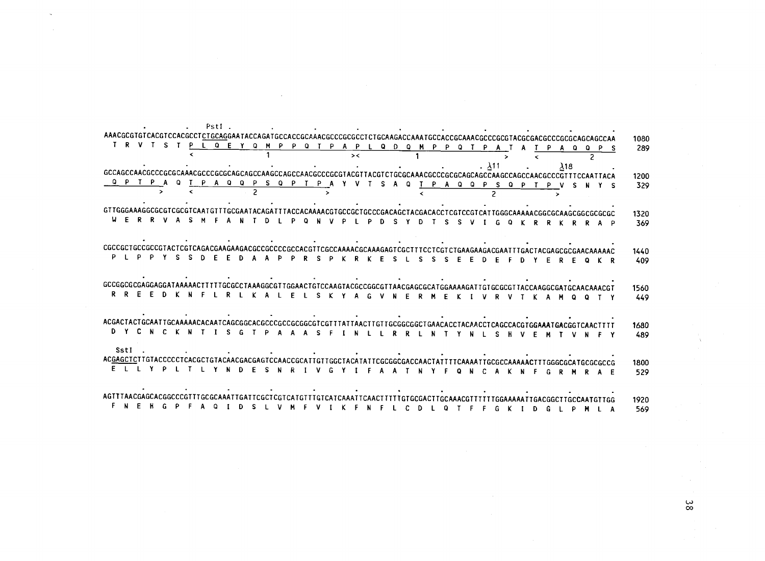```
                 .       .   PstI .        .        .        .        .        .        .        .        .        .
AAACGCGTGTCACGTCCACGCCTCTGCAGGAATACCAGATGCCACCGCAAACGCCCGCGCCTCTGCAAGACCAAATGCCACCGCAAACGCCCGCGTACGCGACGCCCGCGCAGCAGCCAA   1080
 T  R  V  T  S  T  P  L  Q  E  Y  Q  M  P  P  Q  T  P  A  P  L  Q  D  Q  M  P  P  Q  T  P  A  T  A  T  P  A  Q  Q  P  S    289
                   <              1              ><             1              >     <           2

        .        .        .        .        .        .        .        .        .        .  . λ11    .    λ18         .
GCCAGCCAACGCCCGCGCAAACGCCCGCGCAGCAGCCAAGCCAGCCAACGCCCGCGTACGTTACGTCTGCGCAAACGCCCGCGCAGCAGCCAAGCCAGCCAACGCCCGTTTCCAATTACA   1200
 Q  P  T  P  A  Q  T  P  A  Q  Q  P  S  Q  P  T  P  A  Y  V  T  S  A  Q  T  P  A  Q  Q  P  S  Q  P  T  P  V  S  N  Y  S    329
             >     <        2                    >                 <              2              >

        .        .        .        .        .        .        .        .        .        .        .        .
GTTGGGAAAGGCGCGTCGCGTCAATGTTTGCGAATACAGATTTACCACAAAACGTGCCGCTGCCCGACAGCTACGACACCTCGTCCGTCATTGGGCAAAAACGGCGCAAGCGGCGCGCGC   1320
 W  E  R  R  V  A  S  M  F  A  N  T  D  L  P  Q  N  V  P  L  P  D  S  Y  D  T  S  S  V  I  G  Q  K  R  R  K  R  R  A  P    369

        .        .        .        .        .        .        .        .        .        .        .        .
CGCCGCTGCCGCCGTACTCGTCAGACGAAGAAGACGCCGCCCCGCCACGTTCGCCAAAACGCAAAGAGTCGCTTTCCTCGTCTGAAGAAGACGAATTTGACTACGAGCGCGAACAAAAAC   1440
 P  L  P  P  Y  S  S  D  E  E  D  A  A  P  P  R  S  P  K  R  K  E  S  L  S  S  S  E  E  D  E  F  D  Y  E  R  E  Q  K  R    409

        .        .        .        .        .        .        .        .        .        .        .        .
GCCGGCGCGAGGAGGATAAAAACTTTTTGCGCCTAAAGGCGTTGGAACTGTCCAAGTACGCCGGCGTTAACGAGCGCATGGAAAAGATTGTGCGCGTTACCAAGGCGATGCAACAAACGT   1560
 R  R  E  E  D  K  N  F  L  R  L  K  A  L  E  L  S  K  Y  A  G  V  N  E  R  M  E  K  I  V  R  V  T  K  A  M  Q  Q  T  Y    449

        .        .        .        .        .        .        .        .        .        .        .        .
ACGACTACTGCAATTGCAAAAACACAATCAGCGGCACGCCCGCCGCGGCGTCGTTTATTAACTTGTTGCGGCGGCTGAACACCTACAACCTCAGCCACGTGGAAATGACGGTCAACTTTT   1680
 D  Y  C  N  C  K  N  T  I  S  G  T  P  A  A  A  S  F  I  N  L  L  R  R  L  N  T  Y  N  L  S  H  V  E  M  T  V  N  F  Y    489

 SstI   .        .        .        .        .        .        .        .        .        .        .        .
ACGAGCTCTTGTACCCCCTCACGCTGTACAACGACGAGTCCAACCGCATTGTTGGCTACATATTCGCGGCGACCAACTATTTTCAAAATTGCGCCAAAAACTTTGGGCGCATGCGCGCCG   1800
 E  L  L  Y  P  L  T  L  Y  N  D  E  S  N  R  I  V  G  Y  I  F  A  A  T  N  Y  F  Q  N  C  A  K  N  F  G  R  M  R  A  E    529

        .        .        .        .        .        .        .        .        .        .        .        .
AGTTTAACGAGCACGGCCCGTTTGCGCAAATTGATTCGCTCGTCATGTTTGTCATCAAATTCAACTTTTTGTGCGACTTGCAAACGTTTTTTGGAAAAATTGACGGCTTGCCAATGTTGG   1920
 F  N  E  H  G  P  F  A  Q  I  D  S  L  V  M  F  V  I  K  F  N  F  L  C  D  L  Q  T  F  F  G  K  I  D  G  L  P  M  L  A    569
```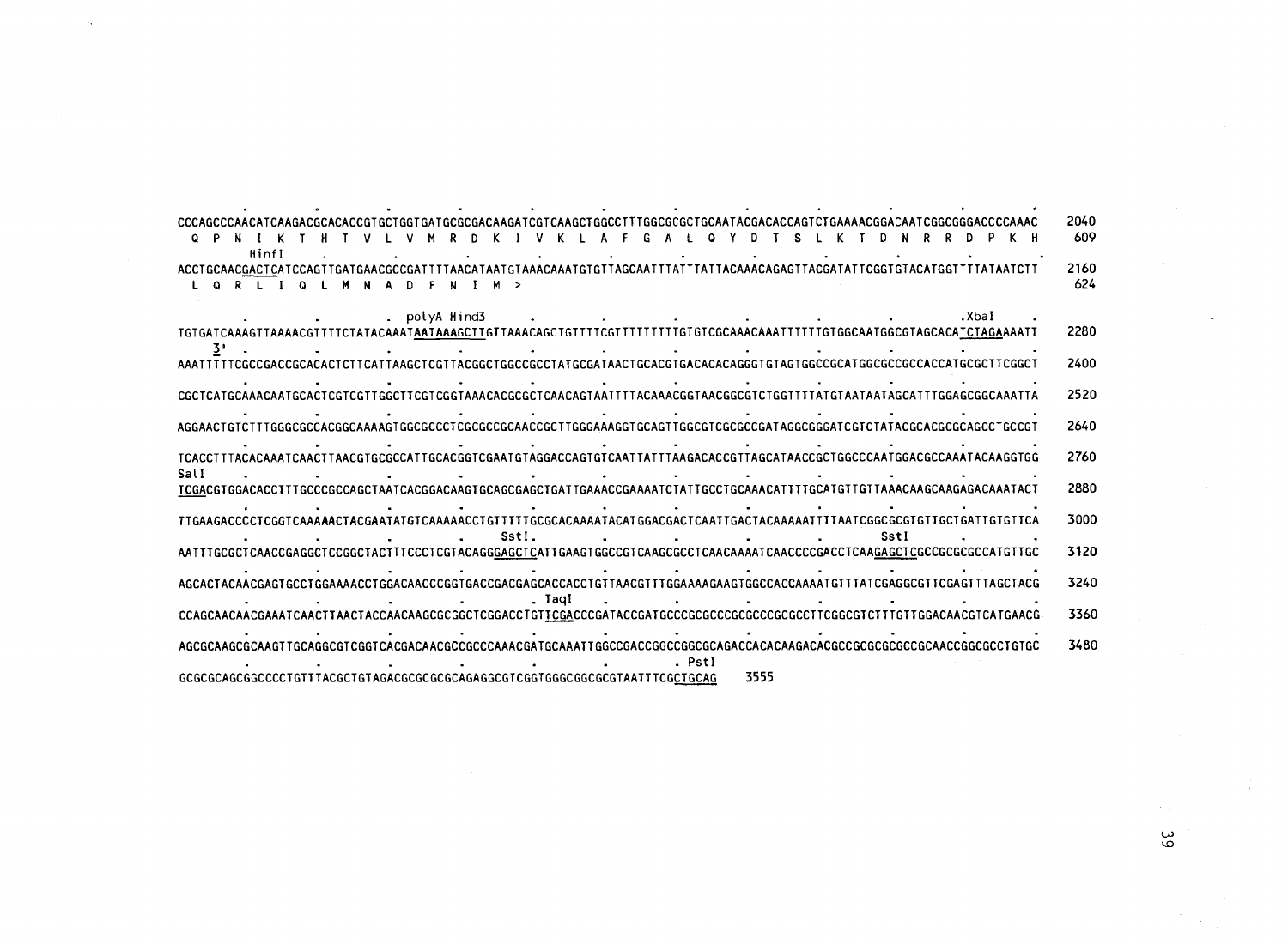```
CCCAGCCCAACATCAAGACGCACACCGTGCTGGTGATGCGCGACAAGATCGTCAAGCTGGCCTTTGGCGCGCTGCAATACGACACCAGTCTGAAAACGGACAATCGGCGGGACCCCAAAC    2040
 Q  P  N  I  K  T  H  T  V  L  V  M  R  D  K  I  V  K  L  A  F  G  A  L  Q  Y  D  T  S  L  K  T  D  N  R  R  D  P  K  H      609
       HinfI
ACCTGCAACGACTCATCCAGTTGATGAACGCCGATTTTAACATAATGTAAACAAATGTGTTAGCAATTTATTTATTACAAACAGAGTTACGATATTCGGTGTACATGGTTTTATAATCTT    2160
 L  Q  R  L  I  Q  L  M  N  A  D  F  N  I  M  >                                                                               624

                           polyA Hind3                                                                          XbaI
TGTGATCAAAGTTAAAACGTTTTCTATACAAATAATAAAGCTTGTTAAACAGCTGTTTTCGTTTTTTTTTGTGTCGCAAACAAATTTTTTGTGGCAATGGCGTAGCACATCTAGAAAATT    2280
 3'
AAATTTTTCGCCGACCGCACACTCTTCATTAAGCTCGTTACGGCTGGCCGCCTATGCGATAACTGCACGTGACACACAGGGTGTAGTGGCCGCATGGCGCCGCCACCATGCGCTTCGGCT    2400

CGCTCATGCAAACAATGCACTCGTCGTTGGCTTCGTCGGTAAACACGCGCTCAACAGTAATTTTACAAACGGTAACGGCGTCTGGTTTTATGTAATAATAGCATTTGGAGCGGCAAATTA    2520

AGGAACTGTCTTTGGGCGCCACGGCAAAAGTGGCGCCCTCGCGCCGCAACCGCTTGGGAAAGGTGCAGTTGGCGTCGCGCCGATAGGCGGGATCGTCTATACGCACGCGCAGCCTGCCGT    2640

TCACCTTTACACAAATCAACTTAACGTGCGCCATTGCACGGTCGAATGTAGGACCAGTGTCAATTATTTAAGACACCGTTAGCATAACCGCTGGCCCAATGGACGCCAAATACAAGGTGG    2760
SalI
TCGACGTGGACACCTTTGCCCGCCAGCTAATCACGGACAAGTGCAGCGAGCTGATTGAAACCGAAAATCTATTGCCTGCAAACATTTTGCATGTTGTTAAACAAGCAAGAGACAAATACT    2880

TTGAAGACCCCTCGGTCAAAAACTACGAATATGTCAAAAACCTGTTTTTGCGCACAAAATACATGGACGACTCAATTGACTACAAAAAATTTTAATCGGCGCGTGTTGCTGATTGTGTTCA    3000
                                        SstI.                                                    SstI
AATTTGCGCTCAACCGAGGCTCCGGCTACTTTCCCTCGTACAGGGAGCTCATTGAAGTGGCCGTCAAGCGCCTCAACAAAATCAACCCCGACCTCAAGAGCTCGCCGCGCGCCATGTTGC    3120

AGCACTACAACGAGTGCCTGGAAAACCTGGACAACCCGGTGACCGACGAGCACCACCTGTTAACGTTTGGAAAAGAAGTGGCCACCAAAATGTTTATCGAGGCGTTCGAGTTTAGCTACG    3240
                                          TaqI
CCAGCAACAACGAAATCAACTTAACTACCAACAAGCGCGGCTCGGACCTGTTCGACCCGATACCGATGCCCGCGCCCGCGCCCGCGCCTTCGGCGTCTTTGTTGGACAACGTCATGAACG    3360

AGCGCAAGCGCAAGTTGCAGGCGTCGGTCACGACAACGCCGCCCAAACGATGCAAATTGGCCGACCGGCCGGCGCAGACCACACAAGACACGCCGCGCGCGCCGCAACCGGCGCCTGTGC    3480
                                                          PstI
GCGCGCAGCGGCCCCTGTTTACGCTGTAGACGCGCGCGCAGAGGCGTCGGTGGGCGGCGCGTAATTTCGCTGCAG    3555
```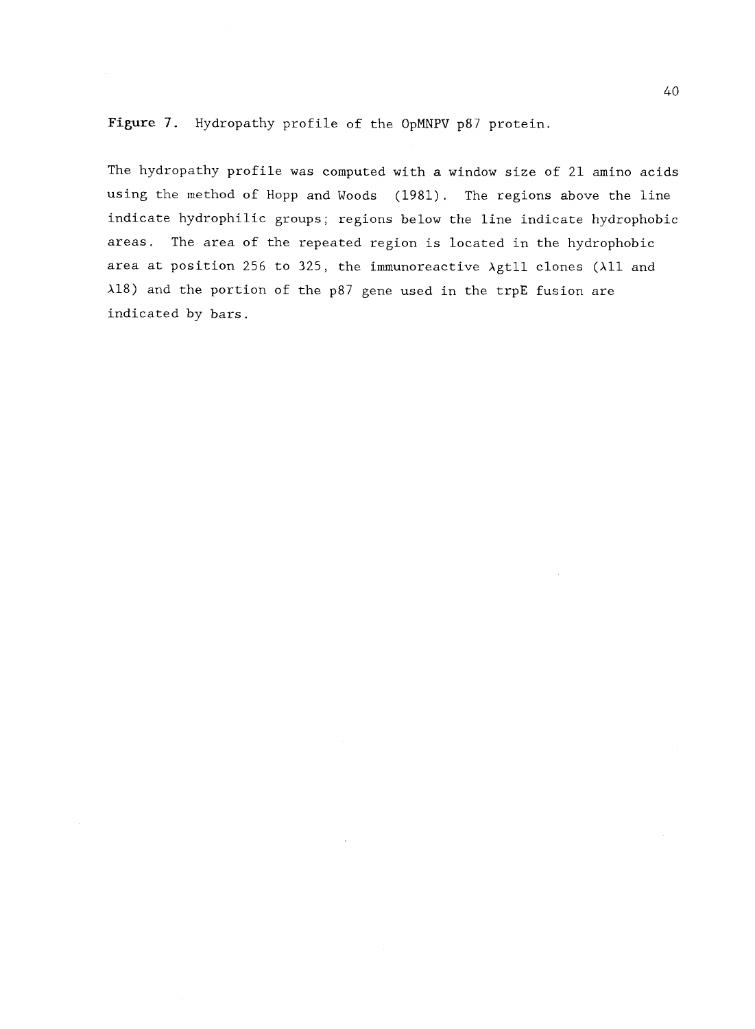**Figure 7.** Hydropathy profile of the OpMNPV p87 protein.

The hydropathy profile was computed with a window size of 21 amino acids using the method of Hopp and Woods (1981). The regions above the line indicate hydrophilic groups; regions below the line indicate hydrophobic areas. The area of the repeated region is located in the hydrophobic area at position 256 to 325, the immunoreactive λgt11 clones (λ11 and λ18) and the portion of the p87 gene used in the trpE fusion are indicated by bars.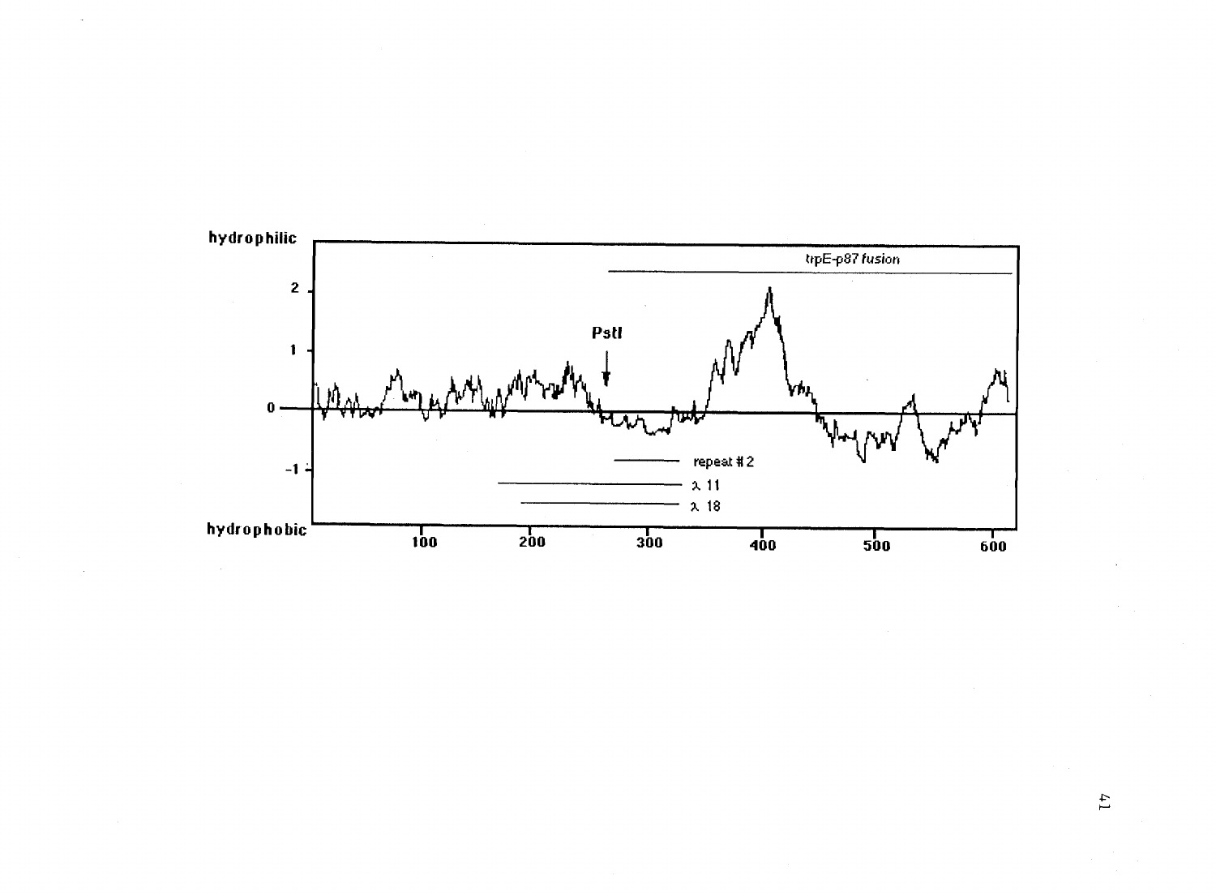hydrophilic

2

1

0

-1

hydrophobic

100 200 300 400 500 600

trpE-p87 fusion

PstI

repeat # 2

λ 11

λ 18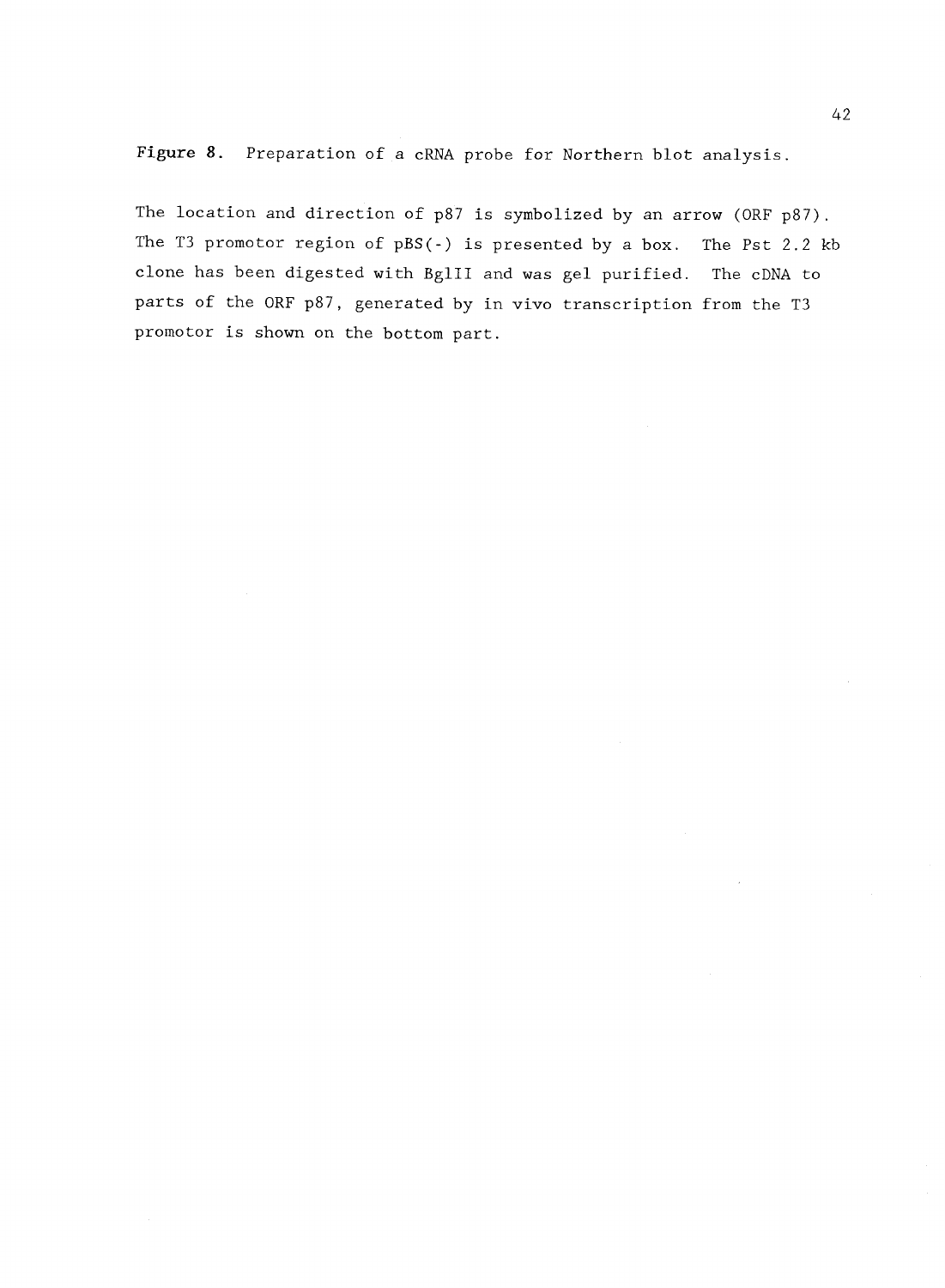**Figure 8.** Preparation of a cRNA probe for Northern blot analysis.

The location and direction of p87 is symbolized by an arrow (ORF p87). The T3 promotor region of pBS(-) is presented by a box. The Pst 2.2 kb clone has been digested with BglII and was gel purified. The cDNA to parts of the ORF p87, generated by in vivo transcription from the T3 promotor is shown on the bottom part.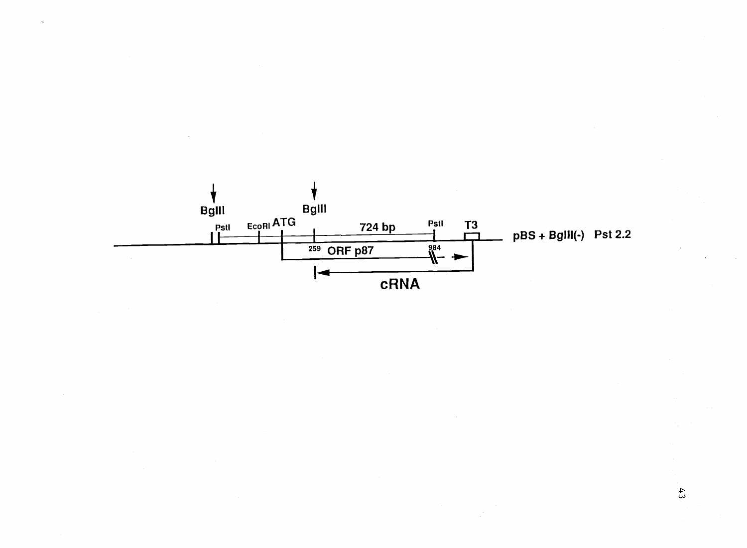BglII

BglII

PstI EcoRI ATG 724 bp PstI T3

pBS + BglII(-) Pst 2.2

259 ORF p87 984

cRNA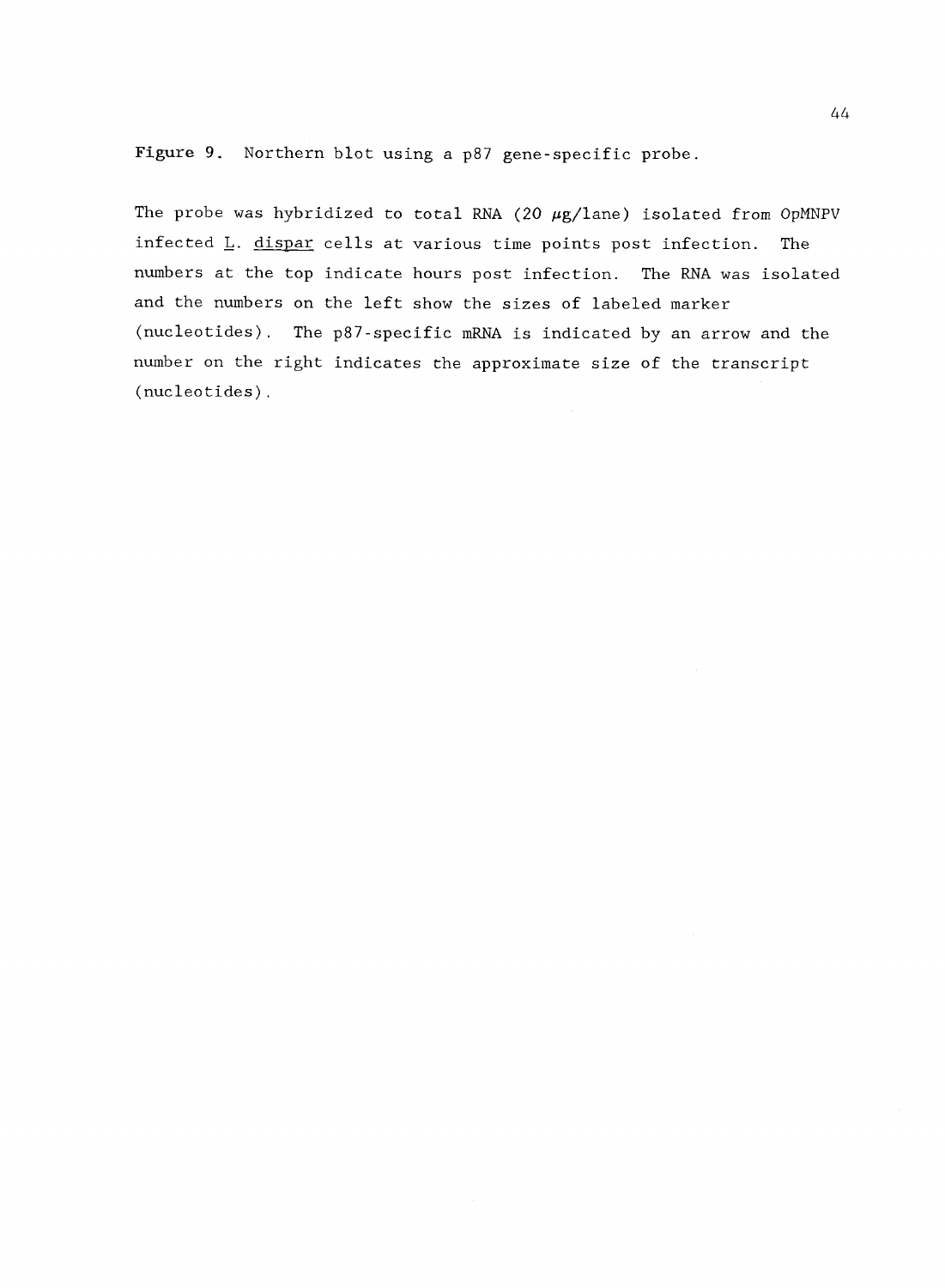**Figure 9.** Northern blot using a p87 gene-specific probe.

The probe was hybridized to total RNA (20 μg/lane) isolated from OpMNPV infected _L. dispar_ cells at various time points post infection. The numbers at the top indicate hours post infection. The RNA was isolated and the numbers on the left show the sizes of labeled marker (nucleotides). The p87-specific mRNA is indicated by an arrow and the number on the right indicates the approximate size of the transcript (nucleotides).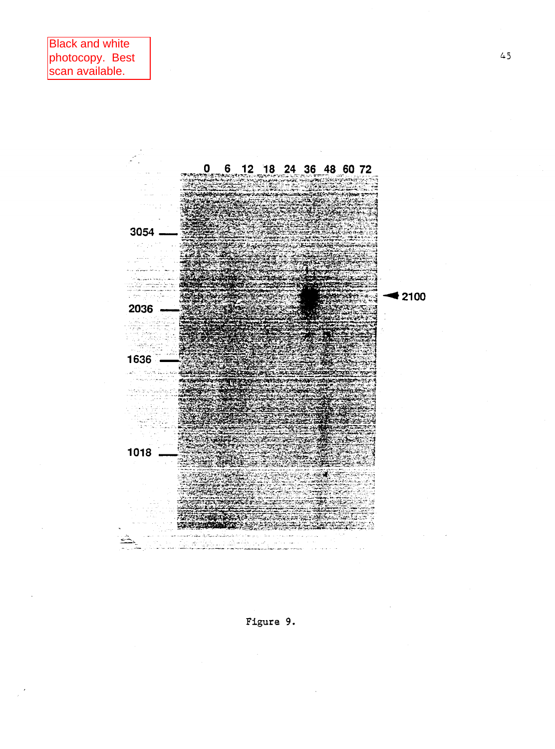Black and white photocopy. Best scan available.

0 6 12 18 24 36 48 60 72

3054

2036

1636

1018

2100

Figure 9.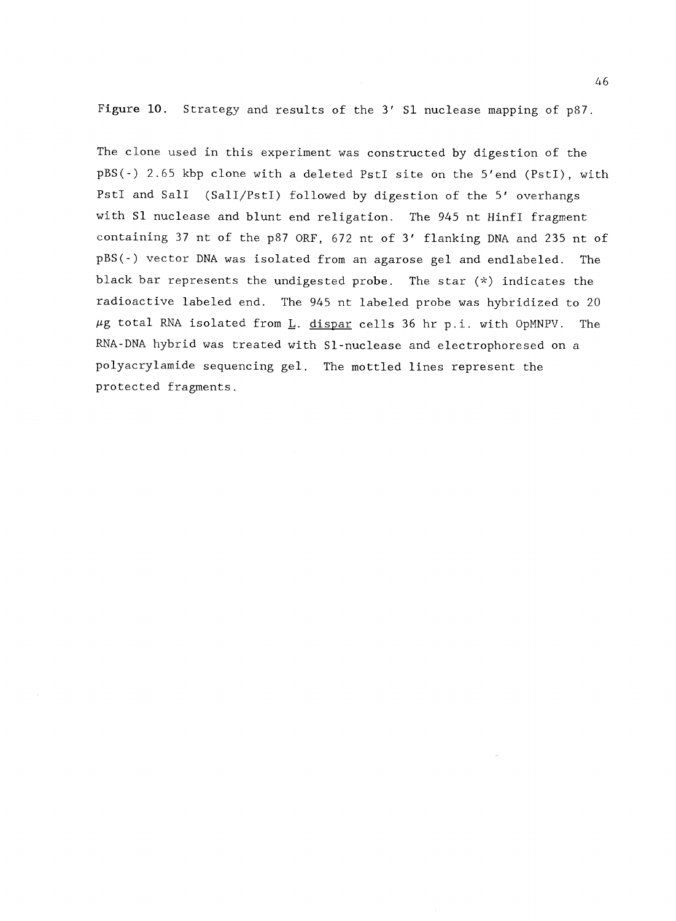**Figure 10.** Strategy and results of the 3′ S1 nuclease mapping of p87.

The clone used in this experiment was constructed by digestion of the pBS(-) 2.65 kbp clone with a deleted PstI site on the 5′end (PstI), with PstI and SalI (SalI/PstI) followed by digestion of the 5′ overhangs with S1 nuclease and blunt end religation. The 945 nt HinfI fragment containing 37 nt of the p87 ORF, 672 nt of 3′ flanking DNA and 235 nt of pBS(-) vector DNA was isolated from an agarose gel and endlabeled. The black bar represents the undigested probe. The star (*) indicates the radioactive labeled end. The 945 nt labeled probe was hybridized to 20 $\mu$g total RNA isolated from L. dispar cells 36 hr p.i. with OpMNPV. The RNA-DNA hybrid was treated with S1-nuclease and electrophoresed on a polyacrylamide sequencing gel. The mottled lines represent the protected fragments.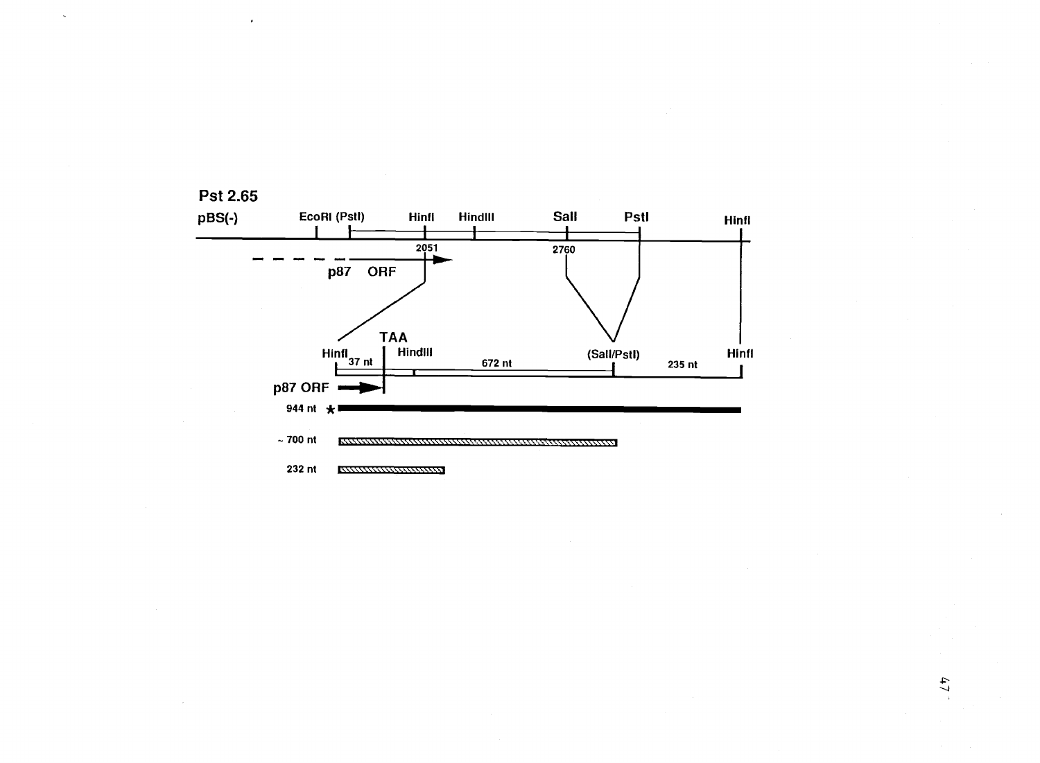Pst 2.65

pBS(-) EcoRI (PstI) HinfI HindIII SalI PstI HinfI

2051 2760

p87 ORF

TAA

HinfI 37 nt HindIII 672 nt (SalI/PstI) 235 nt HinfI

p87 ORF

944 nt *

~ 700 nt

232 nt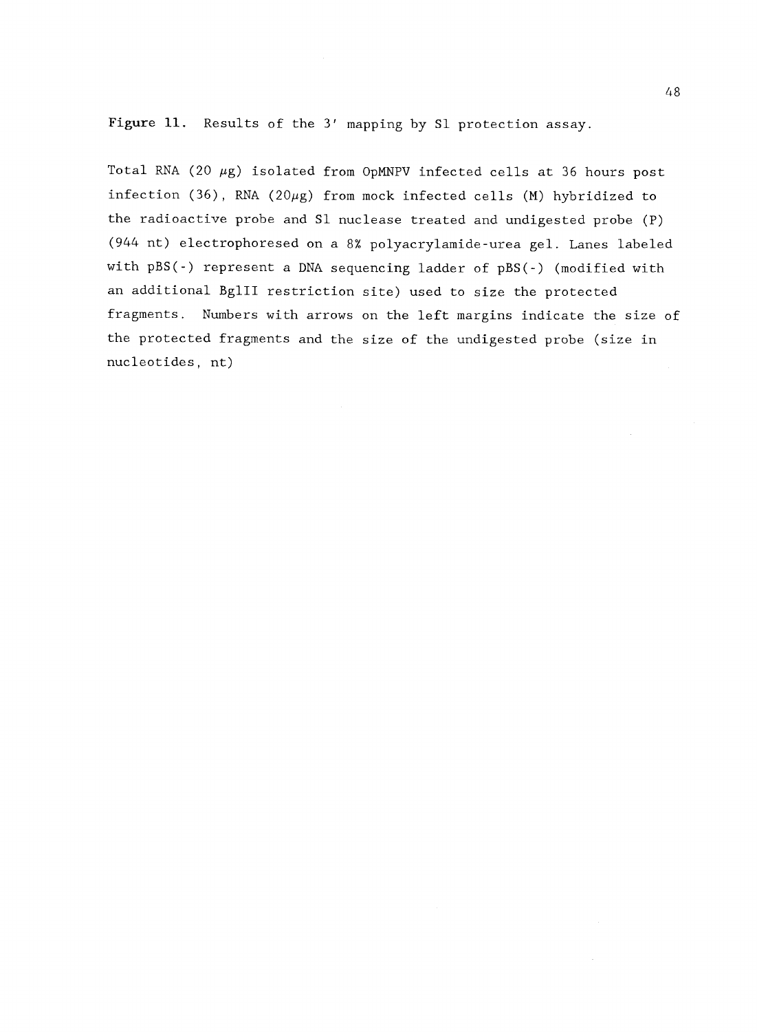**Figure 11.** Results of the 3′ mapping by S1 protection assay.

Total RNA (20 $\mu$g) isolated from OpMNPV infected cells at 36 hours post infection (36), RNA (20$\mu$g) from mock infected cells (M) hybridized to the radioactive probe and S1 nuclease treated and undigested probe (P) (944 nt) electrophoresed on a 8% polyacrylamide-urea gel. Lanes labeled with pBS(-) represent a DNA sequencing ladder of pBS(-) (modified with an additional BglII restriction site) used to size the protected fragments. Numbers with arrows on the left margins indicate the size of the protected fragments and the size of the undigested probe (size in nucleotides, nt)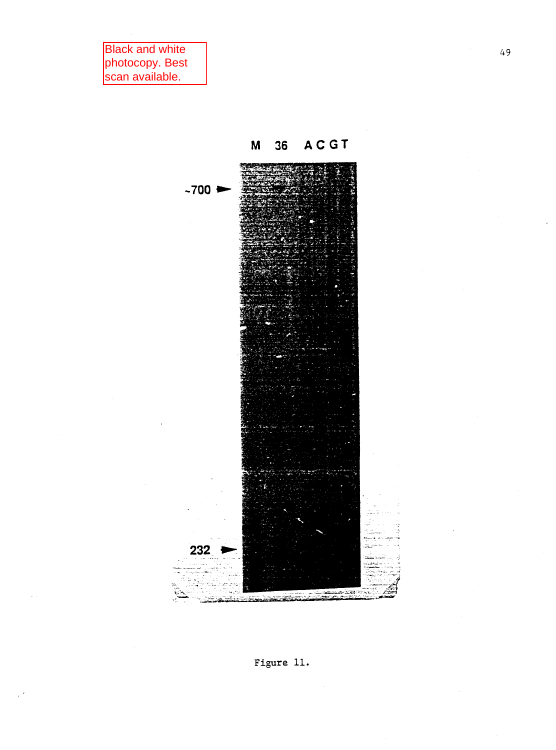Black and white photocopy. Best scan available.

M 36 A C G T

~700

232

Figure 11.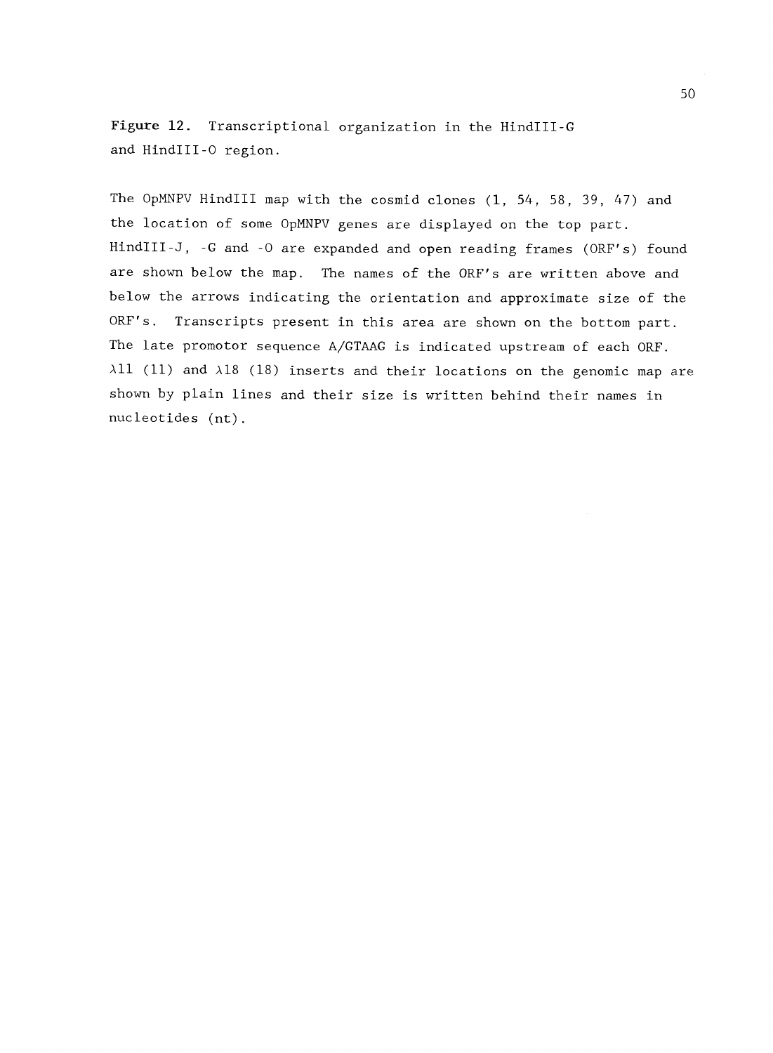**Figure 12.** Transcriptional organization in the HindIII-G and HindIII-O region.

The OpMNPV HindIII map with the cosmid clones (1, 54, 58, 39, 47) and the location of some OpMNPV genes are displayed on the top part. HindIII-J, -G and -O are expanded and open reading frames (ORF's) found are shown below the map. The names of the ORF's are written above and below the arrows indicating the orientation and approximate size of the ORF's. Transcripts present in this area are shown on the bottom part. The late promotor sequence A/GTAAG is indicated upstream of each ORF. $\lambda$11 (11) and $\lambda$18 (18) inserts and their locations on the genomic map are shown by plain lines and their size is written behind their names in nucleotides (nt).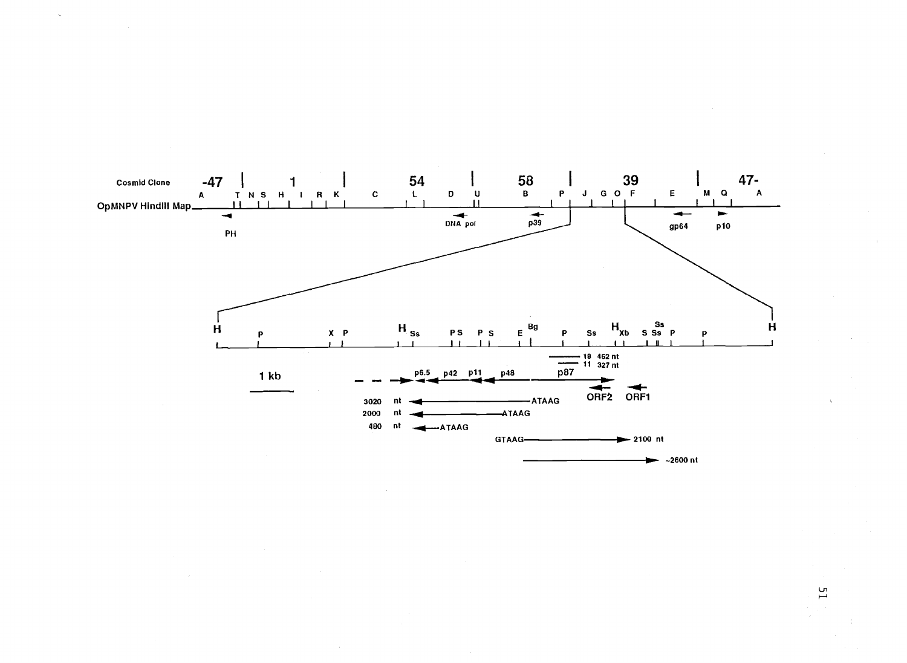Cosmid Clone -47 | 1 | 54 | 58 | 39 | 47-

OpMNPV HindIII Map

A T N S H I R K C L D U B P J G O F E M Q A

PH

DNA pol

p39

gp64

p10

H P X P H Ss P S P S E Bg P Ss H Xb S Ss Ss P P H

1 kb

18 462 nt

11 327 nt

p6.5 p42 p11 p48 p87

ORF2 ORF1

3020 nt ATAAG

2000 nt ATAAG

480 nt ATAAG

GTAAG 2100 nt

~2600 nt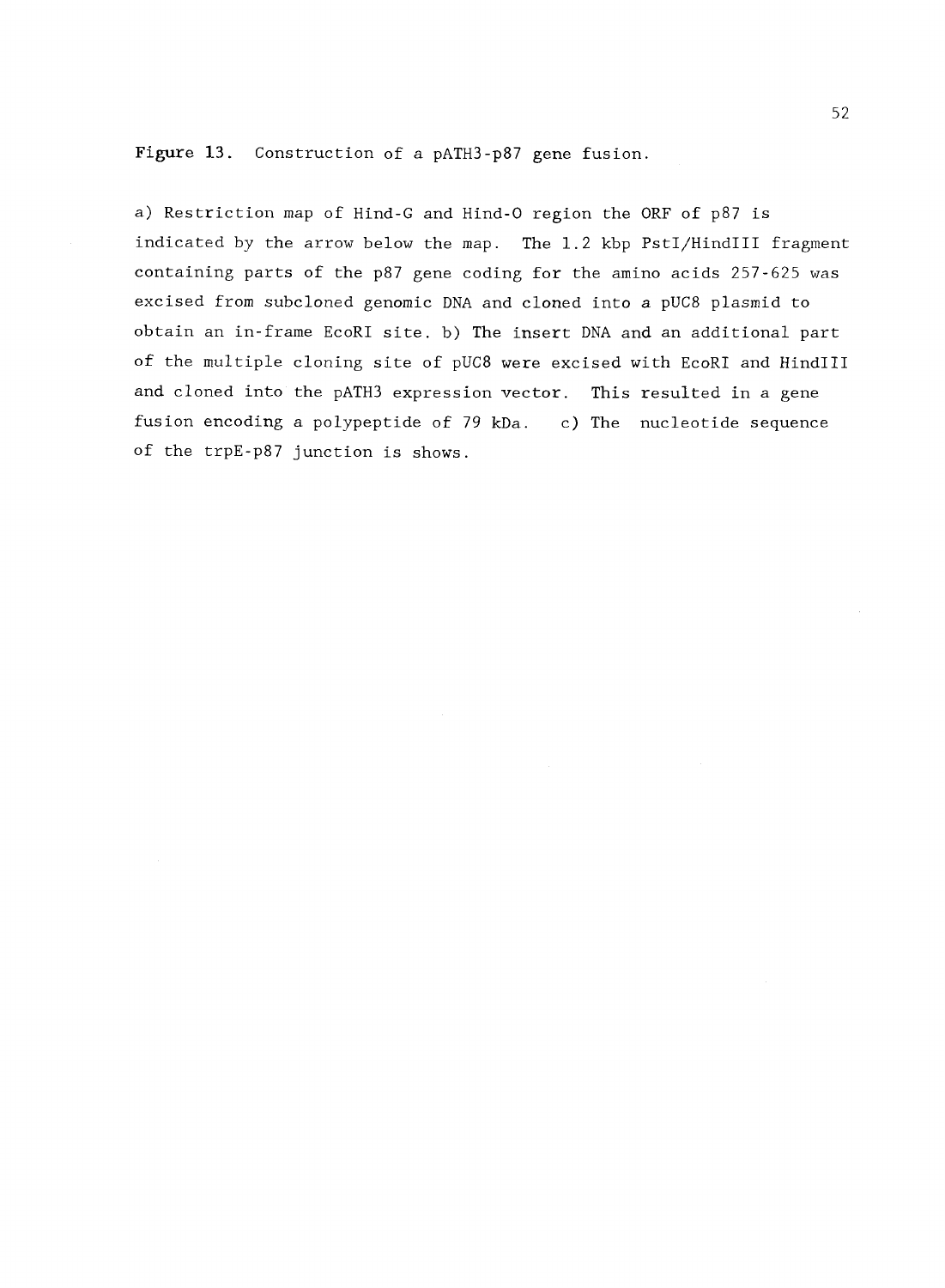**Figure 13.** Construction of a pATH3-p87 gene fusion.

a) Restriction map of Hind-G and Hind-O region the ORF of p87 is indicated by the arrow below the map. The 1.2 kbp PstI/HindIII fragment containing parts of the p87 gene coding for the amino acids 257-625 was excised from subcloned genomic DNA and cloned into a pUC8 plasmid to obtain an in-frame EcoRI site. b) The insert DNA and an additional part of the multiple cloning site of pUC8 were excised with EcoRI and HindIII and cloned into the pATH3 expression vector. This resulted in a gene fusion encoding a polypeptide of 79 kDa. c) The nucleotide sequence of the trpE-p87 junction is shows.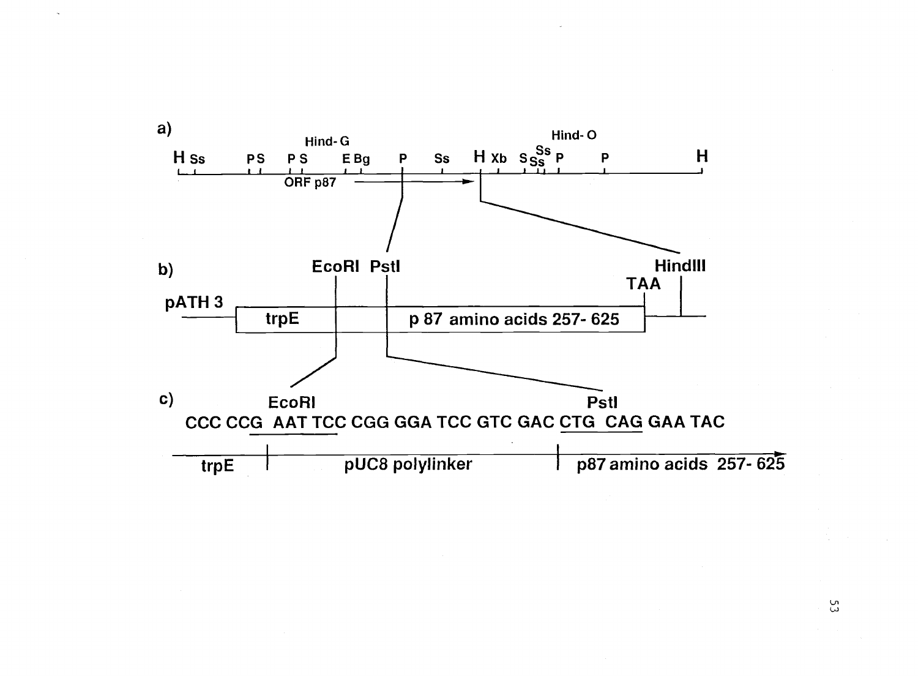a)

Hind- G                                                    Hind- O

H Ss   P S   P S   E Bg   P   Ss   H Xb   S Ss Ss Ss P   P   H

ORF p87

b)

EcoRI   PstI   HindIII

TAA

pATH 3   trpE   p 87 amino acids 257- 625

c)

EcoRI   PstI

CCC CCG AAT TCC CGG GGA TCC GTC GAC CTG CAG GAA TAC

trpE   pUC8 polylinker   p87 amino acids 257- 625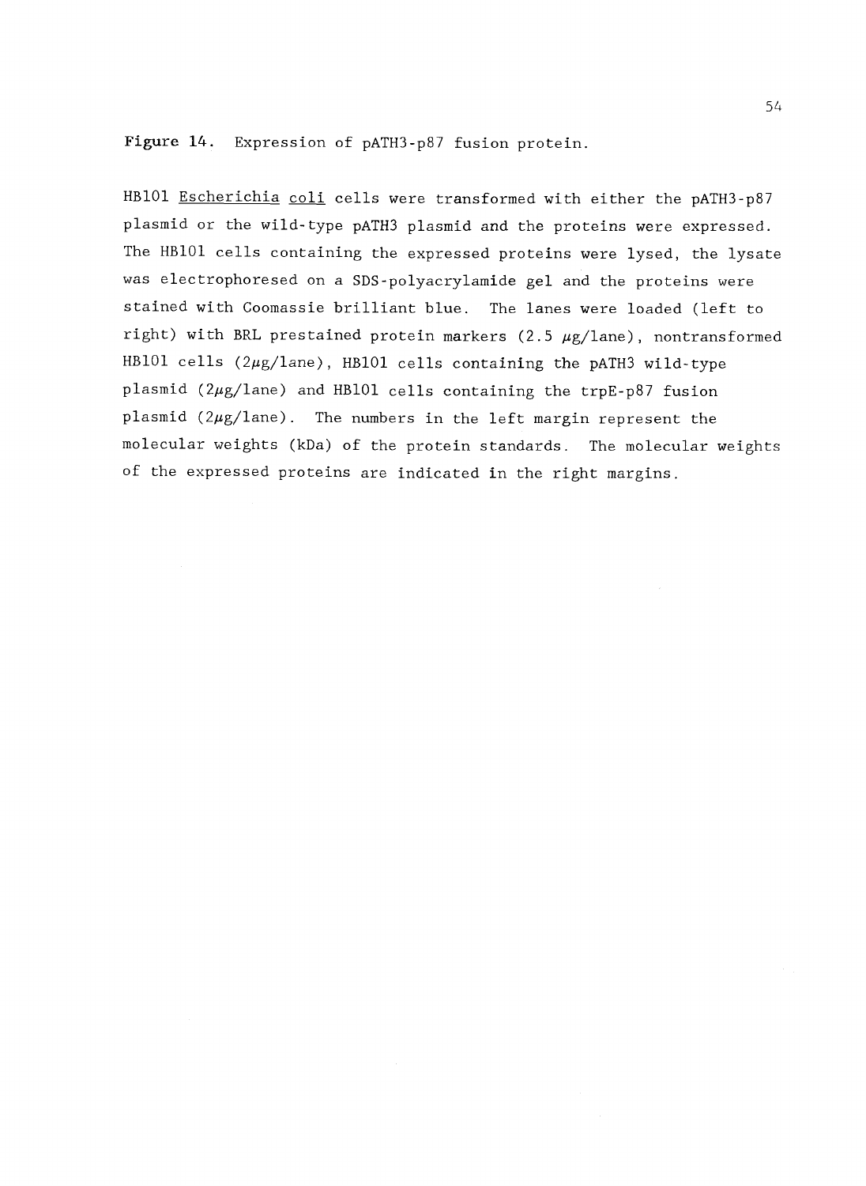**Figure 14.** Expression of pATH3-p87 fusion protein.

HB101 Escherichia coli cells were transformed with either the pATH3-p87 plasmid or the wild-type pATH3 plasmid and the proteins were expressed. The HB101 cells containing the expressed proteins were lysed, the lysate was electrophoresed on a SDS-polyacrylamide gel and the proteins were stained with Coomassie brilliant blue. The lanes were loaded (left to right) with BRL prestained protein markers (2.5 $\mu$g/lane), nontransformed HB101 cells (2$\mu$g/lane), HB101 cells containing the pATH3 wild-type plasmid (2$\mu$g/lane) and HB101 cells containing the trpE-p87 fusion plasmid (2$\mu$g/lane). The numbers in the left margin represent the molecular weights (kDa) of the protein standards. The molecular weights of the expressed proteins are indicated in the right margins.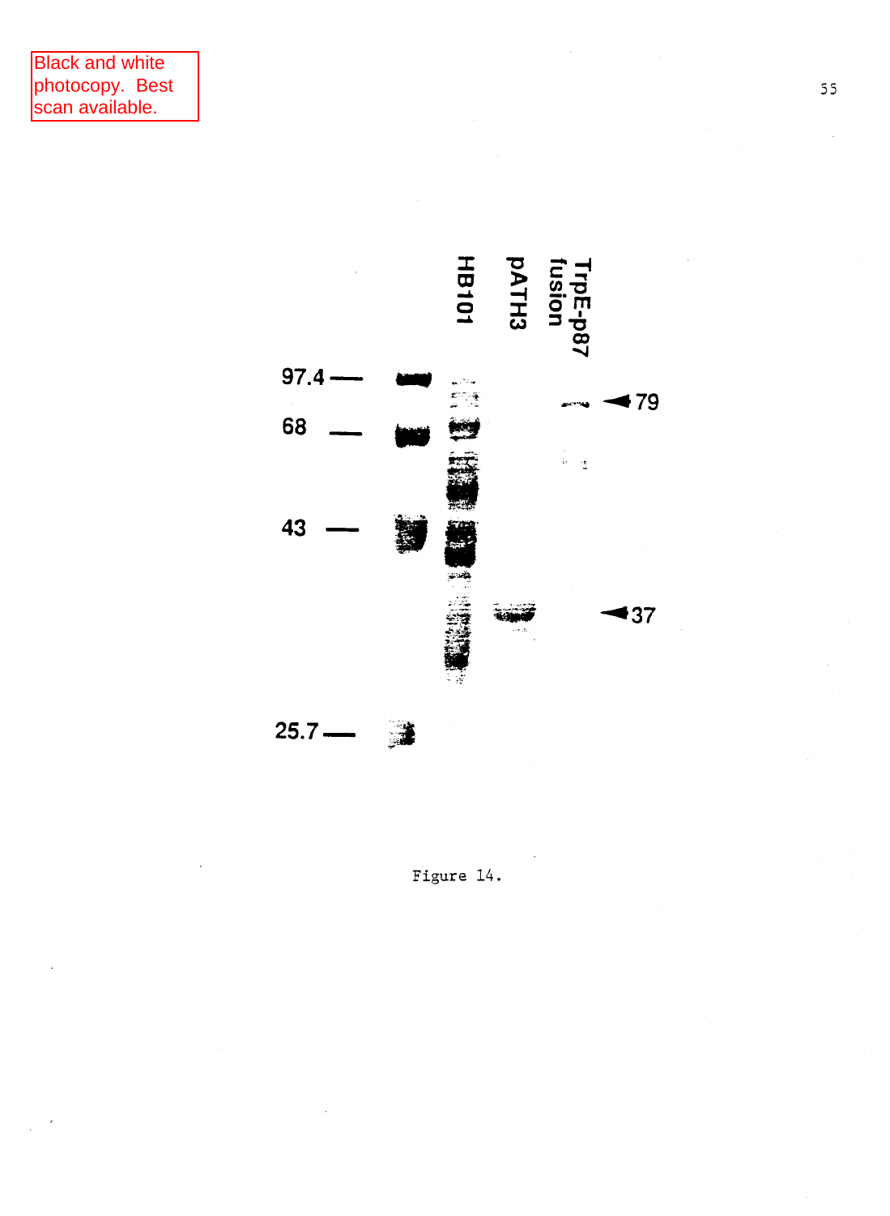Black and white photocopy. Best scan available.

97.4

68

43

25.7

HB101

pATH3

TrpE-p87 fusion

79

37

Figure 14.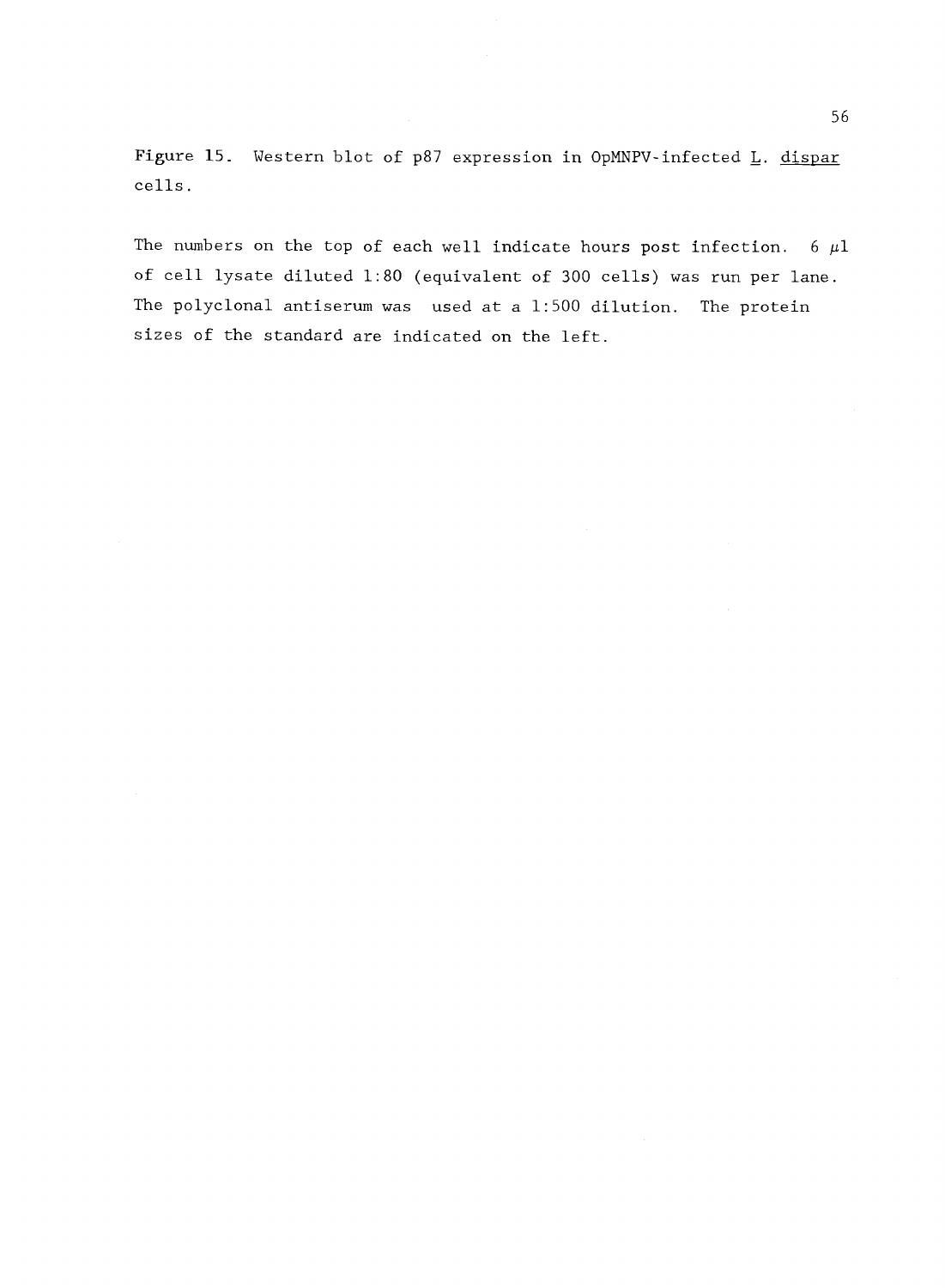**Figure 15.** Western blot of p87 expression in OpMNPV-infected L. dispar cells.

The numbers on the top of each well indicate hours post infection. 6 $\mu$l of cell lysate diluted 1:80 (equivalent of 300 cells) was run per lane. The polyclonal antiserum was used at a 1:500 dilution. The protein sizes of the standard are indicated on the left.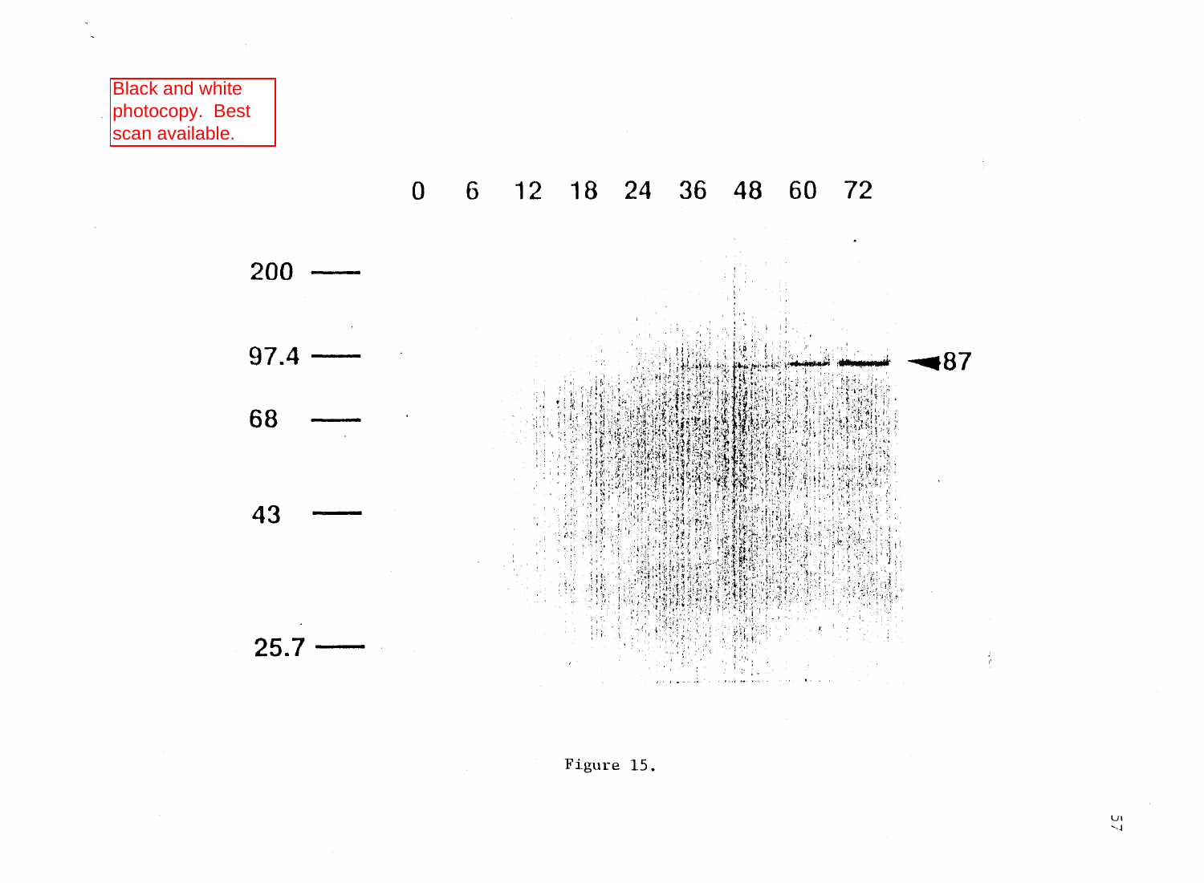Black and white photocopy. Best scan available.

0 6 12 18 24 36 48 60 72

200 —

97.4 — ◄87

68 —

43 —

25.7 —

Figure 15.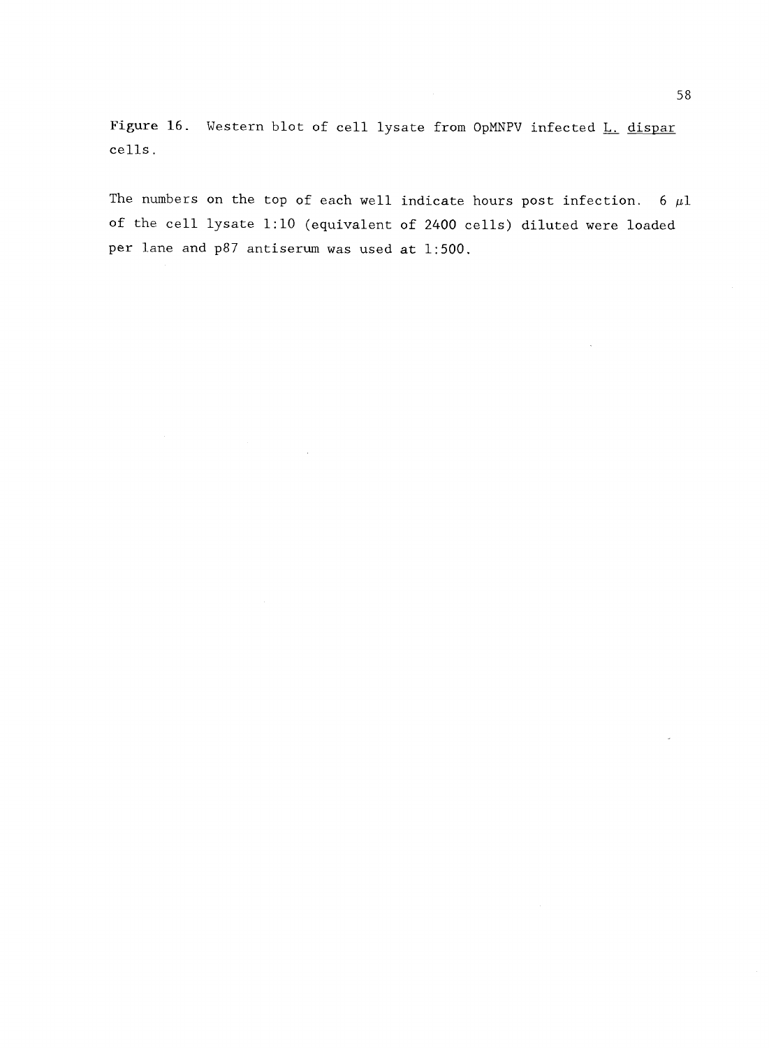**Figure 16.** Western blot of cell lysate from OpMNPV infected L. dispar cells.

The numbers on the top of each well indicate hours post infection. 6 $\mu$l of the cell lysate 1:10 (equivalent of 2400 cells) diluted were loaded per lane and p87 antiserum was used at 1:500.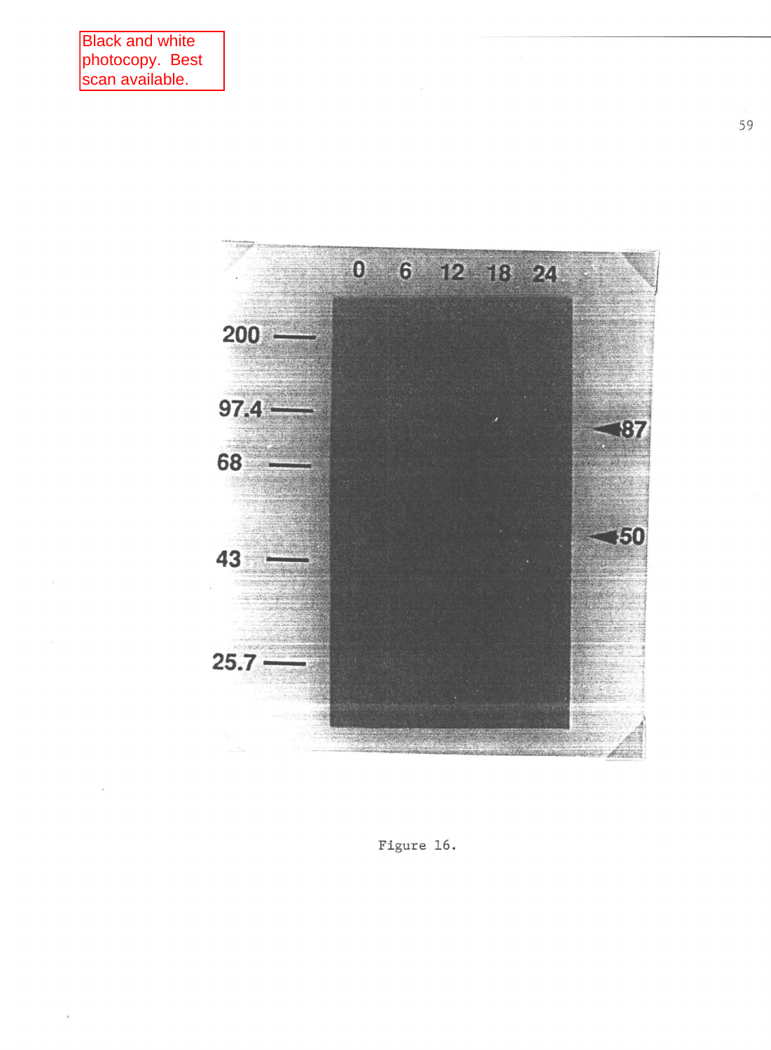Black and white photocopy. Best scan available.

Figure 16.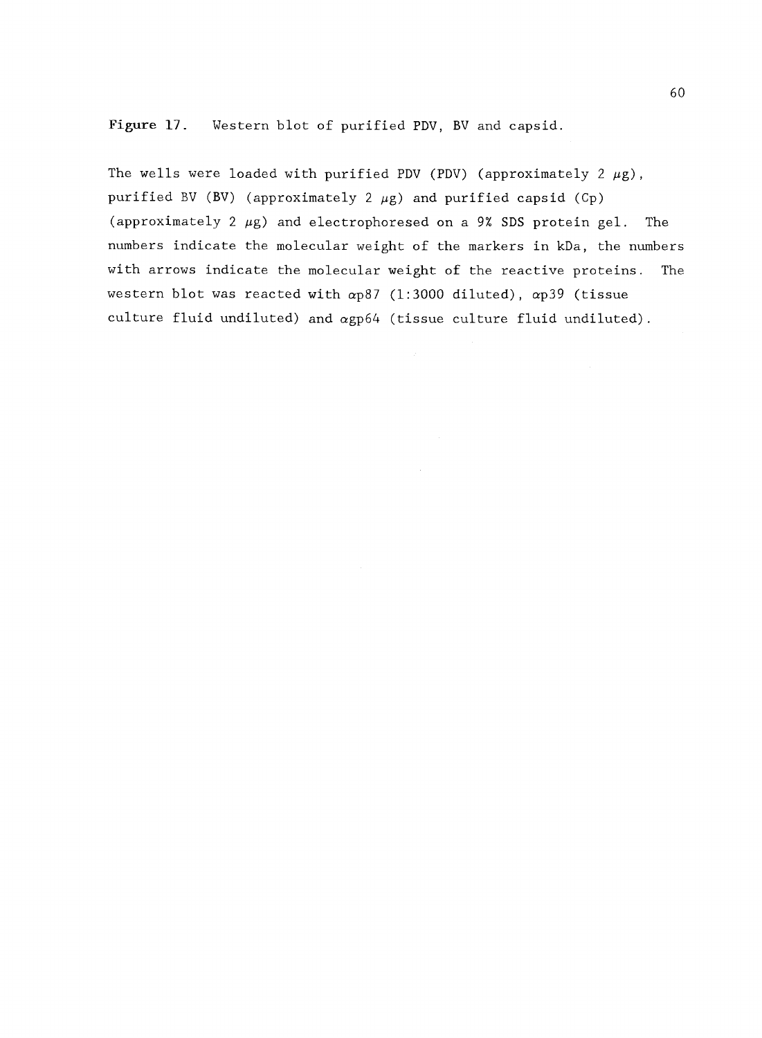**Figure 17.** Western blot of purified PDV, BV and capsid.

The wells were loaded with purified PDV (PDV) (approximately 2 $\mu$g), purified BV (BV) (approximately 2 $\mu$g) and purified capsid (Cp) (approximately 2 $\mu$g) and electrophoresed on a 9% SDS protein gel. The numbers indicate the molecular weight of the markers in kDa, the numbers with arrows indicate the molecular weight of the reactive proteins. The western blot was reacted with $\alpha$p87 (1:3000 diluted), $\alpha$p39 (tissue culture fluid undiluted) and $\alpha$gp64 (tissue culture fluid undiluted).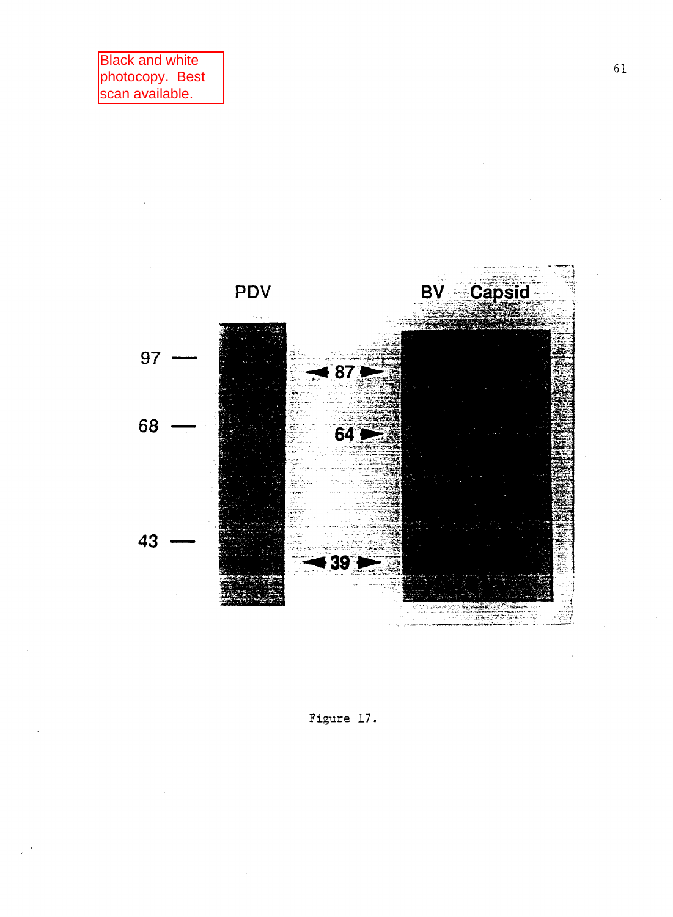Black and white photocopy. Best scan available.

PDV

BV Capsid

97 —

68 —

43 —

◄ 87 ►

64 ►

◄ 39 ►

Figure 17.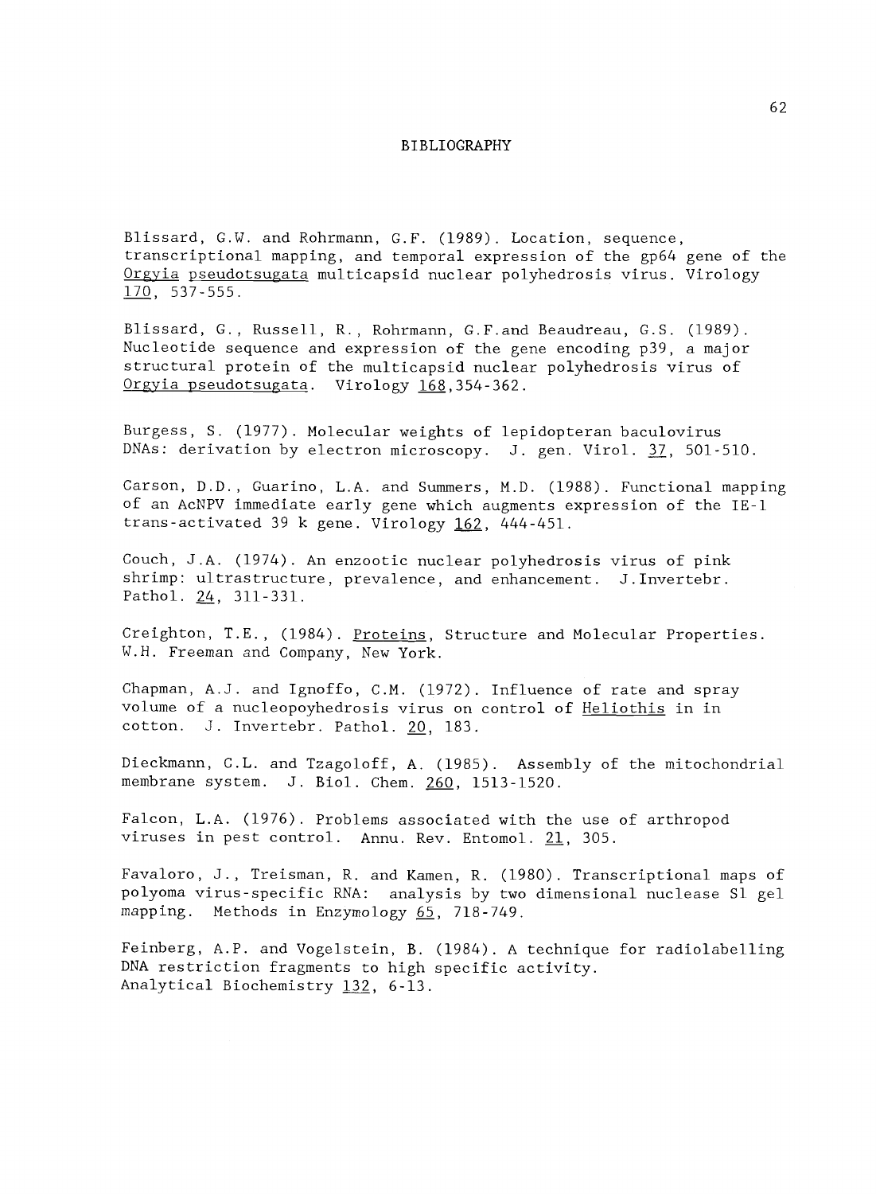# BIBLIOGRAPHY

Blissard, G.W. and Rohrmann, G.F. (1989). Location, sequence, transcriptional mapping, and temporal expression of the gp64 gene of the Orgyia pseudotsugata multicapsid nuclear polyhedrosis virus. Virology 170, 537-555.

Blissard, G., Russell, R., Rohrmann, G.F.and Beaudreau, G.S. (1989). Nucleotide sequence and expression of the gene encoding p39, a major structural protein of the multicapsid nuclear polyhedrosis virus of Orgyia pseudotsugata. Virology 168,354-362.

Burgess, S. (1977). Molecular weights of lepidopteran baculovirus DNAs: derivation by electron microscopy. J. gen. Virol. 37, 501-510.

Carson, D.D., Guarino, L.A. and Summers, M.D. (1988). Functional mapping of an AcNPV immediate early gene which augments expression of the IE-1 trans-activated 39 k gene. Virology 162, 444-451.

Couch, J.A. (1974). An enzootic nuclear polyhedrosis virus of pink shrimp: ultrastructure, prevalence, and enhancement. J.Invertebr. Pathol. 24, 311-331.

Creighton, T.E., (1984). Proteins, Structure and Molecular Properties. W.H. Freeman and Company, New York.

Chapman, A.J. and Ignoffo, C.M. (1972). Influence of rate and spray volume of a nucleopoyhedrosis virus on control of Heliothis in in cotton. J. Invertebr. Pathol. 20, 183.

Dieckmann, C.L. and Tzagoloff, A. (1985). Assembly of the mitochondrial membrane system. J. Biol. Chem. 260, 1513-1520.

Falcon, L.A. (1976). Problems associated with the use of arthropod viruses in pest control. Annu. Rev. Entomol. 21, 305.

Favaloro, J., Treisman, R. and Kamen, R. (1980). Transcriptional maps of polyoma virus-specific RNA: analysis by two dimensional nuclease S1 gel mapping. Methods in Enzymology 65, 718-749.

Feinberg, A.P. and Vogelstein, B. (1984). A technique for radiolabelling DNA restriction fragments to high specific activity. Analytical Biochemistry 132, 6-13.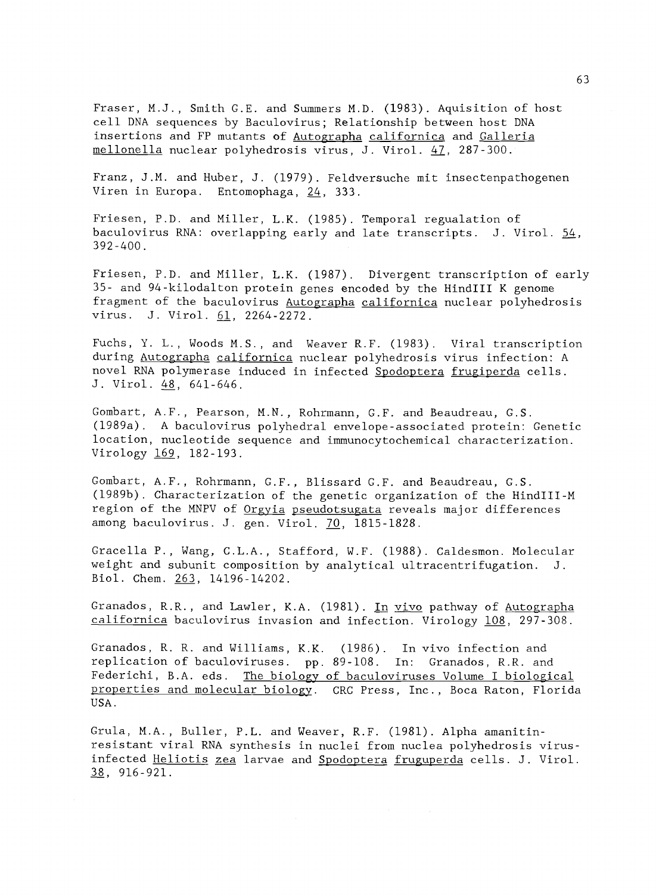Fraser, M.J., Smith G.E. and Summers M.D. (1983). Aquisition of host cell DNA sequences by Baculovirus; Relationship between host DNA insertions and FP mutants of _Autographa californica_ and _Galleria mellonella_ nuclear polyhedrosis virus, J. Virol. _47_, 287-300.

Franz, J.M. and Huber, J. (1979). Feldversuche mit insectenpathogenen Viren in Europa. Entomophaga, _24_, 333.

Friesen, P.D. and Miller, L.K. (1985). Temporal regualation of baculovirus RNA: overlapping early and late transcripts. J. Virol. _54_, 392-400.

Friesen, P.D. and Miller, L.K. (1987). Divergent transcription of early 35- and 94-kilodalton protein genes encoded by the HindIII K genome fragment of the baculovirus _Autographa californica_ nuclear polyhedrosis virus. J. Virol. _61_, 2264-2272.

Fuchs, Y. L., Woods M.S., and Weaver R.F. (1983). Viral transcription during _Autographa californica_ nuclear polyhedrosis virus infection: A novel RNA polymerase induced in infected _Spodoptera frugiperda_ cells. J. Virol. _48_, 641-646.

Gombart, A.F., Pearson, M.N., Rohrmann, G.F. and Beaudreau, G.S. (1989a). A baculovirus polyhedral envelope-associated protein: Genetic location, nucleotide sequence and immunocytochemical characterization. Virology _169_, 182-193.

Gombart, A.F., Rohrmann, G.F., Blissard G.F. and Beaudreau, G.S. (1989b). Characterization of the genetic organization of the HindIII-M region of the MNPV of _Orgyia pseudotsugata_ reveals major differences among baculovirus. J. gen. Virol. _70_, 1815-1828.

Gracella P., Wang, C.L.A., Stafford, W.F. (1988). Caldesmon. Molecular weight and subunit composition by analytical ultracentrifugation. J. Biol. Chem. _263_, 14196-14202.

Granados, R.R., and Lawler, K.A. (1981). _In vivo_ pathway of _Autographa californica_ baculovirus invasion and infection. Virology _108_, 297-308.

Granados, R. R. and Williams, K.K. (1986). In vivo infection and replication of baculoviruses. pp. 89-108. In: Granados, R.R. and Federichi, B.A. eds. _The biology of baculoviruses Volume I biological properties and molecular biology_. CRC Press, Inc., Boca Raton, Florida USA.

Grula, M.A., Buller, P.L. and Weaver, R.F. (1981). Alpha amanitin-resistant viral RNA synthesis in nuclei from nuclea polyhedrosis virus-infected _Heliotis zea_ larvae and _Spodoptera fruguperda_ cells. J. Virol. _38_, 916-921.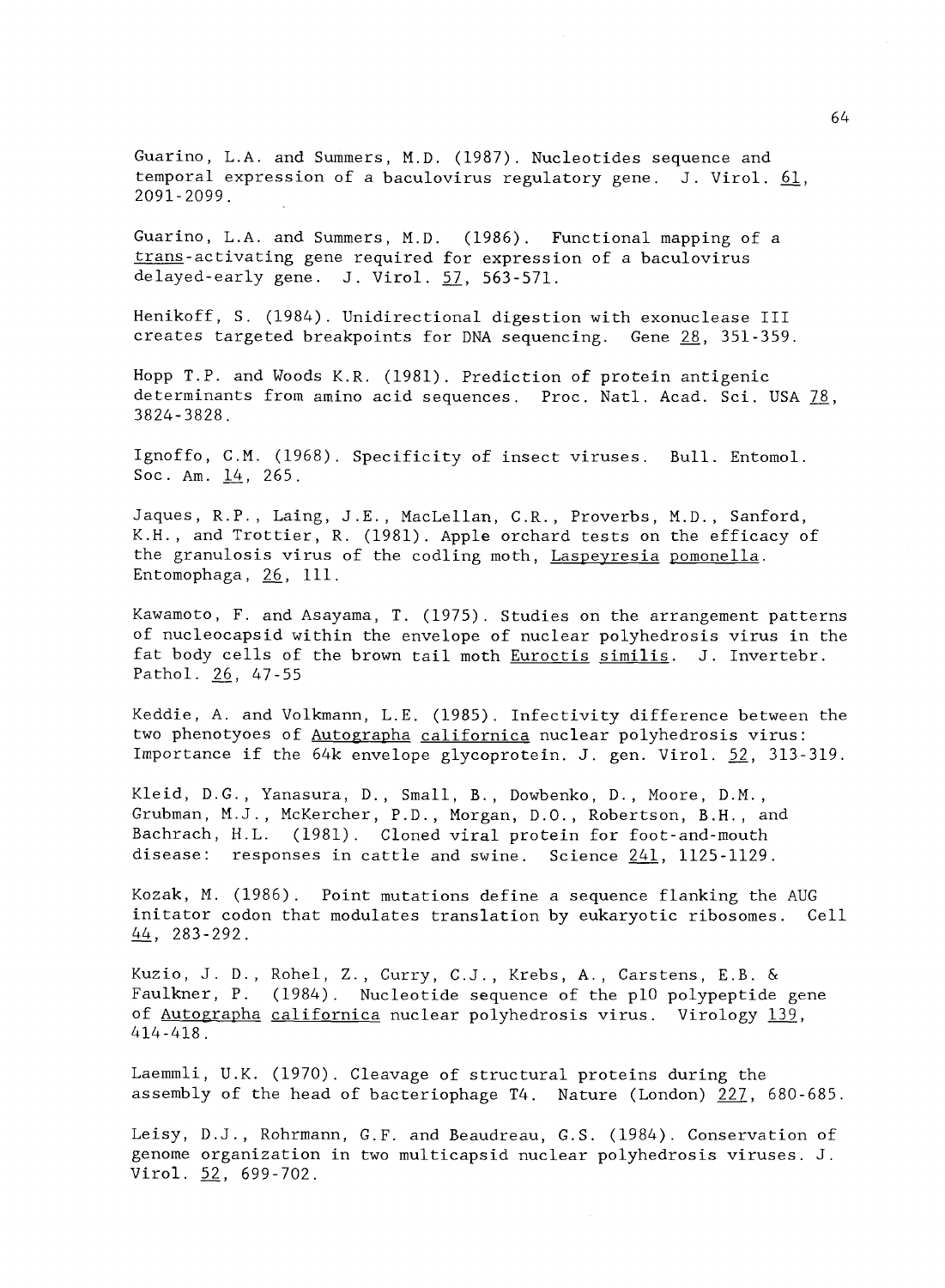Guarino, L.A. and Summers, M.D. (1987). Nucleotides sequence and temporal expression of a baculovirus regulatory gene. J. Virol. 61, 2091-2099.

Guarino, L.A. and Summers, M.D. (1986). Functional mapping of a trans-activating gene required for expression of a baculovirus delayed-early gene. J. Virol. 57, 563-571.

Henikoff, S. (1984). Unidirectional digestion with exonuclease III creates targeted breakpoints for DNA sequencing. Gene 28, 351-359.

Hopp T.P. and Woods K.R. (1981). Prediction of protein antigenic determinants from amino acid sequences. Proc. Natl. Acad. Sci. USA 78, 3824-3828.

Ignoffo, C.M. (1968). Specificity of insect viruses. Bull. Entomol. Soc. Am. 14, 265.

Jaques, R.P., Laing, J.E., MacLellan, C.R., Proverbs, M.D., Sanford, K.H., and Trottier, R. (1981). Apple orchard tests on the efficacy of the granulosis virus of the codling moth, Laspeyresia pomonella. Entomophaga, 26, 111.

Kawamoto, F. and Asayama, T. (1975). Studies on the arrangement patterns of nucleocapsid within the envelope of nuclear polyhedrosis virus in the fat body cells of the brown tail moth Euroctis similis. J. Invertebr. Pathol. 26, 47-55

Keddie, A. and Volkmann, L.E. (1985). Infectivity difference between the two phenotyoes of Autographa californica nuclear polyhedrosis virus: Importance if the 64k envelope glycoprotein. J. gen. Virol. 52, 313-319.

Kleid, D.G., Yanasura, D., Small, B., Dowbenko, D., Moore, D.M., Grubman, M.J., McKercher, P.D., Morgan, D.O., Robertson, B.H., and Bachrach, H.L. (1981). Cloned viral protein for foot-and-mouth disease: responses in cattle and swine. Science 241, 1125-1129.

Kozak, M. (1986). Point mutations define a sequence flanking the AUG initator codon that modulates translation by eukaryotic ribosomes. Cell 44, 283-292.

Kuzio, J. D., Rohel, Z., Curry, C.J., Krebs, A., Carstens, E.B. & Faulkner, P. (1984). Nucleotide sequence of the p10 polypeptide gene of Autographa californica nuclear polyhedrosis virus. Virology 139, 414-418.

Laemmli, U.K. (1970). Cleavage of structural proteins during the assembly of the head of bacteriophage T4. Nature (London) 227, 680-685.

Leisy, D.J., Rohrmann, G.F. and Beaudreau, G.S. (1984). Conservation of genome organization in two multicapsid nuclear polyhedrosis viruses. J. Virol. 52, 699-702.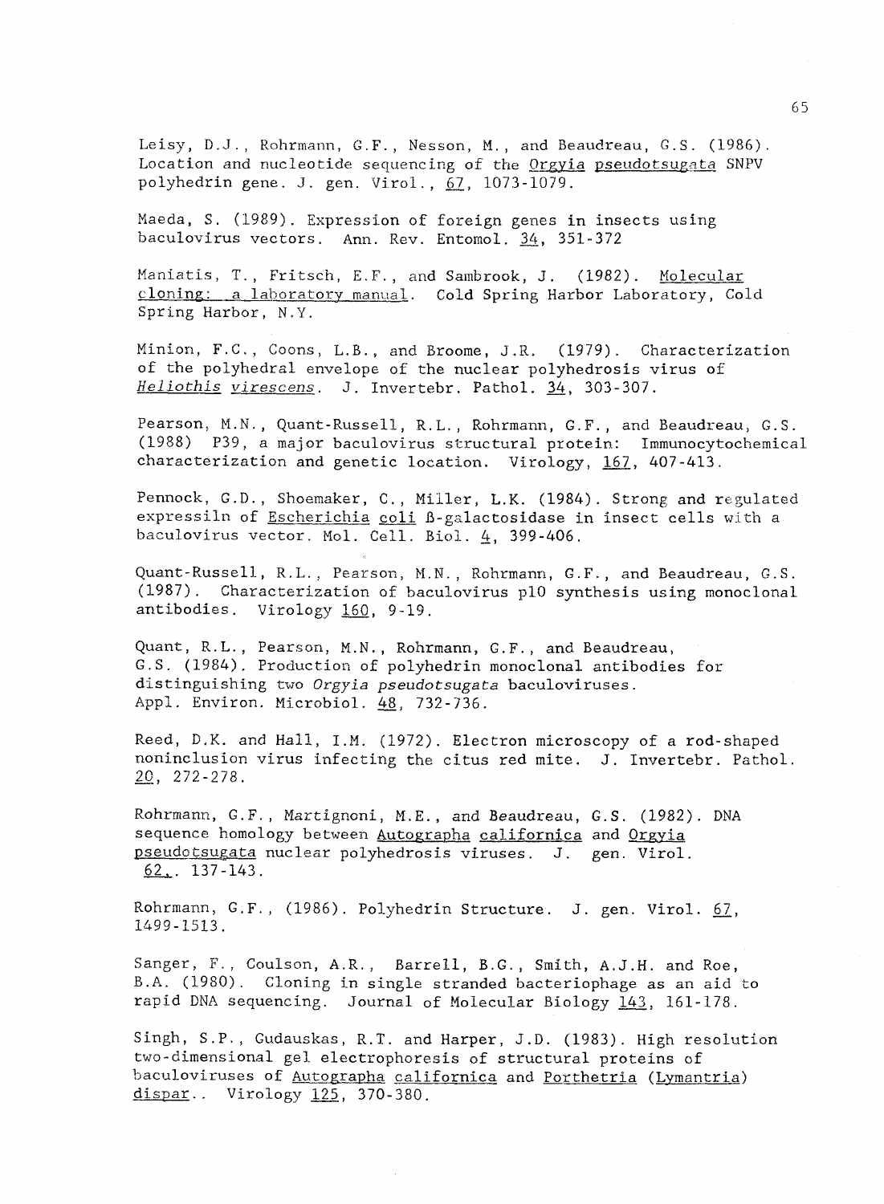Leisy, D.J., Rohrmann, G.F., Nesson, M., and Beaudreau, G.S. (1986). Location and nucleotide sequencing of the Orgyia pseudotsugata SNPV polyhedrin gene. J. gen. Virol., 67, 1073-1079.

Maeda, S. (1989). Expression of foreign genes in insects using baculovirus vectors. Ann. Rev. Entomol. 34, 351-372

Maniatis, T., Fritsch, E.F., and Sambrook, J. (1982). Molecular cloning: a laboratory manual. Cold Spring Harbor Laboratory, Cold Spring Harbor, N.Y.

Minion, F.C., Coons, L.B., and Broome, J.R. (1979). Characterization of the polyhedral envelope of the nuclear polyhedrosis virus of *Heliothis virescens*. J. Invertebr. Pathol. 34, 303-307.

Pearson, M.N., Quant-Russell, R.L., Rohrmann, G.F., and Beaudreau, G.S. (1988) P39, a major baculovirus structural protein: Immunocytochemical characterization and genetic location. Virology, 167, 407-413.

Pennock, G.D., Shoemaker, C., Miller, L.K. (1984). Strong and regulated expressiln of Escherichia coli ß-galactosidase in insect cells with a baculovirus vector. Mol. Cell. Biol. 4, 399-406.

Quant-Russell, R.L., Pearson, M.N., Rohrmann, G.F., and Beaudreau, G.S. (1987). Characterization of baculovirus p10 synthesis using monoclonal antibodies. Virology 160, 9-19.

Quant, R.L., Pearson, M.N., Rohrmann, G.F., and Beaudreau, G.S. (1984). Production of polyhedrin monoclonal antibodies for distinguishing two *Orgyia pseudotsugata* baculoviruses. Appl. Environ. Microbiol. 48, 732-736.

Reed, D.K. and Hall, I.M. (1972). Electron microscopy of a rod-shaped noninclusion virus infecting the citus red mite. J. Invertebr. Pathol. 20, 272-278.

Rohrmann, G.F., Martignoni, M.E., and Beaudreau, G.S. (1982). DNA sequence homology between Autographa californica and Orgyia pseudotsugata nuclear polyhedrosis viruses. J. gen. Virol. 62, 137-143.

Rohrmann, G.F., (1986). Polyhedrin Structure. J. gen. Virol. 67, 1499-1513.

Sanger, F., Coulson, A.R., Barrell, B.G., Smith, A.J.H. and Roe, B.A. (1980). Cloning in single stranded bacteriophage as an aid to rapid DNA sequencing. Journal of Molecular Biology 143, 161-178.

Singh, S.P., Gudauskas, R.T. and Harper, J.D. (1983). High resolution two-dimensional gel electrophoresis of structural proteins of baculoviruses of Autographa californica and Porthetria (Lymantria) dispar.. Virology 125, 370-380.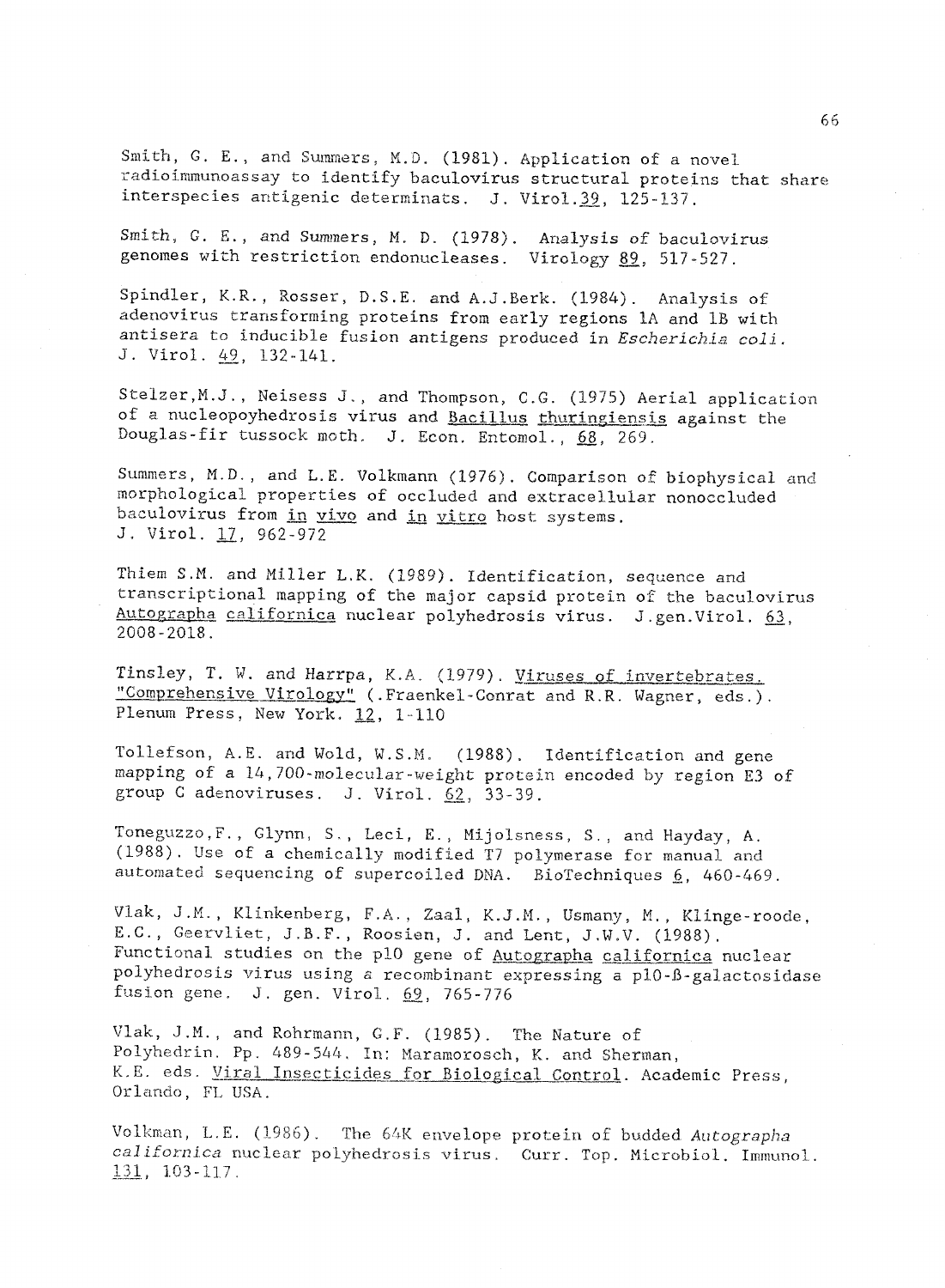Smith, G. E., and Summers, M.D. (1981). Application of a novel radioimmunoassay to identify baculovirus structural proteins that share interspecies antigenic determinats. J. Virol.39, 125-137.

Smith, G. E., and Summers, M. D. (1978). Analysis of baculovirus genomes with restriction endonucleases. Virology 89, 517-527.

Spindler, K.R., Rosser, D.S.E. and A.J.Berk. (1984). Analysis of adenovirus transforming proteins from early regions 1A and 1B with antisera to inducible fusion antigens produced in *Escherichia coli*. J. Virol. 49, 132-141.

Stelzer,M.J., Neisess J., and Thompson, C.G. (1975) Aerial application of a nucleopoyhedrosis virus and Bacillus thuringiensis against the Douglas-fir tussock moth. J. Econ. Entomol., 68, 269.

Summers, M.D., and L.E. Volkmann (1976). Comparison of biophysical and morphological properties of occluded and extracellular nonoccluded baculovirus from in vivo and in vitro host systems. J. Virol. 17, 962-972

Thiem S.M. and Miller L.K. (1989). Identification, sequence and transcriptional mapping of the major capsid protein of the baculovirus Autographa californica nuclear polyhedrosis virus. J.gen.Virol. 63, 2008-2018.

Tinsley, T. W. and Harrpa, K.A. (1979). Viruses of invertebrates. "Comprehensive Virology" (.Fraenkel-Conrat and R.R. Wagner, eds.). Plenum Press, New York. 12, 1-110

Tollefson, A.E. and Wold, W.S.M. (1988). Identification and gene mapping of a 14,700-molecular-weight protein encoded by region E3 of group C adenoviruses. J. Virol. 62, 33-39.

Toneguzzo,F., Glynn, S., Leci, E., Mijolsness, S., and Hayday, A. (1988). Use of a chemically modified T7 polymerase for manual and automated sequencing of supercoiled DNA. BioTechniques 6, 460-469.

Vlak, J.M., Klinkenberg, F.A., Zaal, K.J.M., Usmany, M., Klinge-roode, E.C., Geervliet, J.B.F., Roosien, J. and Lent, J.W.V. (1988). Functional studies on the p10 gene of Autographa californica nuclear polyhedrosis virus using a recombinant expressing a p10-ß-galactosidase fusion gene. J. gen. Virol. 69, 765-776

Vlak, J.M., and Rohrmann, G.F. (1985). The Nature of Polyhedrin. Pp. 489-544. In: Maramorosch, K. and Sherman, K.E. eds. Viral Insecticides for Biological Control. Academic Press, Orlando, FL USA.

Volkman, L.E. (1986). The 64K envelope protein of budded *Autographa californica* nuclear polyhedrosis virus. Curr. Top. Microbiol. Immunol. 131, 103-117.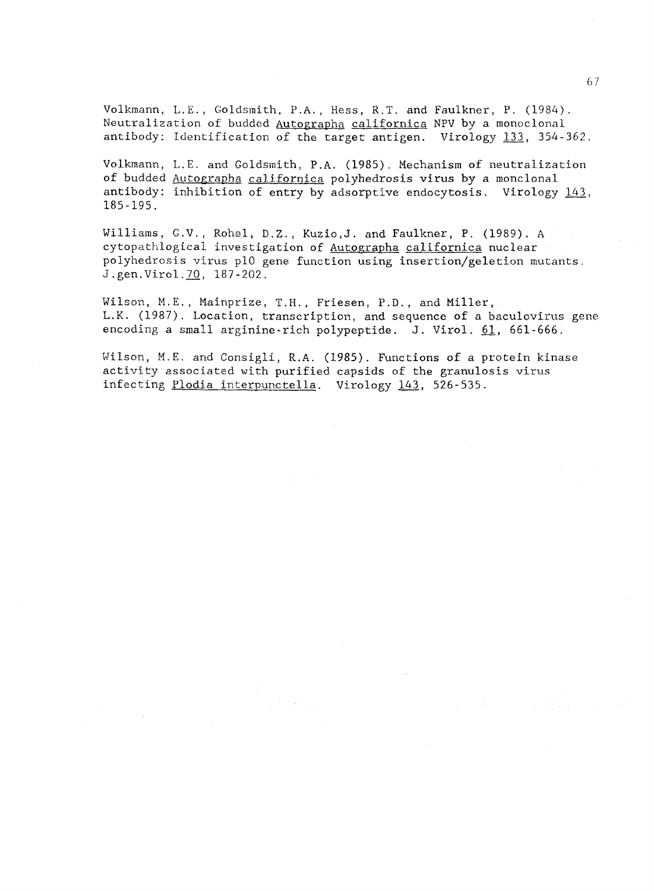Volkmann, L.E., Goldsmith, P.A., Hess, R.T. and Faulkner, P. (1984). Neutralization of budded _Autographa californica_ NPV by a monoclonal antibody: Identification of the target antigen. Virology _133_, 354-362.

Volkmann, L.E. and Goldsmith, P.A. (1985). Mechanism of neutralization of budded _Autographa californica_ polyhedrosis virus by a monclonal antibody: inhibition of entry by adsorptive endocytosis. Virology _143_, 185-195.

Williams, G.V., Rohel, D.Z., Kuzio,J. and Faulkner, P. (1989). A cytopathlogical investigation of _Autographa californica_ nuclear polyhedrosis virus p10 gene function using insertion/geletion mutants. J.gen.Virol._70_, 187-202.

Wilson, M.E., Mainprize, T.H., Friesen, P.D., and Miller, L.K. (1987). Location, transcription, and sequence of a baculovirus gene encoding a small arginine-rich polypeptide. J. Virol. _61_, 661-666.

Wilson, M.E. and Consigli, R.A. (1985). Functions of a protein kinase activity associated with purified capsids of the granulosis virus infecting _Plodia interpunctella_. Virology _143_, 526-535.